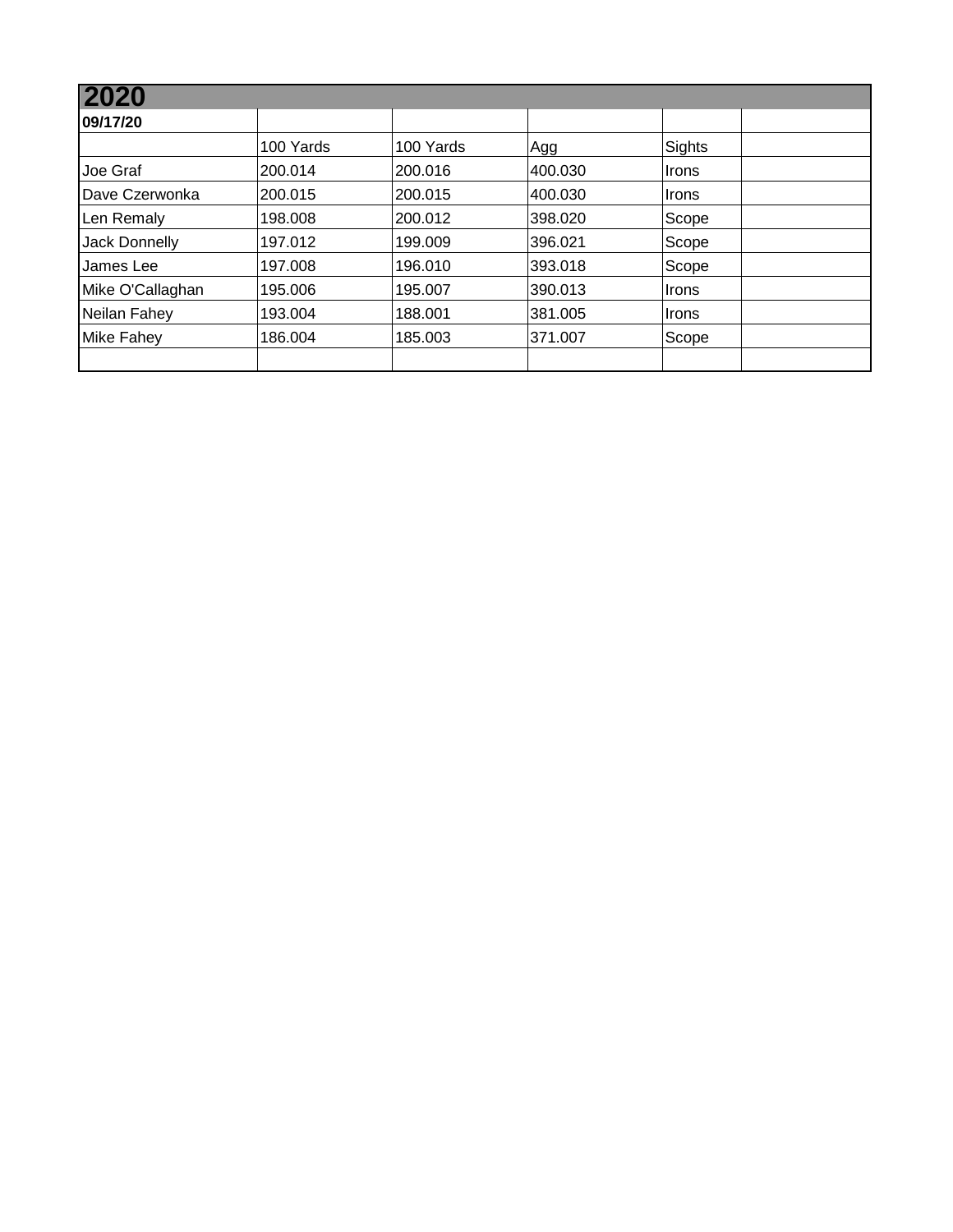# 2020

| 09/17/20 | | | | | |
|---|---|---|---|---|---|
| | 100 Yards | 100 Yards | Agg | Sights | |
| Joe Graf | 200.014 | 200.016 | 400.030 | Irons | |
| Dave Czerwonka | 200.015 | 200.015 | 400.030 | Irons | |
| Len Remaly | 198.008 | 200.012 | 398.020 | Scope | |
| Jack Donnelly | 197.012 | 199.009 | 396.021 | Scope | |
| James Lee | 197.008 | 196.010 | 393.018 | Scope | |
| Mike O'Callaghan | 195.006 | 195.007 | 390.013 | Irons | |
| Neilan Fahey | 193.004 | 188.001 | 381.005 | Irons | |
| Mike Fahey | 186.004 | 185.003 | 371.007 | Scope | |
| | | | | | |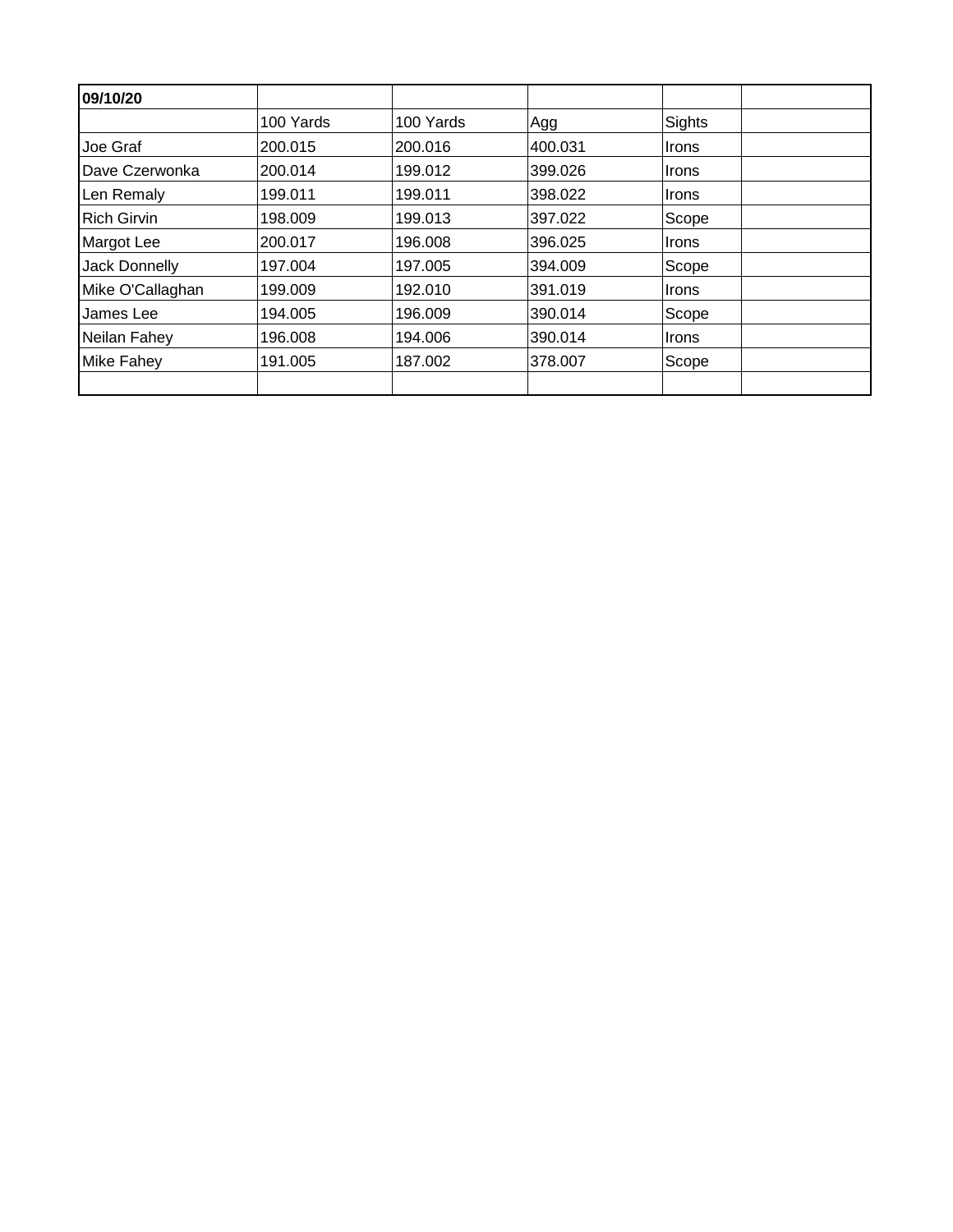| 09/10/20 | | | | | |
|---|---|---|---|---|---|
| | 100 Yards | 100 Yards | Agg | Sights | |
| Joe Graf | 200.015 | 200.016 | 400.031 | Irons | |
| Dave Czerwonka | 200.014 | 199.012 | 399.026 | Irons | |
| Len Remaly | 199.011 | 199.011 | 398.022 | Irons | |
| Rich Girvin | 198.009 | 199.013 | 397.022 | Scope | |
| Margot Lee | 200.017 | 196.008 | 396.025 | Irons | |
| Jack Donnelly | 197.004 | 197.005 | 394.009 | Scope | |
| Mike O'Callaghan | 199.009 | 192.010 | 391.019 | Irons | |
| James Lee | 194.005 | 196.009 | 390.014 | Scope | |
| Neilan Fahey | 196.008 | 194.006 | 390.014 | Irons | |
| Mike Fahey | 191.005 | 187.002 | 378.007 | Scope | |
| | | | | | |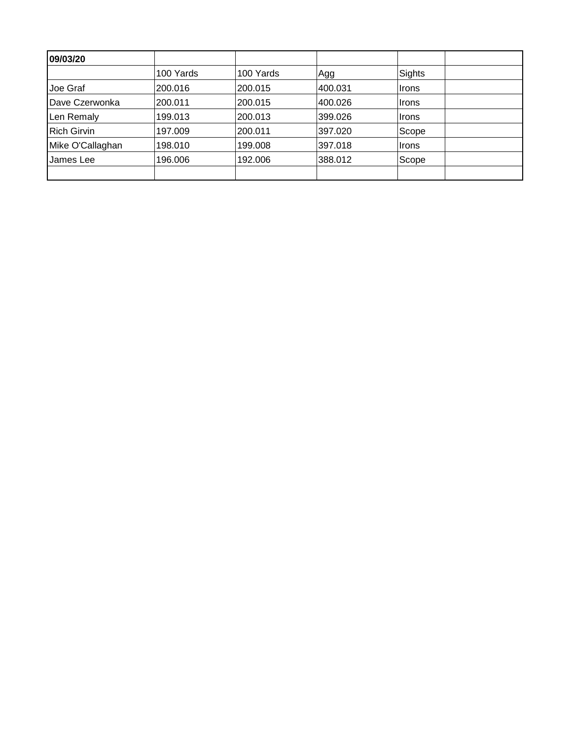| **09/03/20** | | | | | |
|---|---|---|---|---|---|
| | 100 Yards | 100 Yards | Agg | Sights | |
| Joe Graf | 200.016 | 200.015 | 400.031 | Irons | |
| Dave Czerwonka | 200.011 | 200.015 | 400.026 | Irons | |
| Len Remaly | 199.013 | 200.013 | 399.026 | Irons | |
| Rich Girvin | 197.009 | 200.011 | 397.020 | Scope | |
| Mike O'Callaghan | 198.010 | 199.008 | 397.018 | Irons | |
| James Lee | 196.006 | 192.006 | 388.012 | Scope | |
| | | | | | |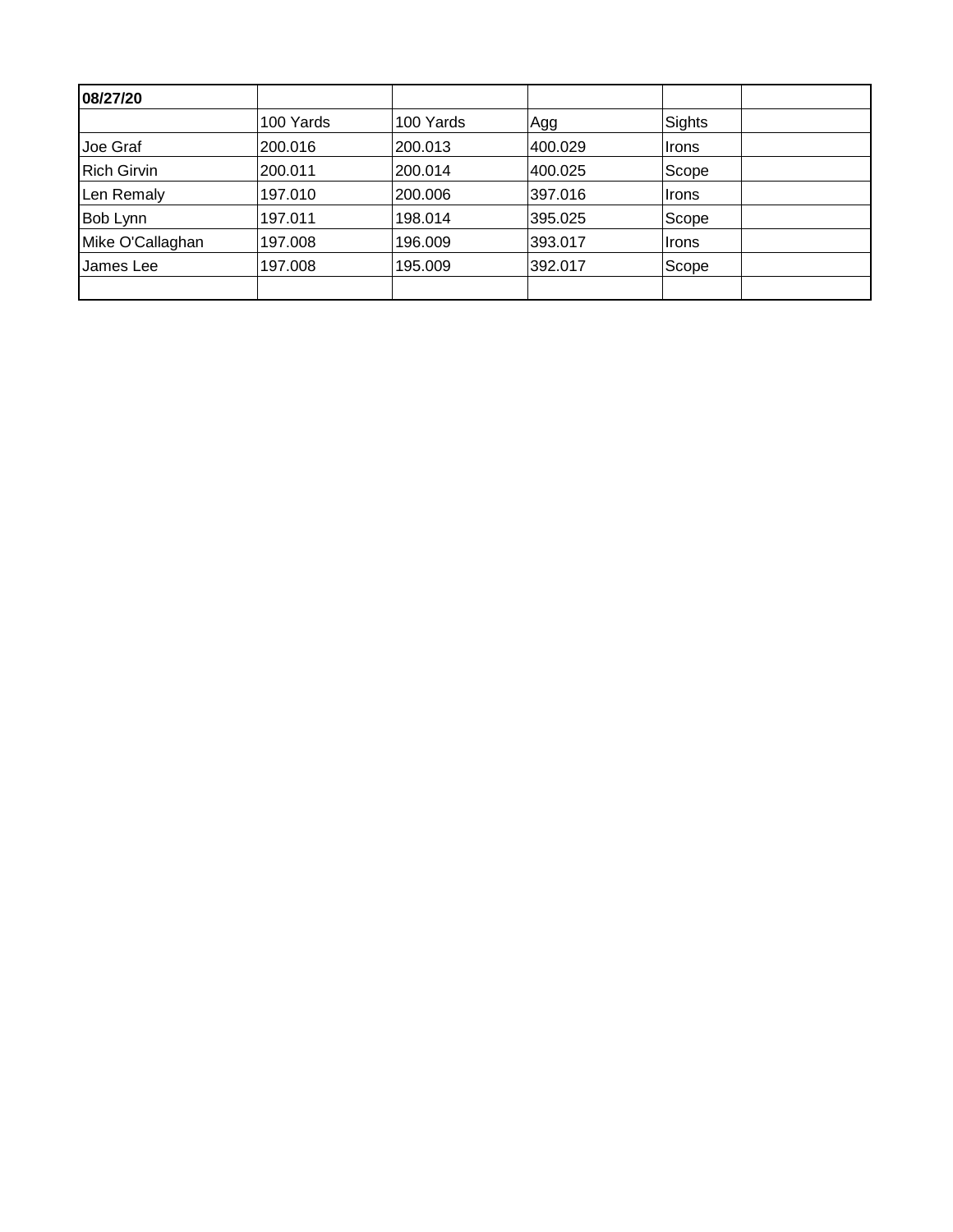| **08/27/20** | | | | | |
|---|---|---|---|---|---|
| | 100 Yards | 100 Yards | Agg | Sights | |
| Joe Graf | 200.016 | 200.013 | 400.029 | Irons | |
| Rich Girvin | 200.011 | 200.014 | 400.025 | Scope | |
| Len Remaly | 197.010 | 200.006 | 397.016 | Irons | |
| Bob Lynn | 197.011 | 198.014 | 395.025 | Scope | |
| Mike O'Callaghan | 197.008 | 196.009 | 393.017 | Irons | |
| James Lee | 197.008 | 195.009 | 392.017 | Scope | |
| | | | | | |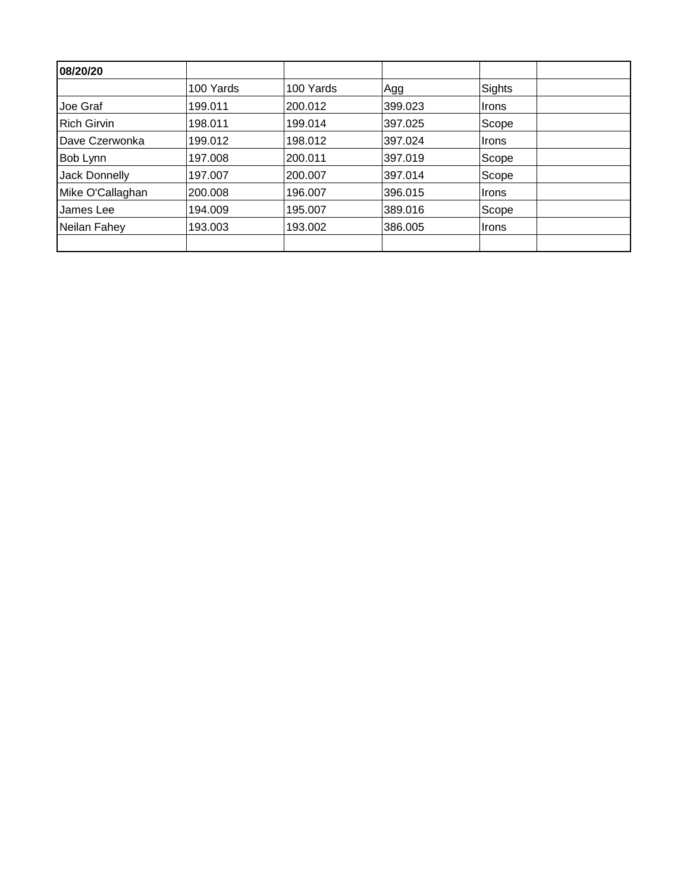| **08/20/20** | | | | | |
|---|---|---|---|---|---|
| | 100 Yards | 100 Yards | Agg | Sights | |
| Joe Graf | 199.011 | 200.012 | 399.023 | Irons | |
| Rich Girvin | 198.011 | 199.014 | 397.025 | Scope | |
| Dave Czerwonka | 199.012 | 198.012 | 397.024 | Irons | |
| Bob Lynn | 197.008 | 200.011 | 397.019 | Scope | |
| Jack Donnelly | 197.007 | 200.007 | 397.014 | Scope | |
| Mike O'Callaghan | 200.008 | 196.007 | 396.015 | Irons | |
| James Lee | 194.009 | 195.007 | 389.016 | Scope | |
| Neilan Fahey | 193.003 | 193.002 | 386.005 | Irons | |
| | | | | | |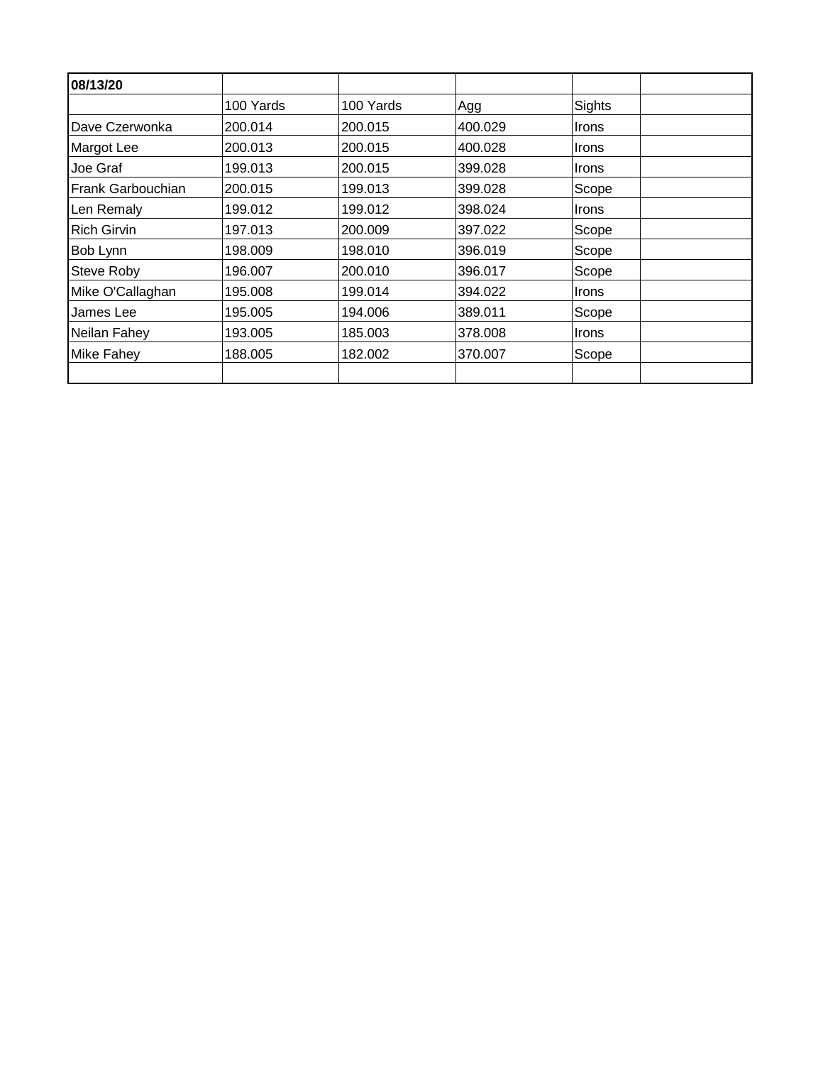| **08/13/20** | | | | | |
|---|---|---|---|---|---|
| | 100 Yards | 100 Yards | Agg | Sights | |
| Dave Czerwonka | 200.014 | 200.015 | 400.029 | Irons | |
| Margot Lee | 200.013 | 200.015 | 400.028 | Irons | |
| Joe Graf | 199.013 | 200.015 | 399.028 | Irons | |
| Frank Garbouchian | 200.015 | 199.013 | 399.028 | Scope | |
| Len Remaly | 199.012 | 199.012 | 398.024 | Irons | |
| Rich Girvin | 197.013 | 200.009 | 397.022 | Scope | |
| Bob Lynn | 198.009 | 198.010 | 396.019 | Scope | |
| Steve Roby | 196.007 | 200.010 | 396.017 | Scope | |
| Mike O'Callaghan | 195.008 | 199.014 | 394.022 | Irons | |
| James Lee | 195.005 | 194.006 | 389.011 | Scope | |
| Neilan Fahey | 193.005 | 185.003 | 378.008 | Irons | |
| Mike Fahey | 188.005 | 182.002 | 370.007 | Scope | |
| | | | | | |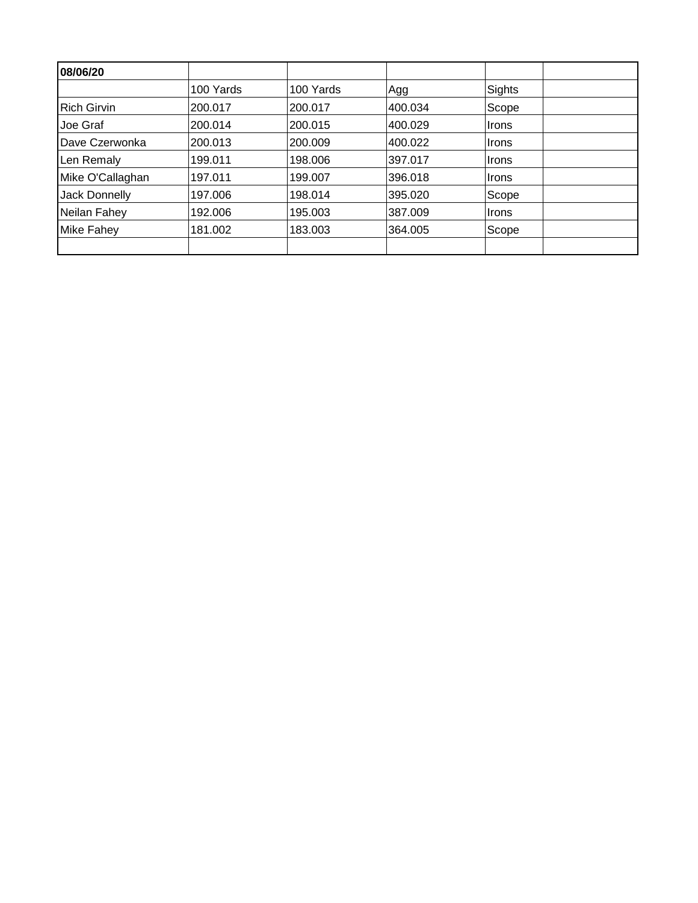| **08/06/20** | | | | | |
|---|---|---|---|---|---|
| | 100 Yards | 100 Yards | Agg | Sights | |
| Rich Girvin | 200.017 | 200.017 | 400.034 | Scope | |
| Joe Graf | 200.014 | 200.015 | 400.029 | Irons | |
| Dave Czerwonka | 200.013 | 200.009 | 400.022 | Irons | |
| Len Remaly | 199.011 | 198.006 | 397.017 | Irons | |
| Mike O'Callaghan | 197.011 | 199.007 | 396.018 | Irons | |
| Jack Donnelly | 197.006 | 198.014 | 395.020 | Scope | |
| Neilan Fahey | 192.006 | 195.003 | 387.009 | Irons | |
| Mike Fahey | 181.002 | 183.003 | 364.005 | Scope | |
| | | | | | |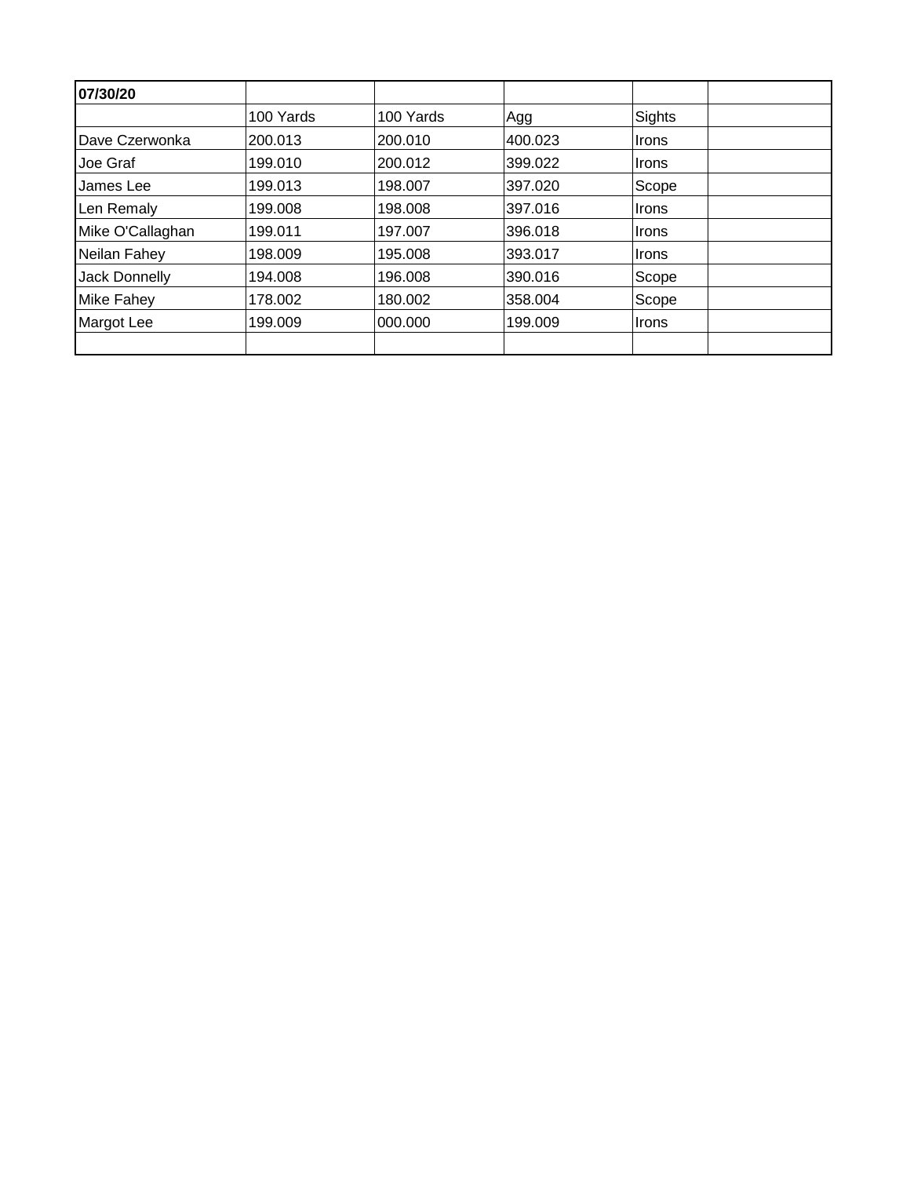| **07/30/20** | | | | | |
|---|---|---|---|---|---|
| | 100 Yards | 100 Yards | Agg | Sights | |
| Dave Czerwonka | 200.013 | 200.010 | 400.023 | Irons | |
| Joe Graf | 199.010 | 200.012 | 399.022 | Irons | |
| James Lee | 199.013 | 198.007 | 397.020 | Scope | |
| Len Remaly | 199.008 | 198.008 | 397.016 | Irons | |
| Mike O'Callaghan | 199.011 | 197.007 | 396.018 | Irons | |
| Neilan Fahey | 198.009 | 195.008 | 393.017 | Irons | |
| Jack Donnelly | 194.008 | 196.008 | 390.016 | Scope | |
| Mike Fahey | 178.002 | 180.002 | 358.004 | Scope | |
| Margot Lee | 199.009 | 000.000 | 199.009 | Irons | |
| | | | | | |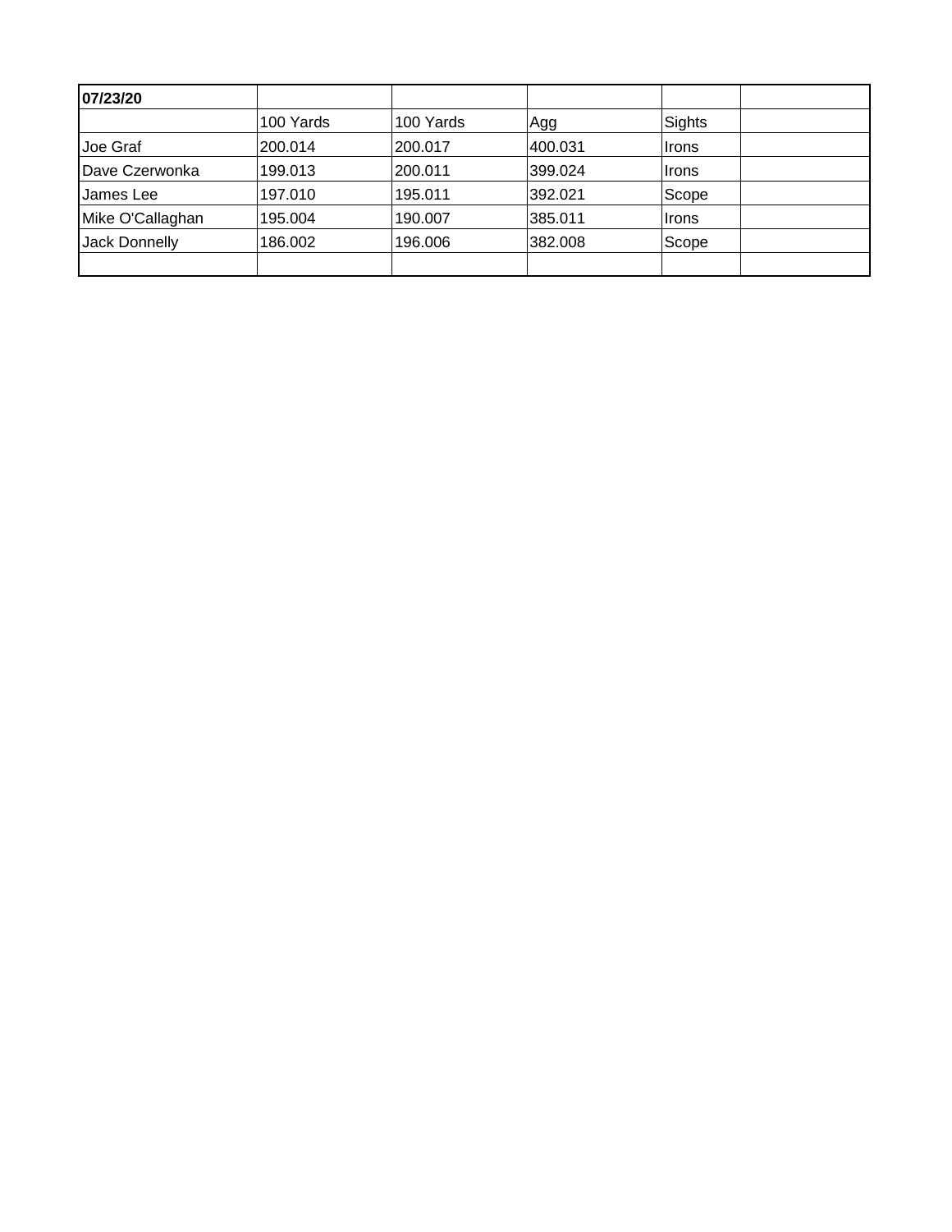| **07/23/20** | | | | | |
|---|---|---|---|---|---|
| | 100 Yards | 100 Yards | Agg | Sights | |
| Joe Graf | 200.014 | 200.017 | 400.031 | Irons | |
| Dave Czerwonka | 199.013 | 200.011 | 399.024 | Irons | |
| James Lee | 197.010 | 195.011 | 392.021 | Scope | |
| Mike O'Callaghan | 195.004 | 190.007 | 385.011 | Irons | |
| Jack Donnelly | 186.002 | 196.006 | 382.008 | Scope | |
| | | | | | |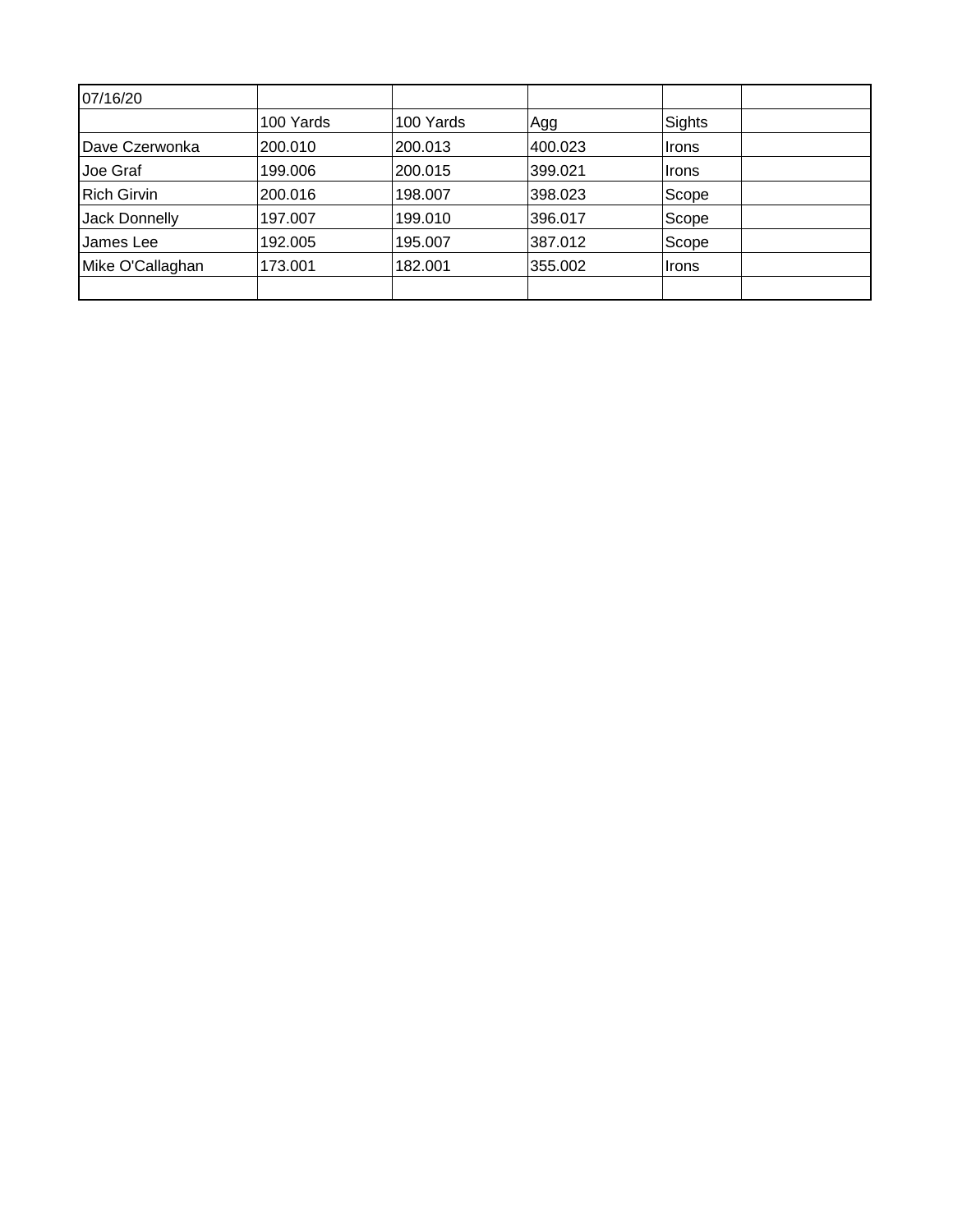| 07/16/20 | | | | | |
|---|---|---|---|---|---|
| | 100 Yards | 100 Yards | Agg | Sights | |
| Dave Czerwonka | 200.010 | 200.013 | 400.023 | Irons | |
| Joe Graf | 199.006 | 200.015 | 399.021 | Irons | |
| Rich Girvin | 200.016 | 198.007 | 398.023 | Scope | |
| Jack Donnelly | 197.007 | 199.010 | 396.017 | Scope | |
| James Lee | 192.005 | 195.007 | 387.012 | Scope | |
| Mike O'Callaghan | 173.001 | 182.001 | 355.002 | Irons | |
| | | | | | |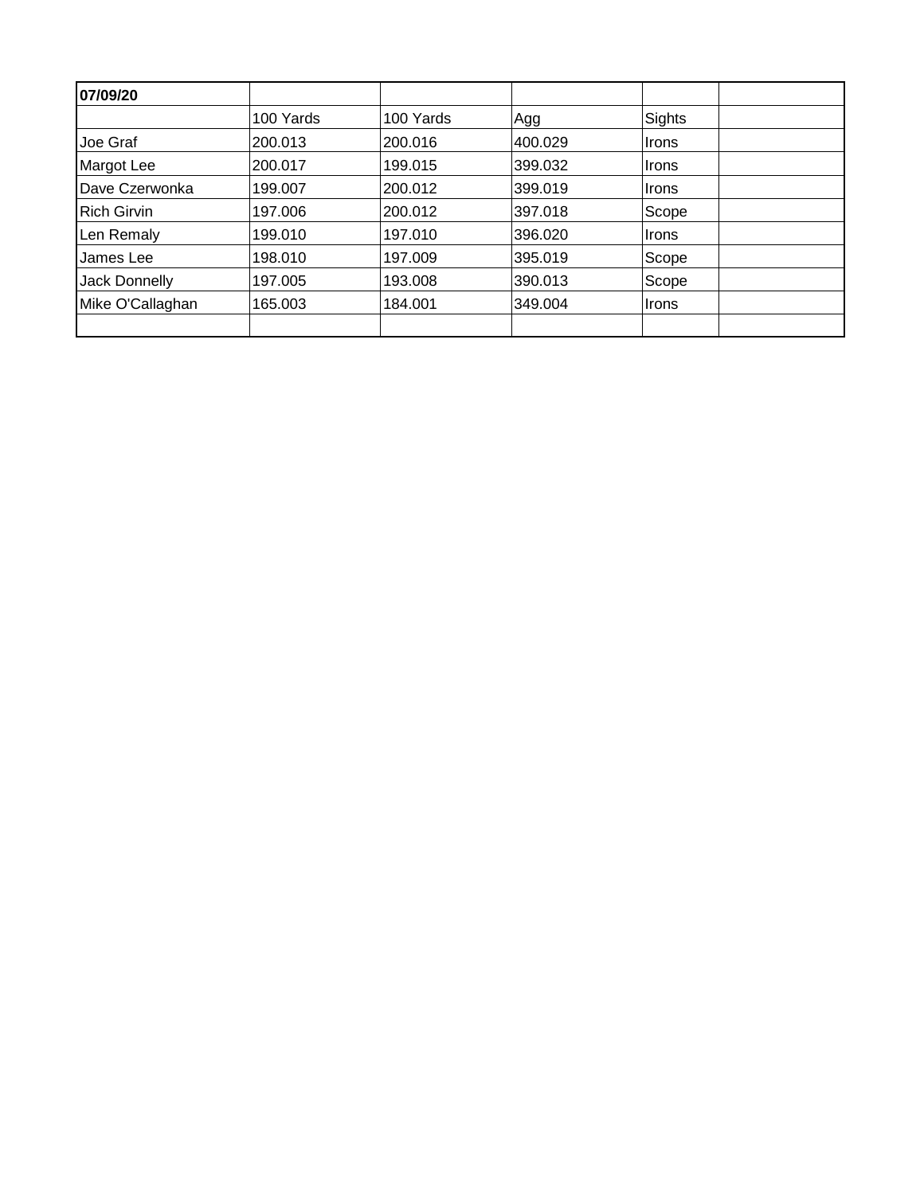| **07/09/20** | | | | | |
|---|---|---|---|---|---|
| | 100 Yards | 100 Yards | Agg | Sights | |
| Joe Graf | 200.013 | 200.016 | 400.029 | Irons | |
| Margot Lee | 200.017 | 199.015 | 399.032 | Irons | |
| Dave Czerwonka | 199.007 | 200.012 | 399.019 | Irons | |
| Rich Girvin | 197.006 | 200.012 | 397.018 | Scope | |
| Len Remaly | 199.010 | 197.010 | 396.020 | Irons | |
| James Lee | 198.010 | 197.009 | 395.019 | Scope | |
| Jack Donnelly | 197.005 | 193.008 | 390.013 | Scope | |
| Mike O'Callaghan | 165.003 | 184.001 | 349.004 | Irons | |
| | | | | | |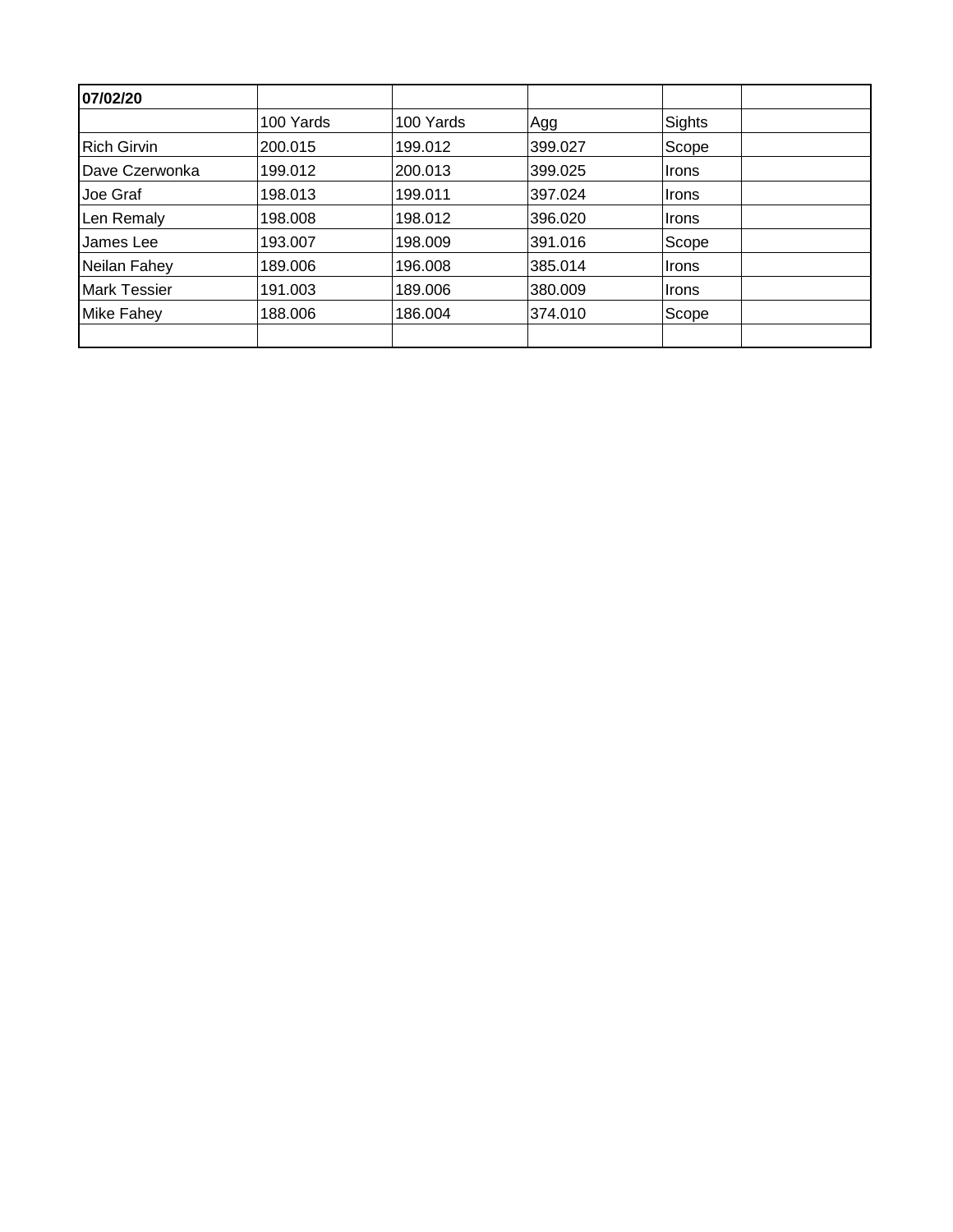| 07/02/20 | | | | | |
|---|---|---|---|---|---|
| | 100 Yards | 100 Yards | Agg | Sights | |
| Rich Girvin | 200.015 | 199.012 | 399.027 | Scope | |
| Dave Czerwonka | 199.012 | 200.013 | 399.025 | Irons | |
| Joe Graf | 198.013 | 199.011 | 397.024 | Irons | |
| Len Remaly | 198.008 | 198.012 | 396.020 | Irons | |
| James Lee | 193.007 | 198.009 | 391.016 | Scope | |
| Neilan Fahey | 189.006 | 196.008 | 385.014 | Irons | |
| Mark Tessier | 191.003 | 189.006 | 380.009 | Irons | |
| Mike Fahey | 188.006 | 186.004 | 374.010 | Scope | |
| | | | | | |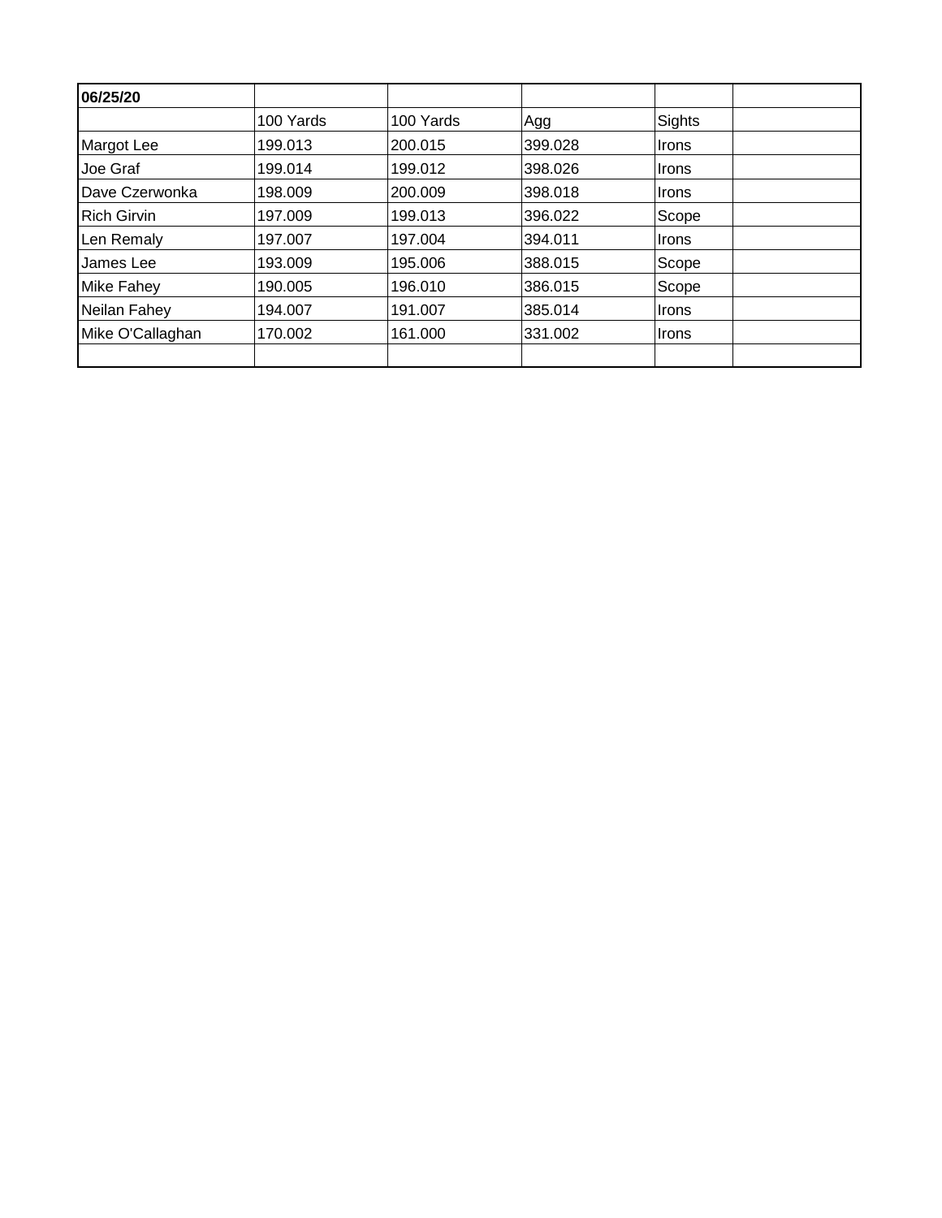| **06/25/20** | | | | | |
|---|---|---|---|---|---|
| | 100 Yards | 100 Yards | Agg | Sights | |
| Margot Lee | 199.013 | 200.015 | 399.028 | Irons | |
| Joe Graf | 199.014 | 199.012 | 398.026 | Irons | |
| Dave Czerwonka | 198.009 | 200.009 | 398.018 | Irons | |
| Rich Girvin | 197.009 | 199.013 | 396.022 | Scope | |
| Len Remaly | 197.007 | 197.004 | 394.011 | Irons | |
| James Lee | 193.009 | 195.006 | 388.015 | Scope | |
| Mike Fahey | 190.005 | 196.010 | 386.015 | Scope | |
| Neilan Fahey | 194.007 | 191.007 | 385.014 | Irons | |
| Mike O'Callaghan | 170.002 | 161.000 | 331.002 | Irons | |
| | | | | | |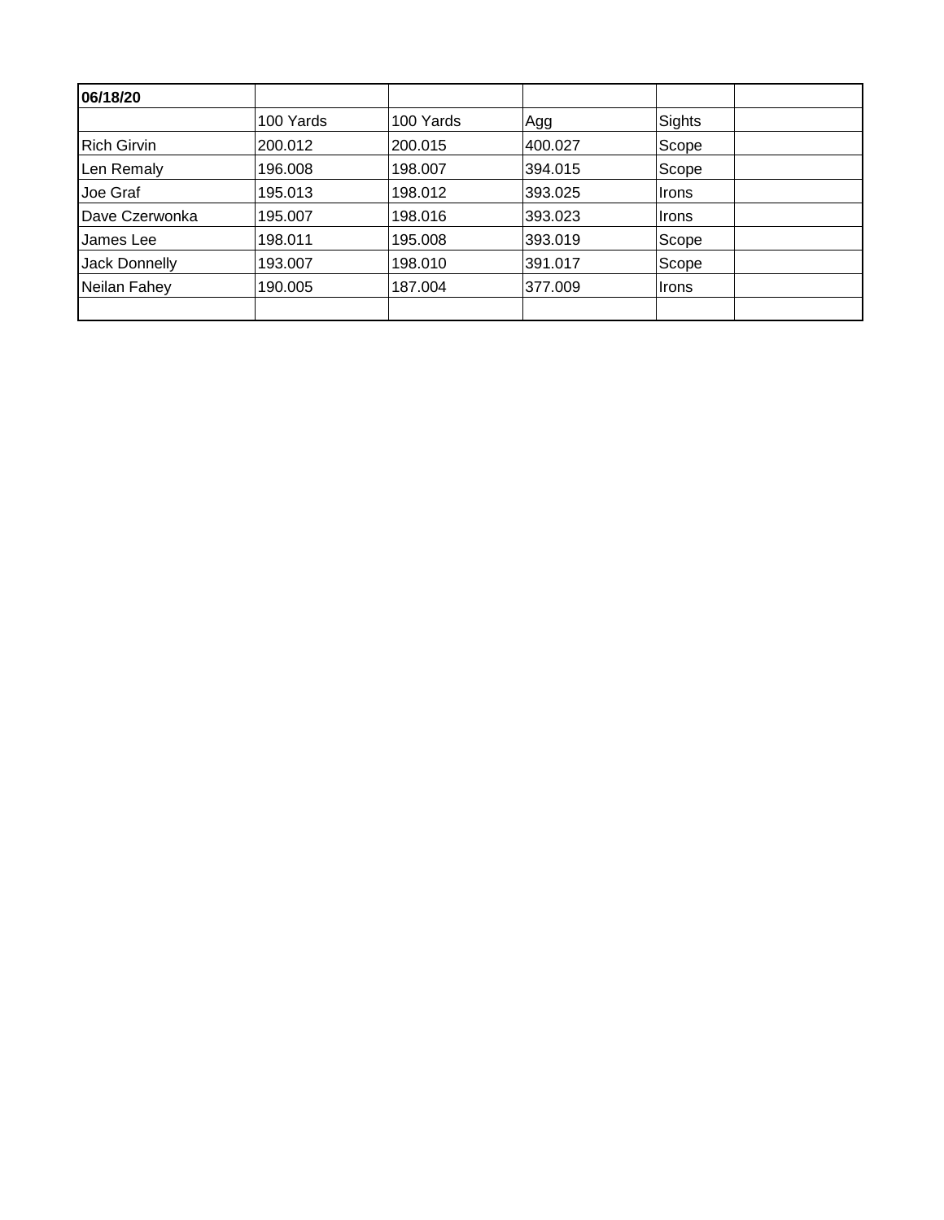| **06/18/20** | | | | | |
|---|---|---|---|---|---|
| | 100 Yards | 100 Yards | Agg | Sights | |
| Rich Girvin | 200.012 | 200.015 | 400.027 | Scope | |
| Len Remaly | 196.008 | 198.007 | 394.015 | Scope | |
| Joe Graf | 195.013 | 198.012 | 393.025 | Irons | |
| Dave Czerwonka | 195.007 | 198.016 | 393.023 | Irons | |
| James Lee | 198.011 | 195.008 | 393.019 | Scope | |
| Jack Donnelly | 193.007 | 198.010 | 391.017 | Scope | |
| Neilan Fahey | 190.005 | 187.004 | 377.009 | Irons | |
| | | | | | |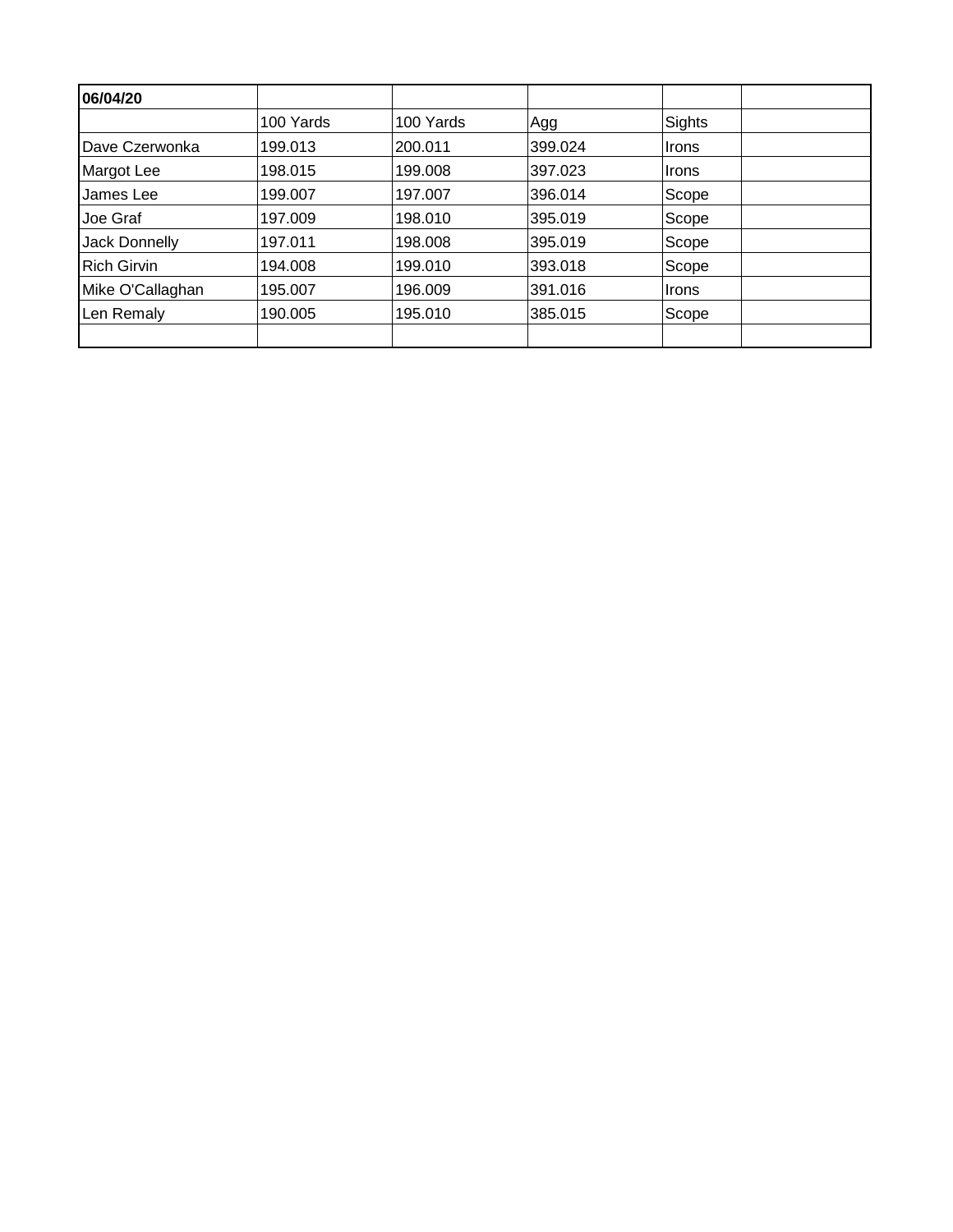| **06/04/20** | | | | | |
|---|---|---|---|---|---|
| | 100 Yards | 100 Yards | Agg | Sights | |
| Dave Czerwonka | 199.013 | 200.011 | 399.024 | Irons | |
| Margot Lee | 198.015 | 199.008 | 397.023 | Irons | |
| James Lee | 199.007 | 197.007 | 396.014 | Scope | |
| Joe Graf | 197.009 | 198.010 | 395.019 | Scope | |
| Jack Donnelly | 197.011 | 198.008 | 395.019 | Scope | |
| Rich Girvin | 194.008 | 199.010 | 393.018 | Scope | |
| Mike O'Callaghan | 195.007 | 196.009 | 391.016 | Irons | |
| Len Remaly | 190.005 | 195.010 | 385.015 | Scope | |
| | | | | | |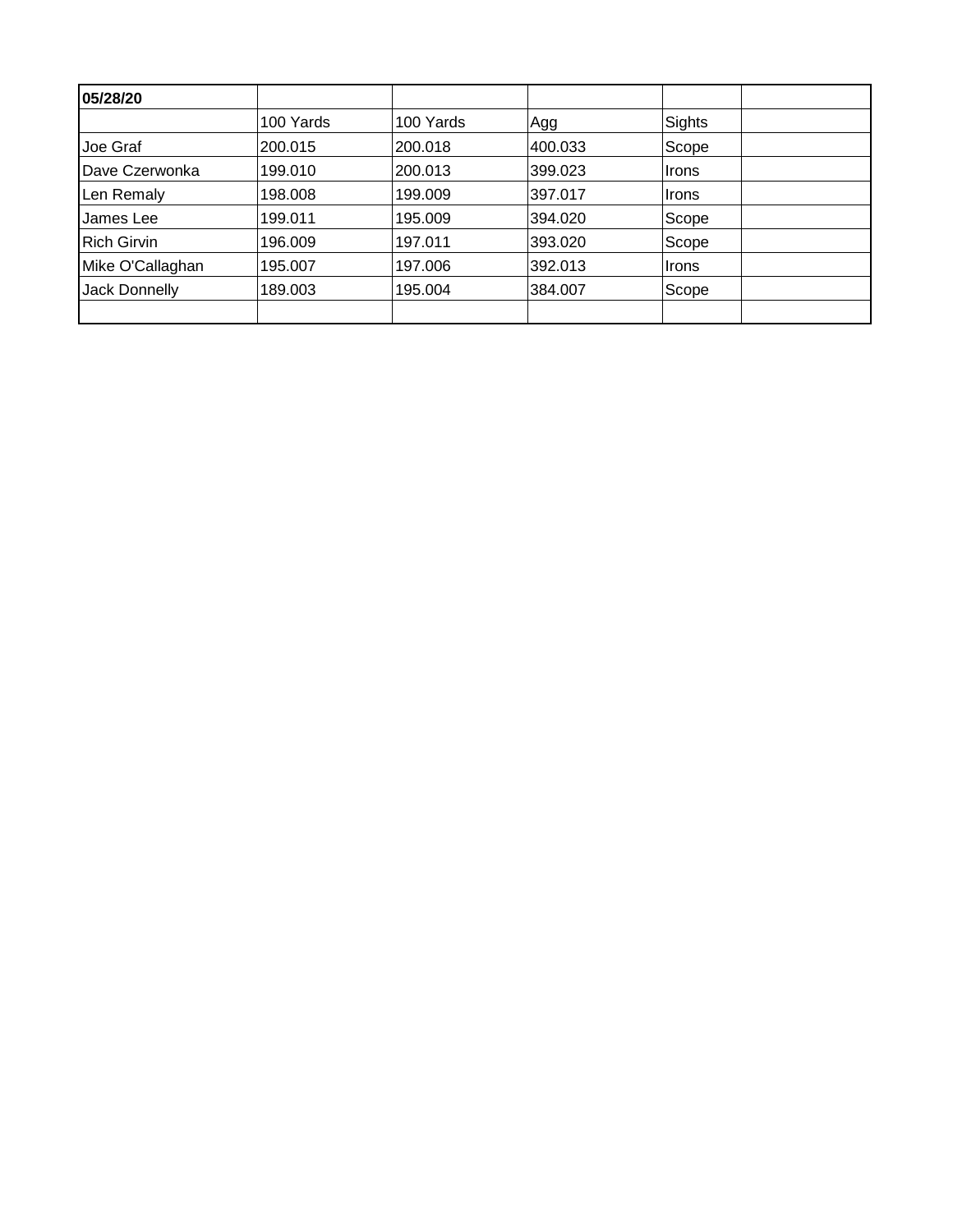| **05/28/20** | | | | | |
|---|---|---|---|---|---|
| | 100 Yards | 100 Yards | Agg | Sights | |
| Joe Graf | 200.015 | 200.018 | 400.033 | Scope | |
| Dave Czerwonka | 199.010 | 200.013 | 399.023 | Irons | |
| Len Remaly | 198.008 | 199.009 | 397.017 | Irons | |
| James Lee | 199.011 | 195.009 | 394.020 | Scope | |
| Rich Girvin | 196.009 | 197.011 | 393.020 | Scope | |
| Mike O'Callaghan | 195.007 | 197.006 | 392.013 | Irons | |
| Jack Donnelly | 189.003 | 195.004 | 384.007 | Scope | |
| | | | | | |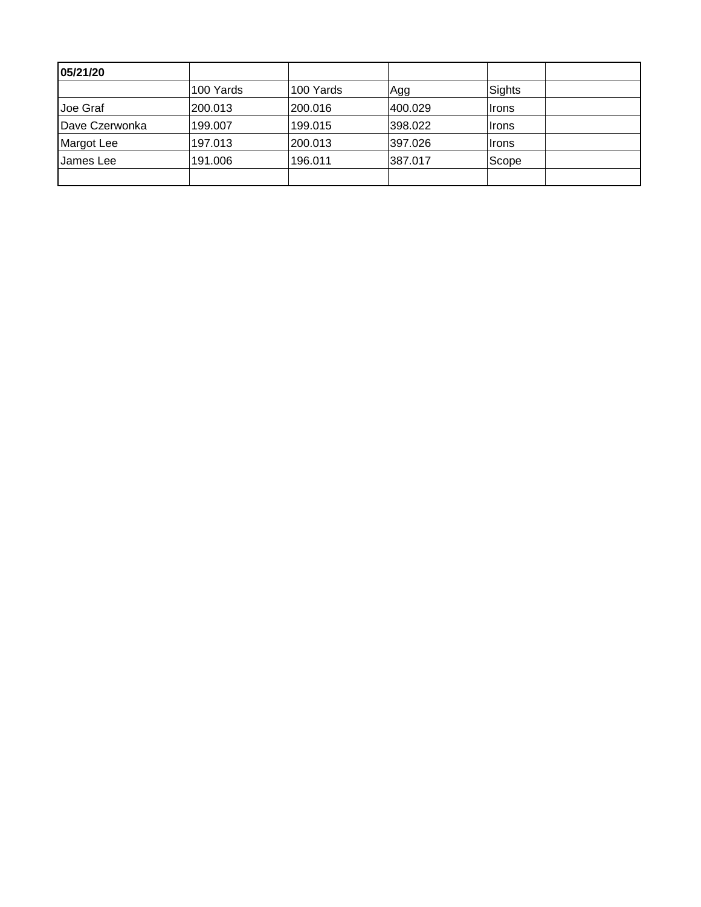| **05/21/20** | | | | | |
|---|---|---|---|---|---|
| | 100 Yards | 100 Yards | Agg | Sights | |
| Joe Graf | 200.013 | 200.016 | 400.029 | Irons | |
| Dave Czerwonka | 199.007 | 199.015 | 398.022 | Irons | |
| Margot Lee | 197.013 | 200.013 | 397.026 | Irons | |
| James Lee | 191.006 | 196.011 | 387.017 | Scope | |
| | | | | | |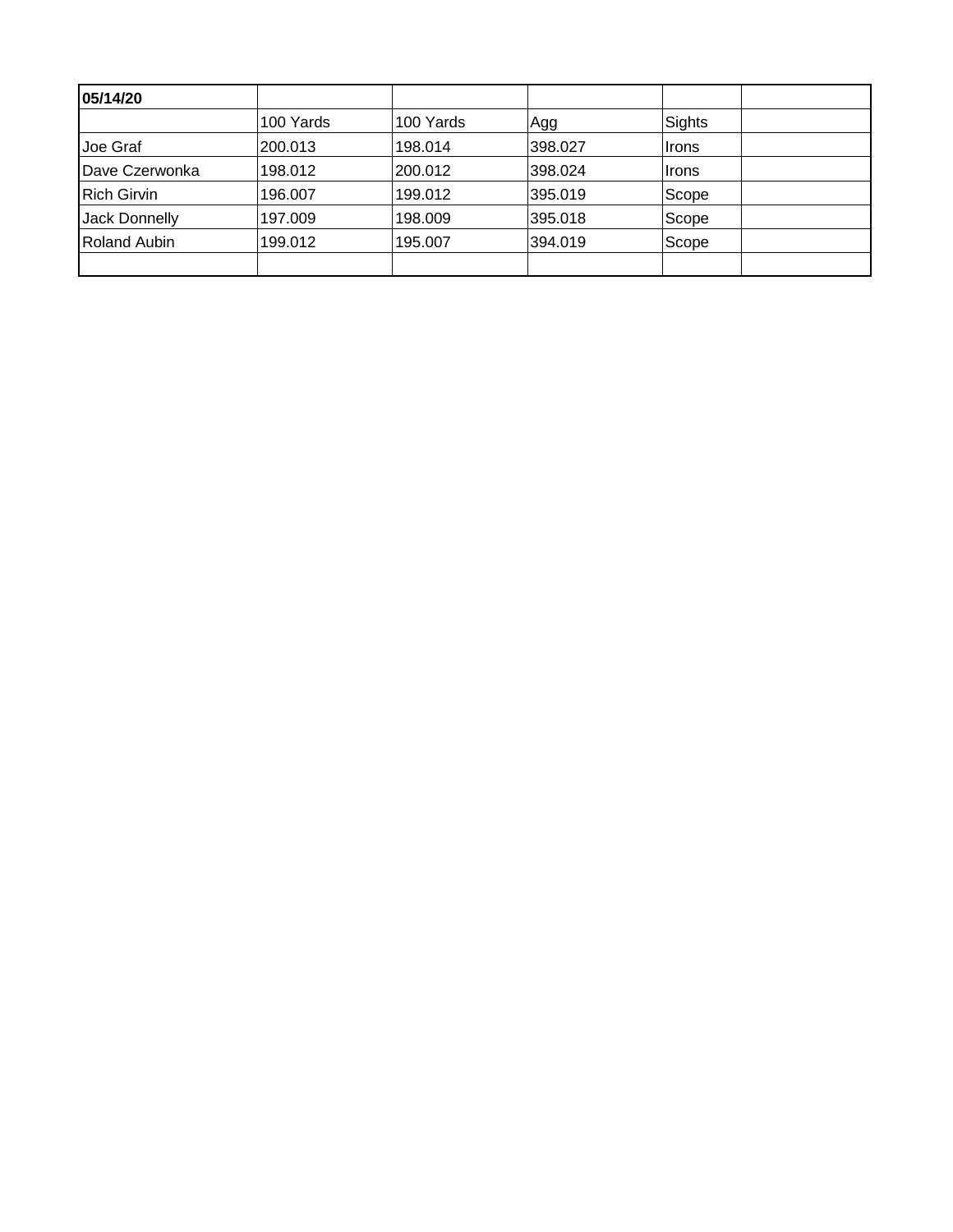| **05/14/20** | | | | | |
|---|---|---|---|---|---|
| | 100 Yards | 100 Yards | Agg | Sights | |
| Joe Graf | 200.013 | 198.014 | 398.027 | Irons | |
| Dave Czerwonka | 198.012 | 200.012 | 398.024 | Irons | |
| Rich Girvin | 196.007 | 199.012 | 395.019 | Scope | |
| Jack Donnelly | 197.009 | 198.009 | 395.018 | Scope | |
| Roland Aubin | 199.012 | 195.007 | 394.019 | Scope | |
| | | | | | |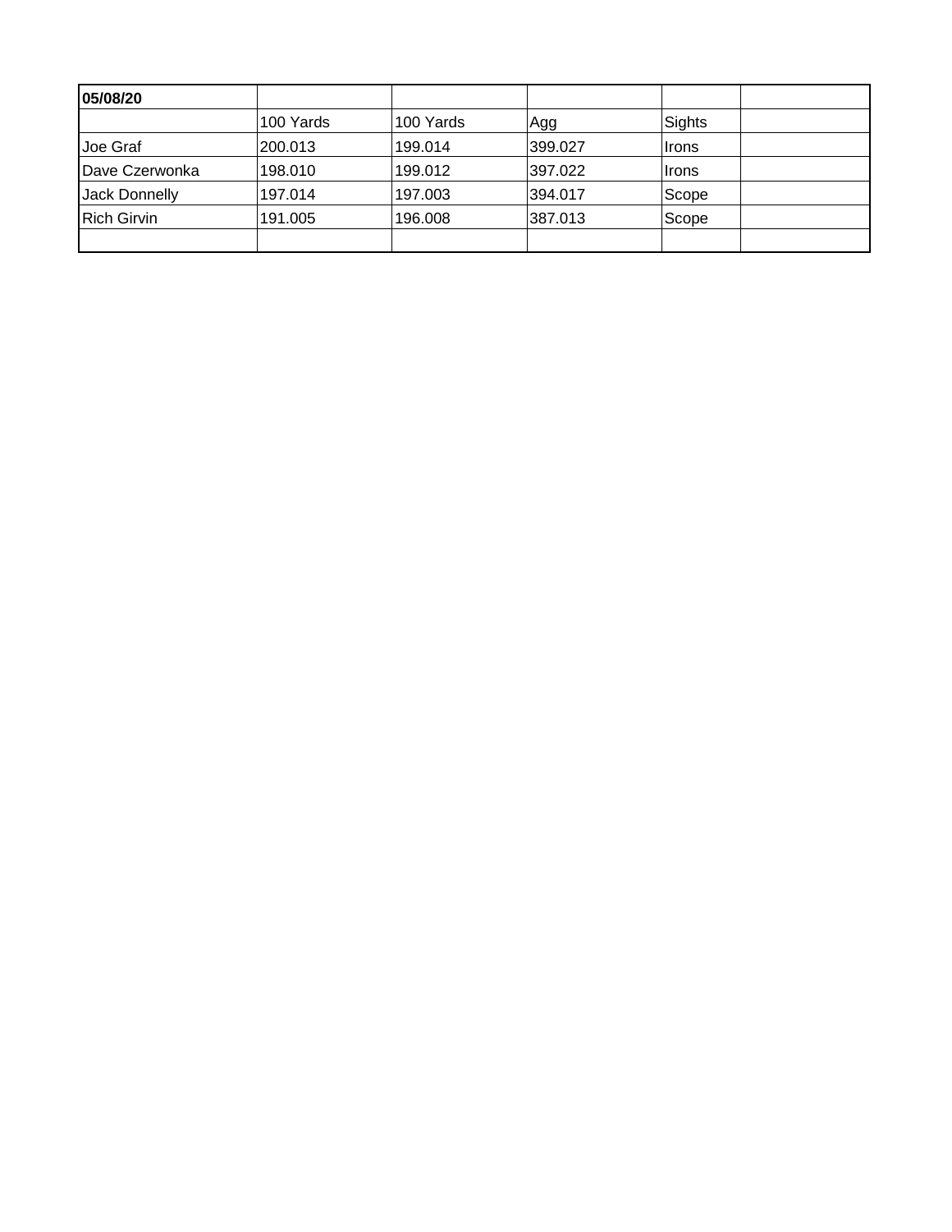| **05/08/20** | | | | | |
|---|---|---|---|---|---|
| | 100 Yards | 100 Yards | Agg | Sights | |
| Joe Graf | 200.013 | 199.014 | 399.027 | Irons | |
| Dave Czerwonka | 198.010 | 199.012 | 397.022 | Irons | |
| Jack Donnelly | 197.014 | 197.003 | 394.017 | Scope | |
| Rich Girvin | 191.005 | 196.008 | 387.013 | Scope | |
| | | | | | |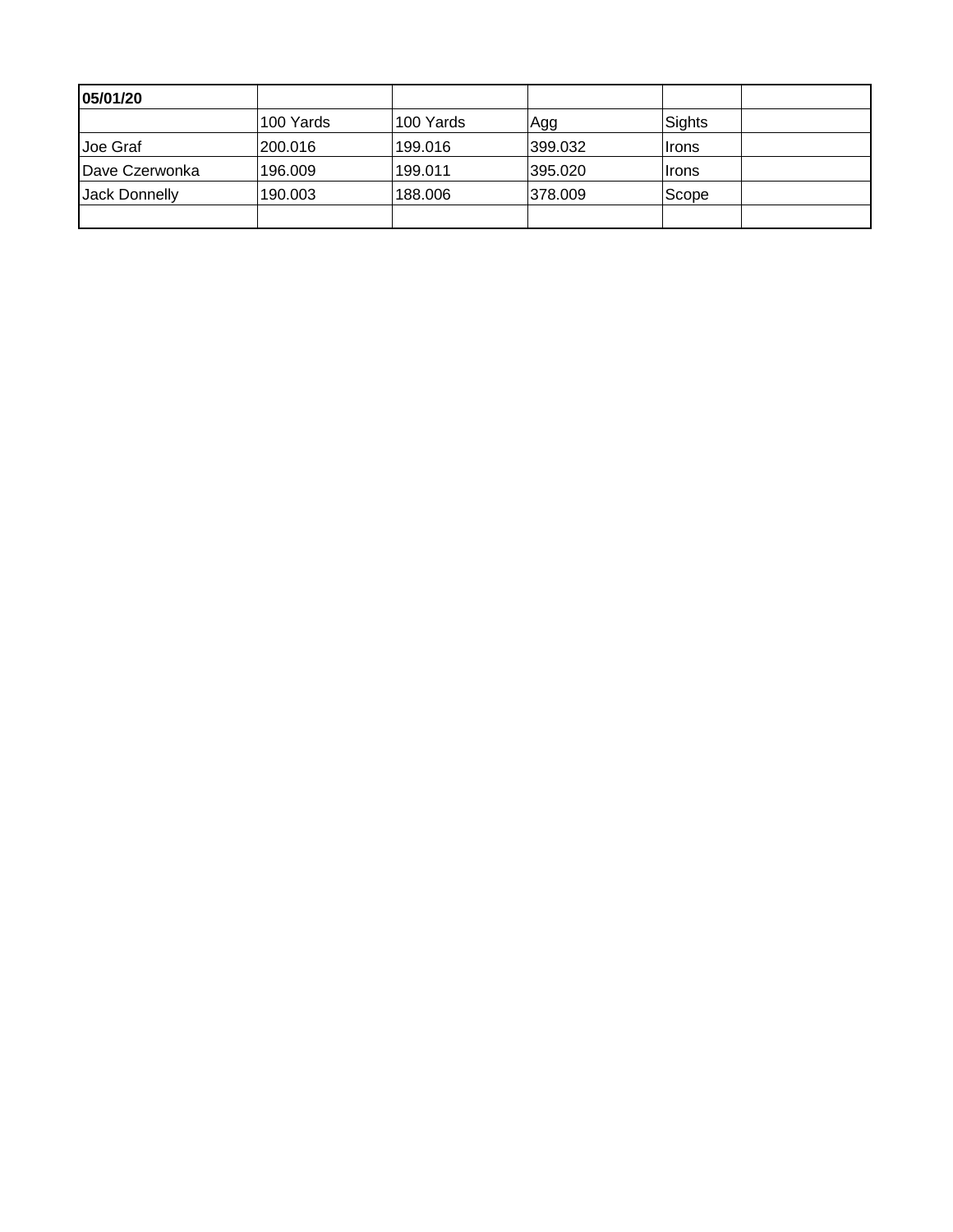| **05/01/20** | | | | | |
|---|---|---|---|---|---|
| | 100 Yards | 100 Yards | Agg | Sights | |
| Joe Graf | 200.016 | 199.016 | 399.032 | Irons | |
| Dave Czerwonka | 196.009 | 199.011 | 395.020 | Irons | |
| Jack Donnelly | 190.003 | 188.006 | 378.009 | Scope | |
| | | | | | |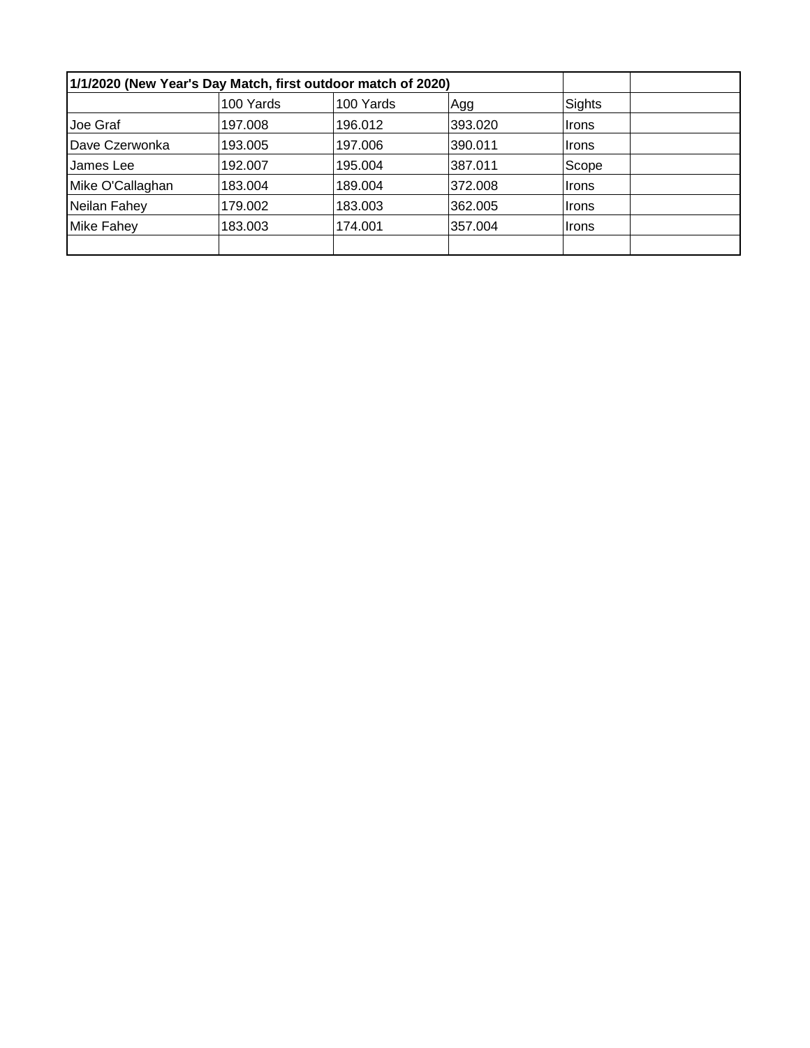| 1/1/2020 (New Year's Day Match, first outdoor match of 2020) | | | | | |
|---|---|---|---|---|---|
| | 100 Yards | 100 Yards | Agg | Sights | |
| Joe Graf | 197.008 | 196.012 | 393.020 | Irons | |
| Dave Czerwonka | 193.005 | 197.006 | 390.011 | Irons | |
| James Lee | 192.007 | 195.004 | 387.011 | Scope | |
| Mike O'Callaghan | 183.004 | 189.004 | 372.008 | Irons | |
| Neilan Fahey | 179.002 | 183.003 | 362.005 | Irons | |
| Mike Fahey | 183.003 | 174.001 | 357.004 | Irons | |
| | | | | | |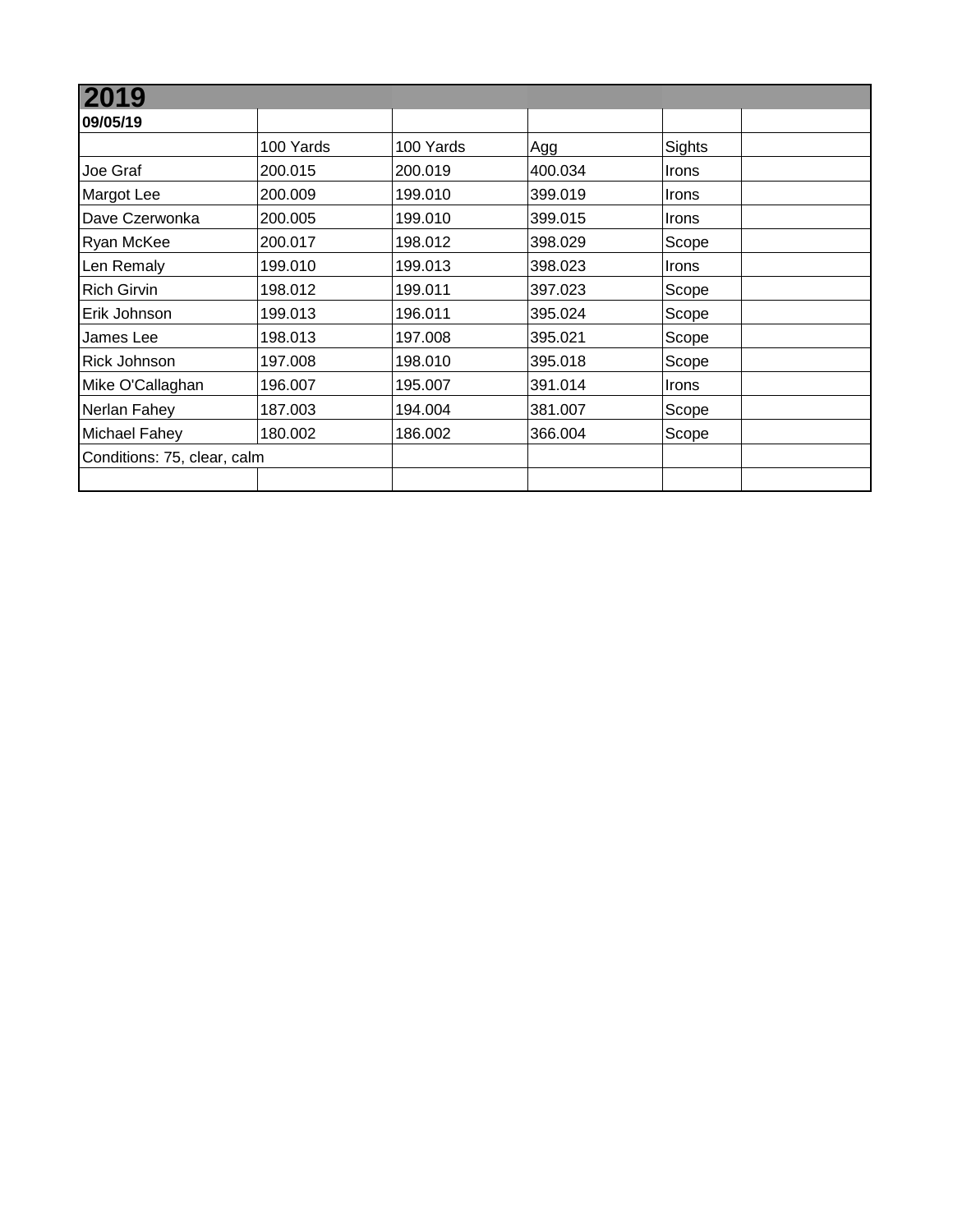## 2019

| 09/05/19 | | | | | |
|---|---|---|---|---|---|
| | 100 Yards | 100 Yards | Agg | Sights | |
| Joe Graf | 200.015 | 200.019 | 400.034 | Irons | |
| Margot Lee | 200.009 | 199.010 | 399.019 | Irons | |
| Dave Czerwonka | 200.005 | 199.010 | 399.015 | Irons | |
| Ryan McKee | 200.017 | 198.012 | 398.029 | Scope | |
| Len Remaly | 199.010 | 199.013 | 398.023 | Irons | |
| Rich Girvin | 198.012 | 199.011 | 397.023 | Scope | |
| Erik Johnson | 199.013 | 196.011 | 395.024 | Scope | |
| James Lee | 198.013 | 197.008 | 395.021 | Scope | |
| Rick Johnson | 197.008 | 198.010 | 395.018 | Scope | |
| Mike O'Callaghan | 196.007 | 195.007 | 391.014 | Irons | |
| Nerlan Fahey | 187.003 | 194.004 | 381.007 | Scope | |
| Michael Fahey | 180.002 | 186.002 | 366.004 | Scope | |
| Conditions: 75, clear, calm | | | | | |
| | | | | | |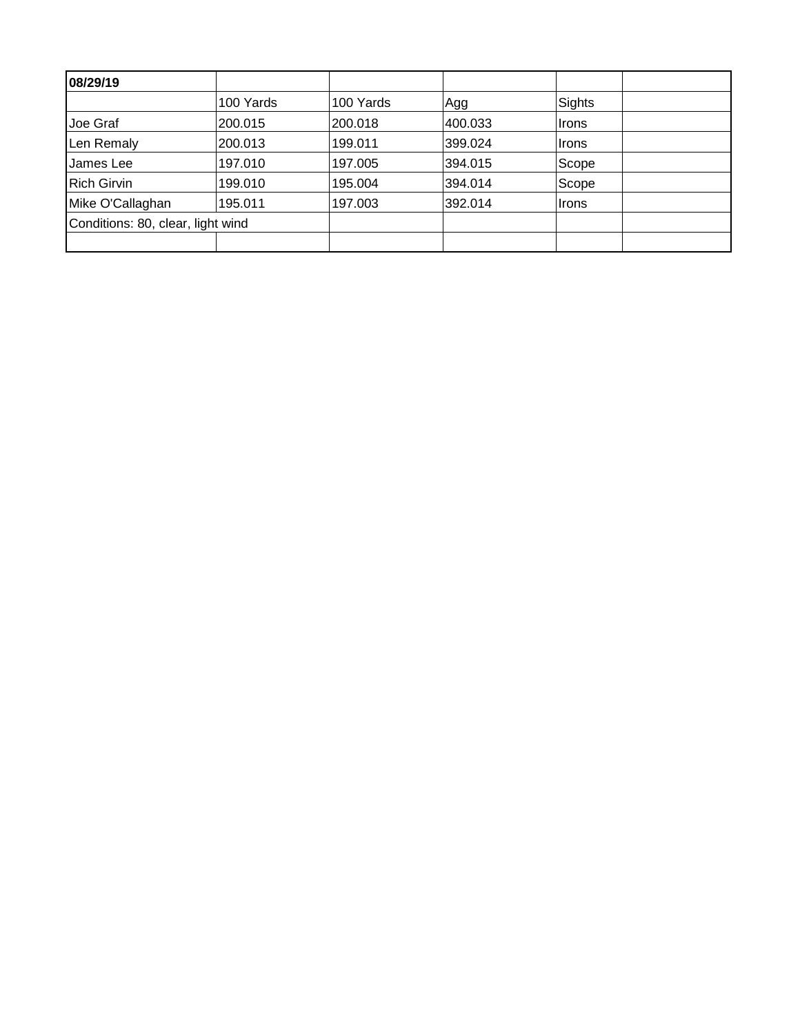| **08/29/19** | | | | | |
|---|---|---|---|---|---|
| | 100 Yards | 100 Yards | Agg | Sights | |
| Joe Graf | 200.015 | 200.018 | 400.033 | Irons | |
| Len Remaly | 200.013 | 199.011 | 399.024 | Irons | |
| James Lee | 197.010 | 197.005 | 394.015 | Scope | |
| Rich Girvin | 199.010 | 195.004 | 394.014 | Scope | |
| Mike O'Callaghan | 195.011 | 197.003 | 392.014 | Irons | |
| Conditions: 80, clear, light wind | | | | | |
| | | | | | |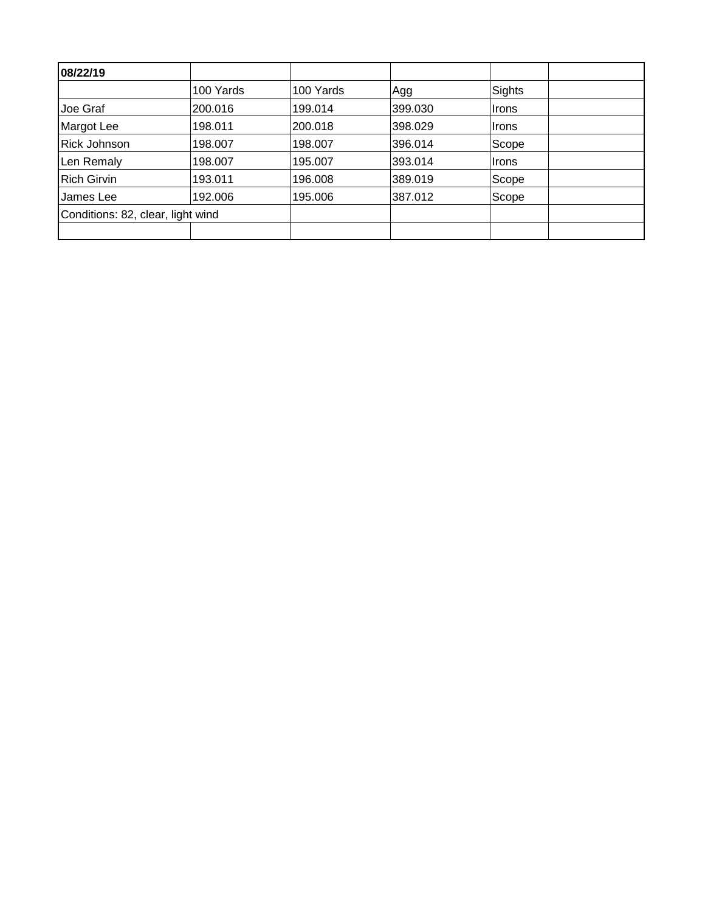| **08/22/19** | | | | | |
|---|---|---|---|---|---|
| | 100 Yards | 100 Yards | Agg | Sights | |
| Joe Graf | 200.016 | 199.014 | 399.030 | Irons | |
| Margot Lee | 198.011 | 200.018 | 398.029 | Irons | |
| Rick Johnson | 198.007 | 198.007 | 396.014 | Scope | |
| Len Remaly | 198.007 | 195.007 | 393.014 | Irons | |
| Rich Girvin | 193.011 | 196.008 | 389.019 | Scope | |
| James Lee | 192.006 | 195.006 | 387.012 | Scope | |
| Conditions: 82, clear, light wind | | | | | |
| | | | | | |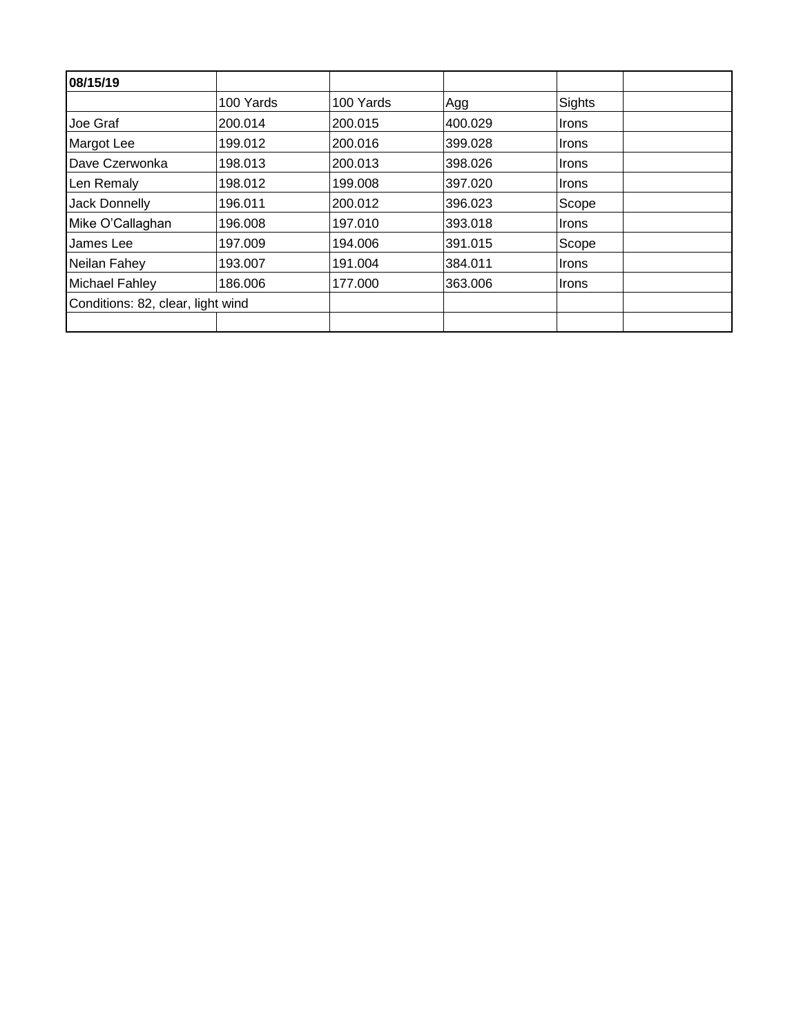| 08/15/19 | | | | | |
|---|---|---|---|---|---|
| | 100 Yards | 100 Yards | Agg | Sights | |
| Joe Graf | 200.014 | 200.015 | 400.029 | Irons | |
| Margot Lee | 199.012 | 200.016 | 399.028 | Irons | |
| Dave Czerwonka | 198.013 | 200.013 | 398.026 | Irons | |
| Len Remaly | 198.012 | 199.008 | 397.020 | Irons | |
| Jack Donnelly | 196.011 | 200.012 | 396.023 | Scope | |
| Mike O’Callaghan | 196.008 | 197.010 | 393.018 | Irons | |
| James Lee | 197.009 | 194.006 | 391.015 | Scope | |
| Neilan Fahey | 193.007 | 191.004 | 384.011 | Irons | |
| Michael Fahley | 186.006 | 177.000 | 363.006 | Irons | |
| Conditions: 82, clear, light wind | | | | | |
| | | | | | |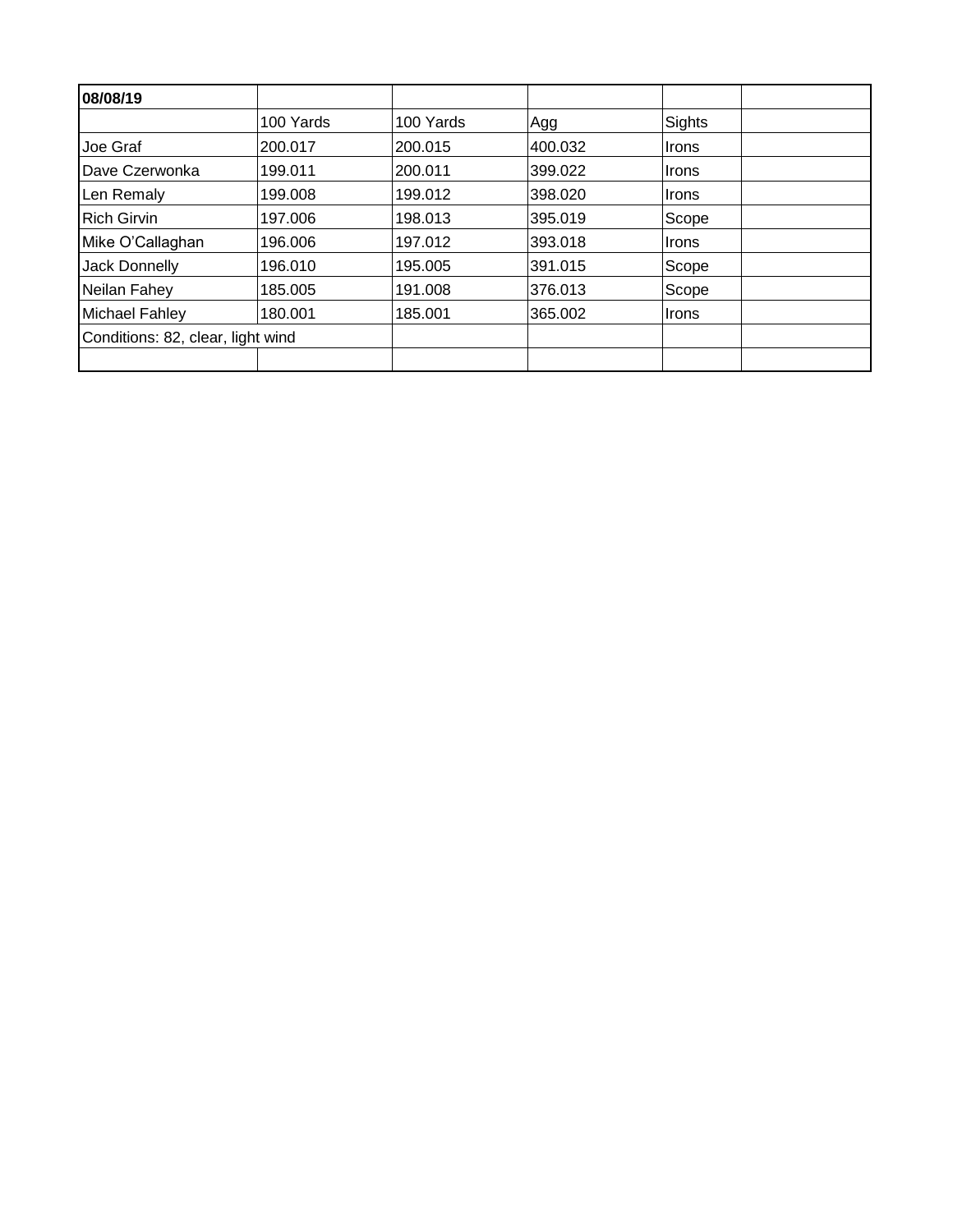| **08/08/19** | | | | | |
|---|---|---|---|---|---|
| | 100 Yards | 100 Yards | Agg | Sights | |
| Joe Graf | 200.017 | 200.015 | 400.032 | Irons | |
| Dave Czerwonka | 199.011 | 200.011 | 399.022 | Irons | |
| Len Remaly | 199.008 | 199.012 | 398.020 | Irons | |
| Rich Girvin | 197.006 | 198.013 | 395.019 | Scope | |
| Mike O'Callaghan | 196.006 | 197.012 | 393.018 | Irons | |
| Jack Donnelly | 196.010 | 195.005 | 391.015 | Scope | |
| Neilan Fahey | 185.005 | 191.008 | 376.013 | Scope | |
| Michael Fahley | 180.001 | 185.001 | 365.002 | Irons | |
| Conditions: 82, clear, light wind | | | | | |
| | | | | | |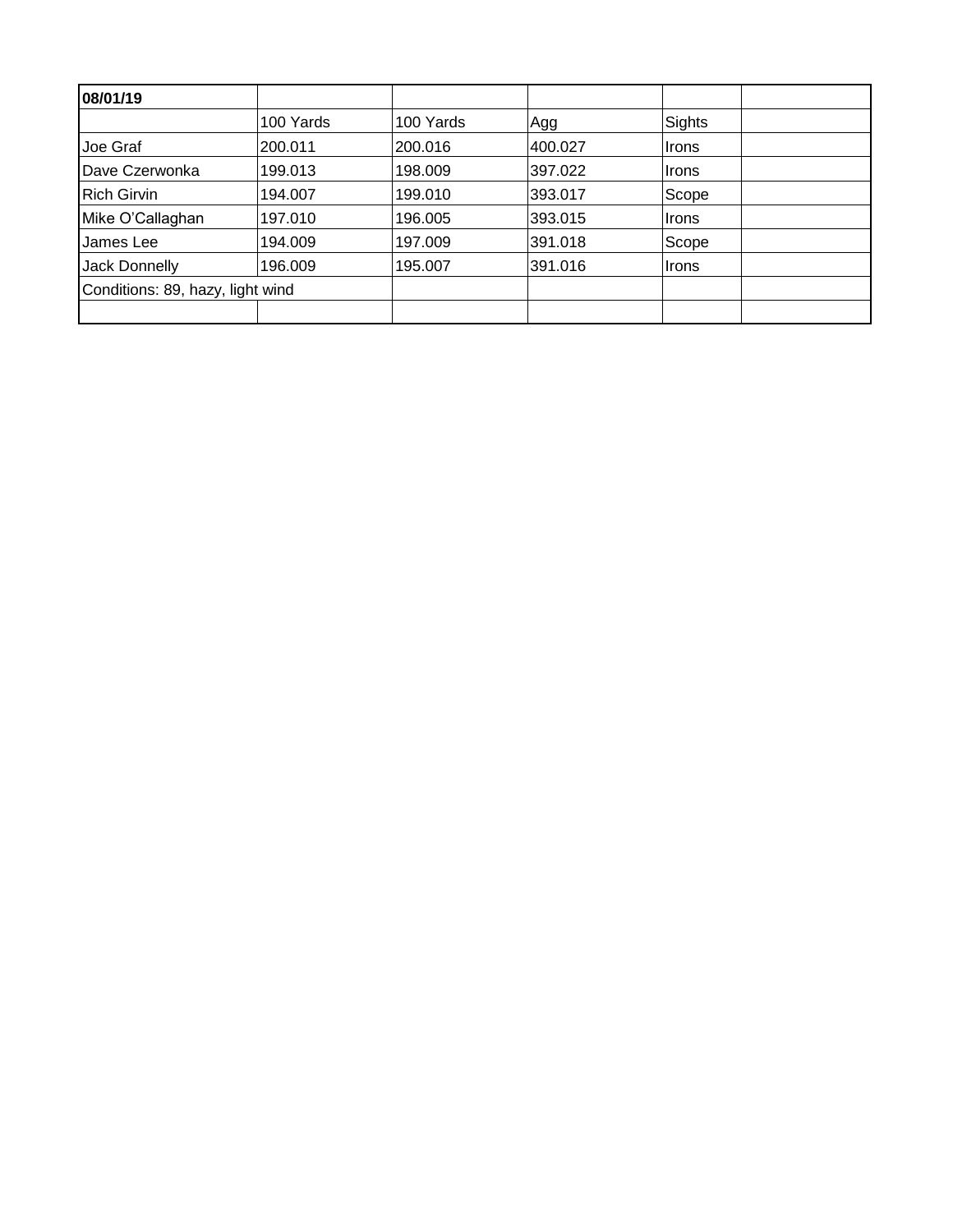| **08/01/19** | | | | | |
|---|---|---|---|---|---|
| | 100 Yards | 100 Yards | Agg | Sights | |
| Joe Graf | 200.011 | 200.016 | 400.027 | Irons | |
| Dave Czerwonka | 199.013 | 198.009 | 397.022 | Irons | |
| Rich Girvin | 194.007 | 199.010 | 393.017 | Scope | |
| Mike O’Callaghan | 197.010 | 196.005 | 393.015 | Irons | |
| James Lee | 194.009 | 197.009 | 391.018 | Scope | |
| Jack Donnelly | 196.009 | 195.007 | 391.016 | Irons | |
| Conditions: 89, hazy, light wind | | | | | |
| | | | | | |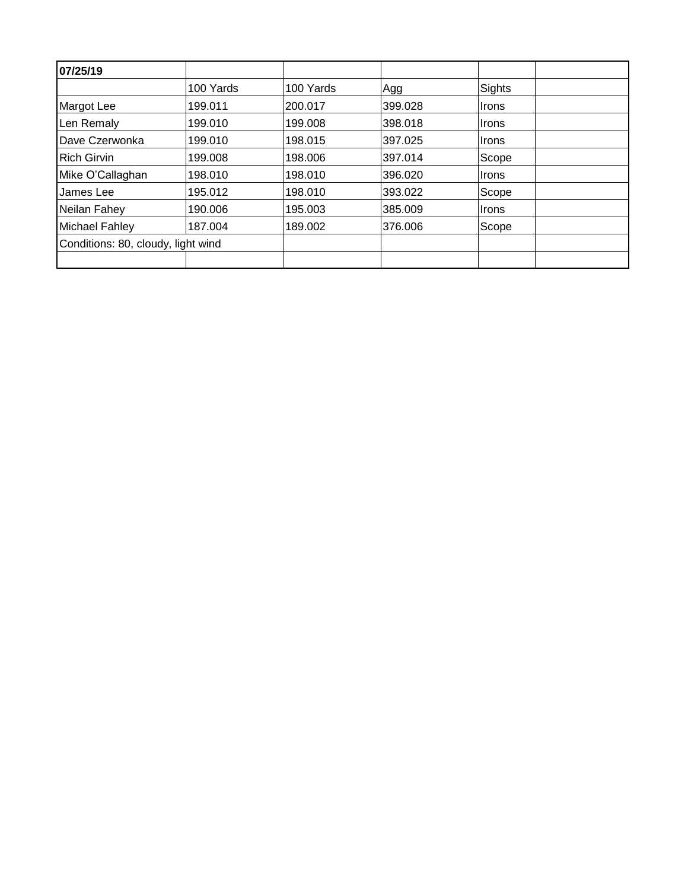| **07/25/19** | | | | | |
|---|---|---|---|---|---|
| | 100 Yards | 100 Yards | Agg | Sights | |
| Margot Lee | 199.011 | 200.017 | 399.028 | Irons | |
| Len Remaly | 199.010 | 199.008 | 398.018 | Irons | |
| Dave Czerwonka | 199.010 | 198.015 | 397.025 | Irons | |
| Rich Girvin | 199.008 | 198.006 | 397.014 | Scope | |
| Mike O'Callaghan | 198.010 | 198.010 | 396.020 | Irons | |
| James Lee | 195.012 | 198.010 | 393.022 | Scope | |
| Neilan Fahey | 190.006 | 195.003 | 385.009 | Irons | |
| Michael Fahley | 187.004 | 189.002 | 376.006 | Scope | |
| Conditions: 80, cloudy, light wind | | | | | |
| | | | | | |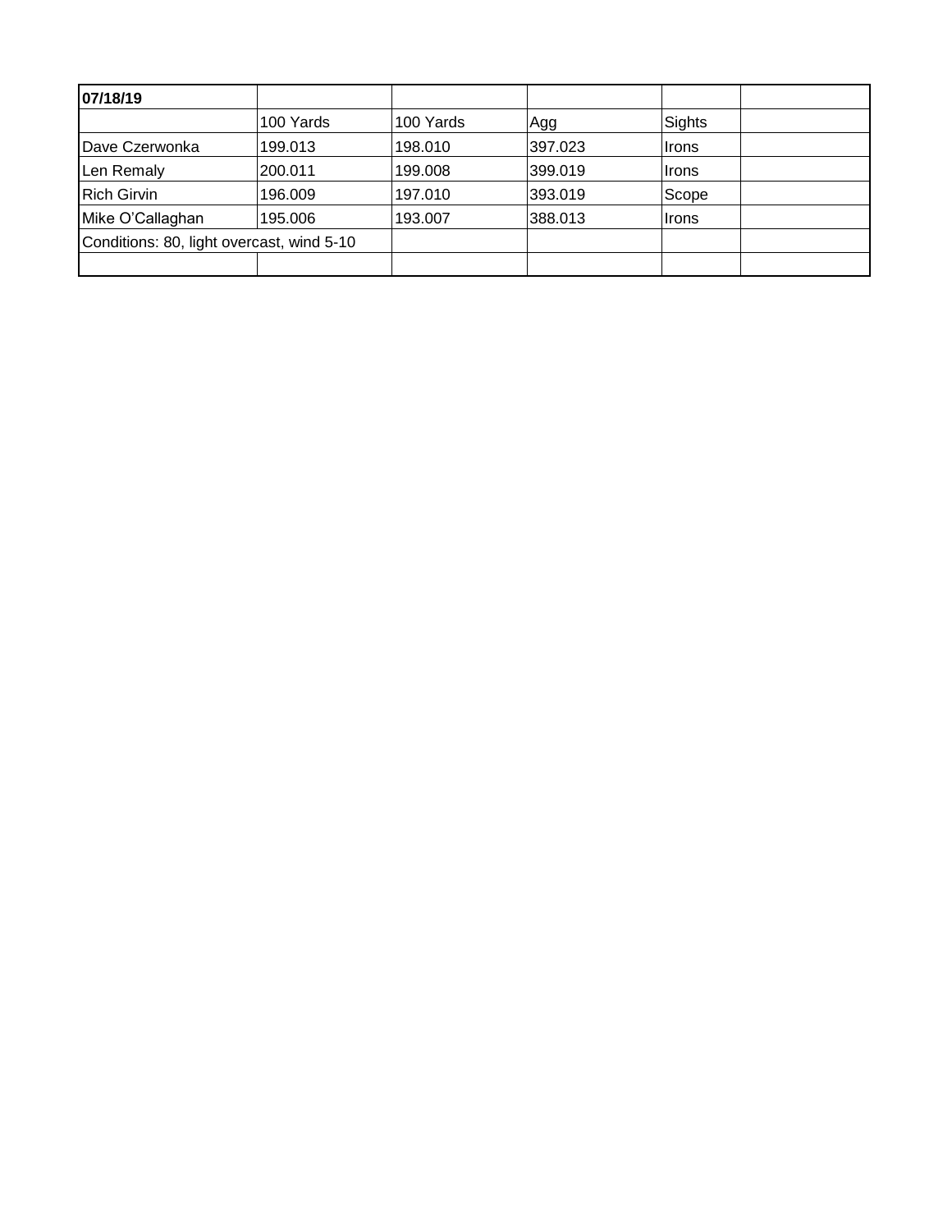| **07/18/19** | | | | | |
|---|---|---|---|---|---|
| | 100 Yards | 100 Yards | Agg | Sights | |
| Dave Czerwonka | 199.013 | 198.010 | 397.023 | Irons | |
| Len Remaly | 200.011 | 199.008 | 399.019 | Irons | |
| Rich Girvin | 196.009 | 197.010 | 393.019 | Scope | |
| Mike O’Callaghan | 195.006 | 193.007 | 388.013 | Irons | |
| Conditions: 80, light overcast, wind 5-10 | | | | | |
| | | | | | |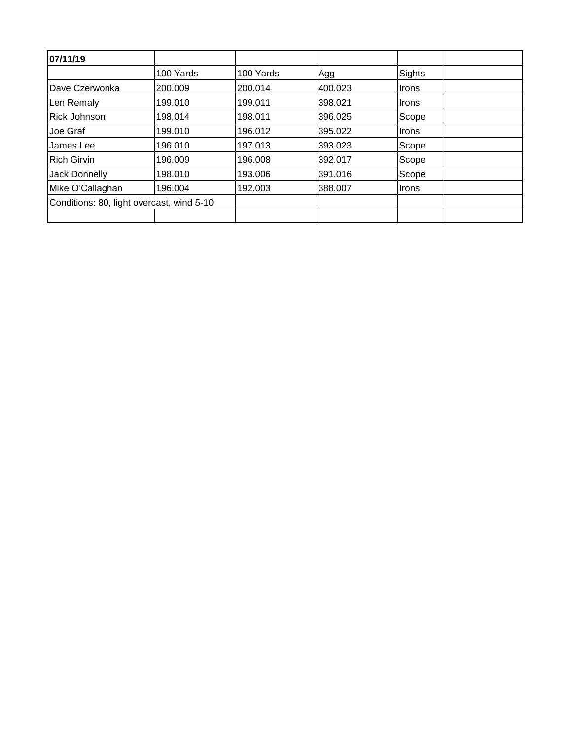| 07/11/19 | | | | | |
|---|---|---|---|---|---|
| | 100 Yards | 100 Yards | Agg | Sights | |
| Dave Czerwonka | 200.009 | 200.014 | 400.023 | Irons | |
| Len Remaly | 199.010 | 199.011 | 398.021 | Irons | |
| Rick Johnson | 198.014 | 198.011 | 396.025 | Scope | |
| Joe Graf | 199.010 | 196.012 | 395.022 | Irons | |
| James Lee | 196.010 | 197.013 | 393.023 | Scope | |
| Rich Girvin | 196.009 | 196.008 | 392.017 | Scope | |
| Jack Donnelly | 198.010 | 193.006 | 391.016 | Scope | |
| Mike O'Callaghan | 196.004 | 192.003 | 388.007 | Irons | |
| Conditions: 80, light overcast, wind 5-10 | | | | | |
| | | | | | |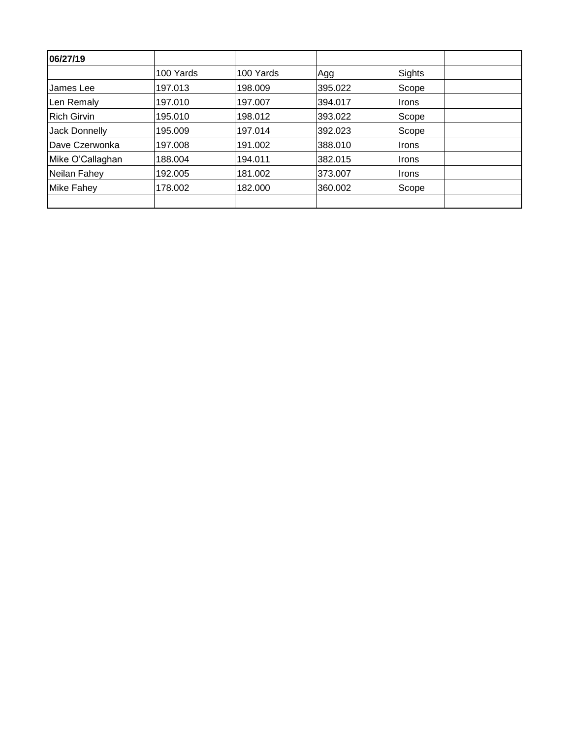| **06/27/19** | | | | | |
|---|---|---|---|---|---|
| | 100 Yards | 100 Yards | Agg | Sights | |
| James Lee | 197.013 | 198.009 | 395.022 | Scope | |
| Len Remaly | 197.010 | 197.007 | 394.017 | Irons | |
| Rich Girvin | 195.010 | 198.012 | 393.022 | Scope | |
| Jack Donnelly | 195.009 | 197.014 | 392.023 | Scope | |
| Dave Czerwonka | 197.008 | 191.002 | 388.010 | Irons | |
| Mike O'Callaghan | 188.004 | 194.011 | 382.015 | Irons | |
| Neilan Fahey | 192.005 | 181.002 | 373.007 | Irons | |
| Mike Fahey | 178.002 | 182.000 | 360.002 | Scope | |
| | | | | | |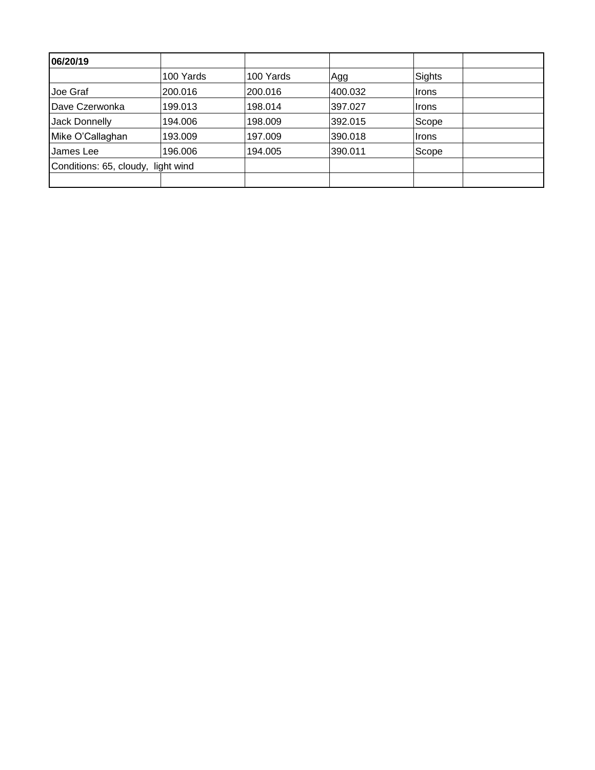| 06/20/19 | | | | | |
|---|---|---|---|---|---|
| | 100 Yards | 100 Yards | Agg | Sights | |
| Joe Graf | 200.016 | 200.016 | 400.032 | Irons | |
| Dave Czerwonka | 199.013 | 198.014 | 397.027 | Irons | |
| Jack Donnelly | 194.006 | 198.009 | 392.015 | Scope | |
| Mike O’Callaghan | 193.009 | 197.009 | 390.018 | Irons | |
| James Lee | 196.006 | 194.005 | 390.011 | Scope | |
| Conditions: 65, cloudy, light wind | | | | | |
| | | | | | |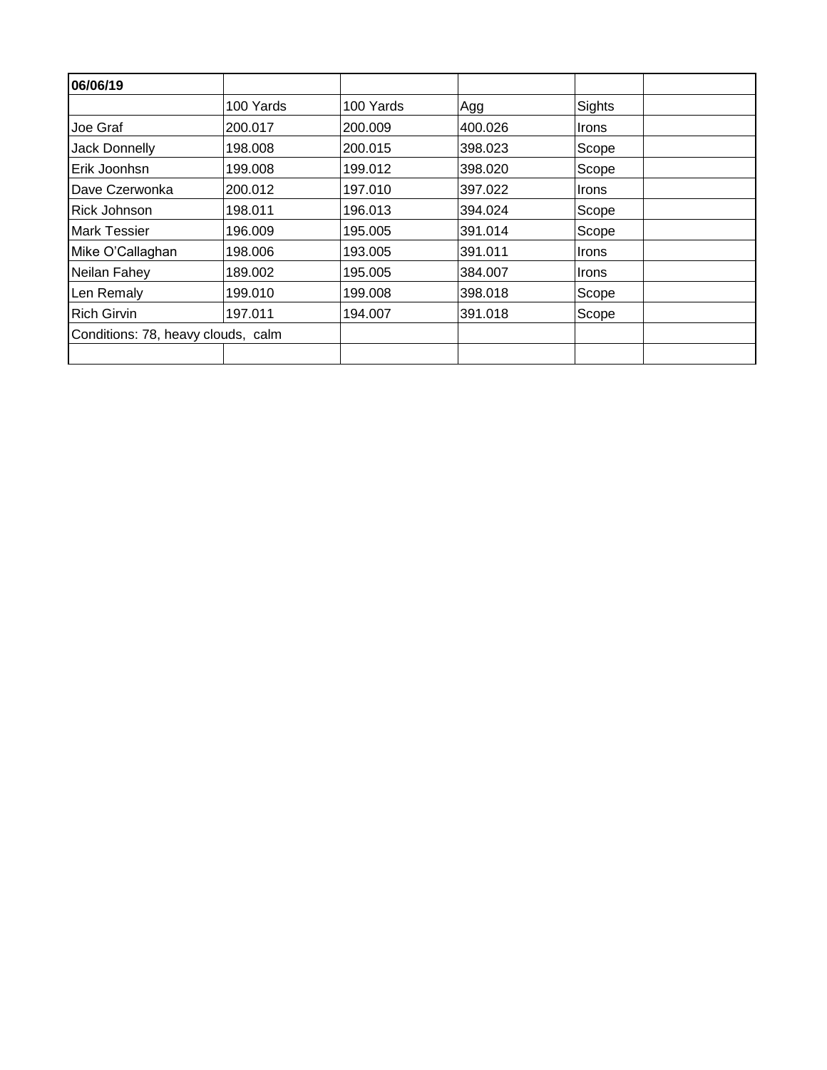| 06/06/19 | | | | | |
|---|---|---|---|---|---|
| | 100 Yards | 100 Yards | Agg | Sights | |
| Joe Graf | 200.017 | 200.009 | 400.026 | Irons | |
| Jack Donnelly | 198.008 | 200.015 | 398.023 | Scope | |
| Erik Joonhsn | 199.008 | 199.012 | 398.020 | Scope | |
| Dave Czerwonka | 200.012 | 197.010 | 397.022 | Irons | |
| Rick Johnson | 198.011 | 196.013 | 394.024 | Scope | |
| Mark Tessier | 196.009 | 195.005 | 391.014 | Scope | |
| Mike O'Callaghan | 198.006 | 193.005 | 391.011 | Irons | |
| Neilan Fahey | 189.002 | 195.005 | 384.007 | Irons | |
| Len Remaly | 199.010 | 199.008 | 398.018 | Scope | |
| Rich Girvin | 197.011 | 194.007 | 391.018 | Scope | |
| Conditions: 78, heavy clouds, calm | | | | | |
| | | | | | |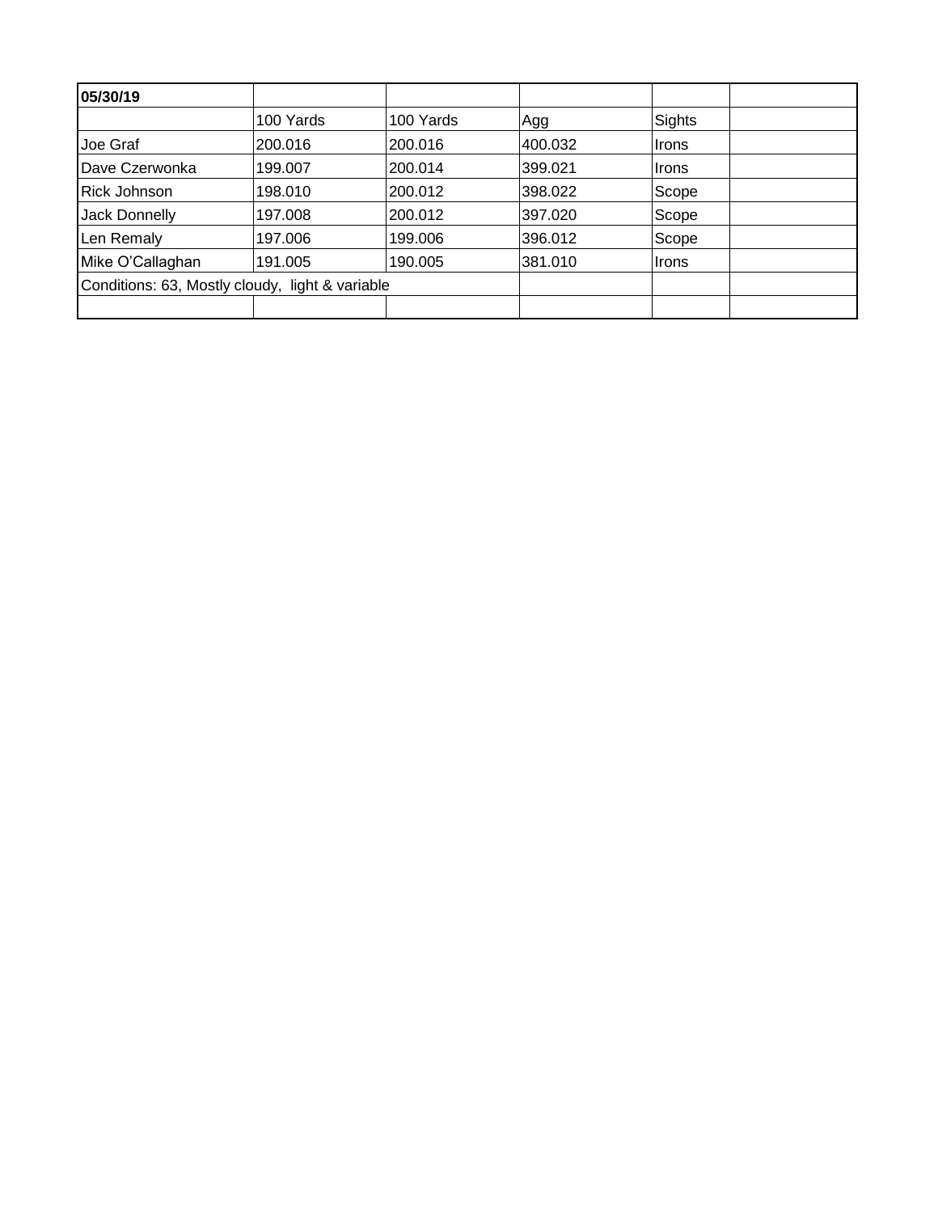| 05/30/19 | | | | | |
|---|---|---|---|---|---|
| | 100 Yards | 100 Yards | Agg | Sights | |
| Joe Graf | 200.016 | 200.016 | 400.032 | Irons | |
| Dave Czerwonka | 199.007 | 200.014 | 399.021 | Irons | |
| Rick Johnson | 198.010 | 200.012 | 398.022 | Scope | |
| Jack Donnelly | 197.008 | 200.012 | 397.020 | Scope | |
| Len Remaly | 197.006 | 199.006 | 396.012 | Scope | |
| Mike O'Callaghan | 191.005 | 190.005 | 381.010 | Irons | |
| Conditions: 63, Mostly cloudy, light & variable | | | | | |
| | | | | | |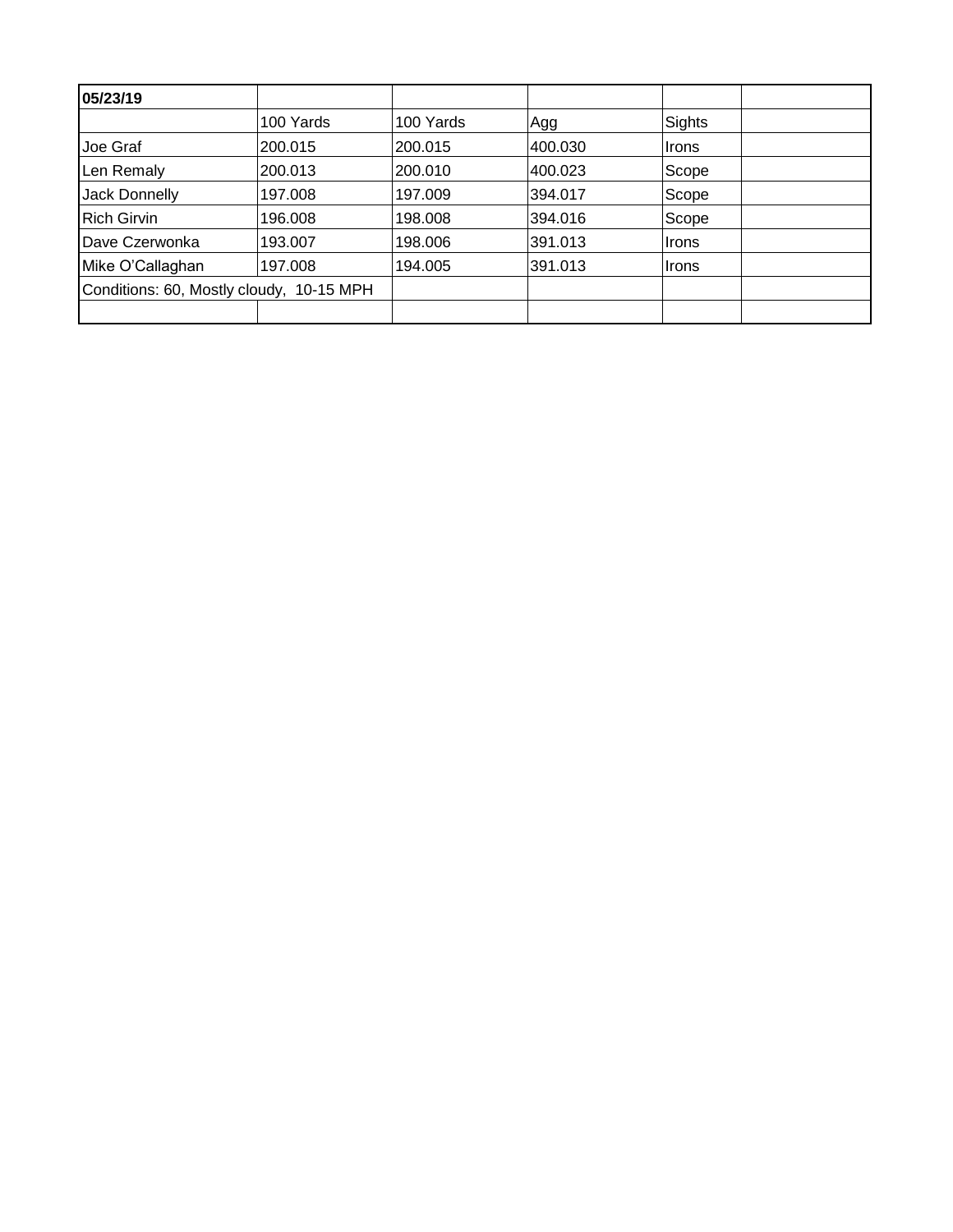| **05/23/19** | | | | | |
|---|---|---|---|---|---|
| | 100 Yards | 100 Yards | Agg | Sights | |
| Joe Graf | 200.015 | 200.015 | 400.030 | Irons | |
| Len Remaly | 200.013 | 200.010 | 400.023 | Scope | |
| Jack Donnelly | 197.008 | 197.009 | 394.017 | Scope | |
| Rich Girvin | 196.008 | 198.008 | 394.016 | Scope | |
| Dave Czerwonka | 193.007 | 198.006 | 391.013 | Irons | |
| Mike O'Callaghan | 197.008 | 194.005 | 391.013 | Irons | |
| Conditions: 60, Mostly cloudy, 10-15 MPH | | | | | |
| | | | | | |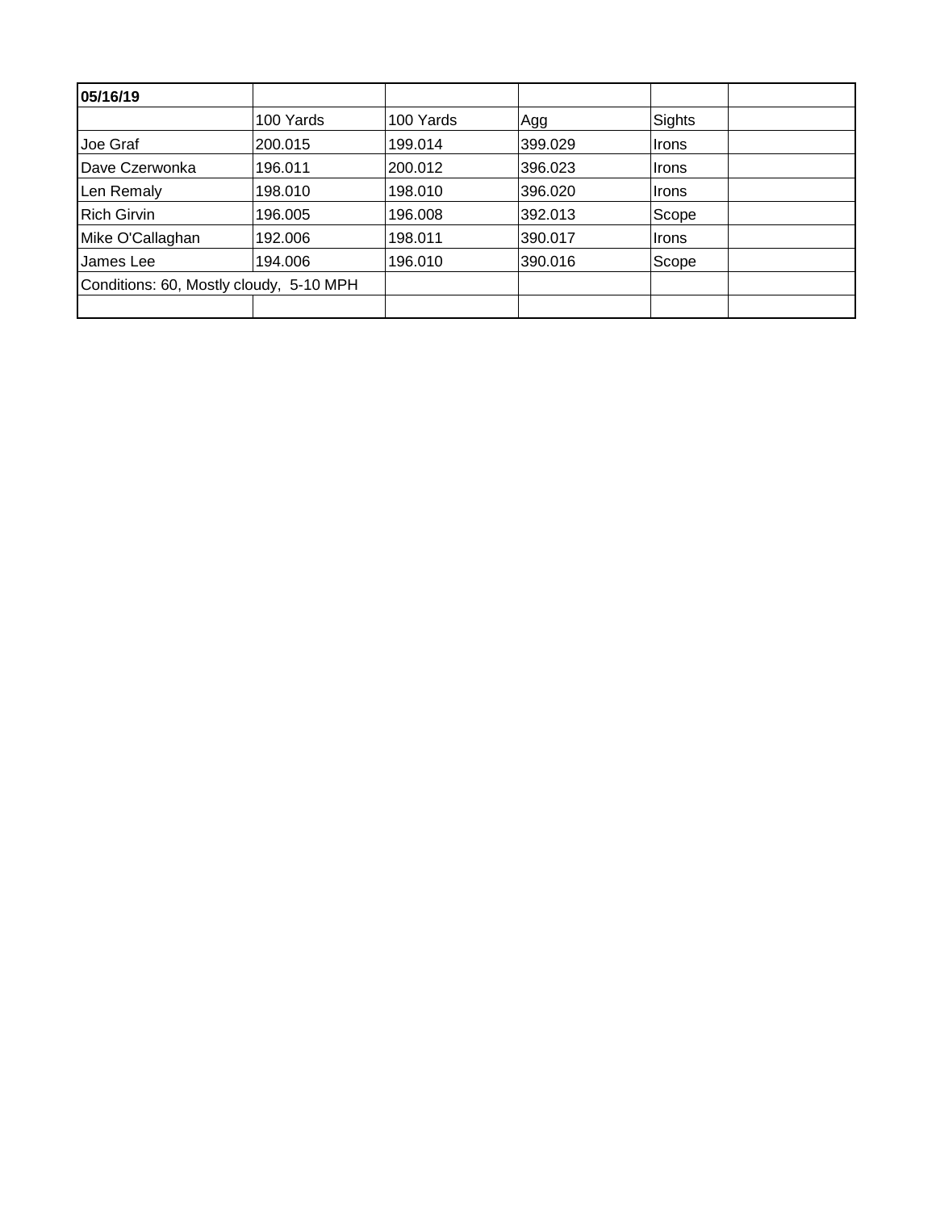| **05/16/19** | | | | | |
|---|---|---|---|---|---|
| | 100 Yards | 100 Yards | Agg | Sights | |
| Joe Graf | 200.015 | 199.014 | 399.029 | Irons | |
| Dave Czerwonka | 196.011 | 200.012 | 396.023 | Irons | |
| Len Remaly | 198.010 | 198.010 | 396.020 | Irons | |
| Rich Girvin | 196.005 | 196.008 | 392.013 | Scope | |
| Mike O'Callaghan | 192.006 | 198.011 | 390.017 | Irons | |
| James Lee | 194.006 | 196.010 | 390.016 | Scope | |
| Conditions: 60, Mostly cloudy, 5-10 MPH | | | | | |
| | | | | | |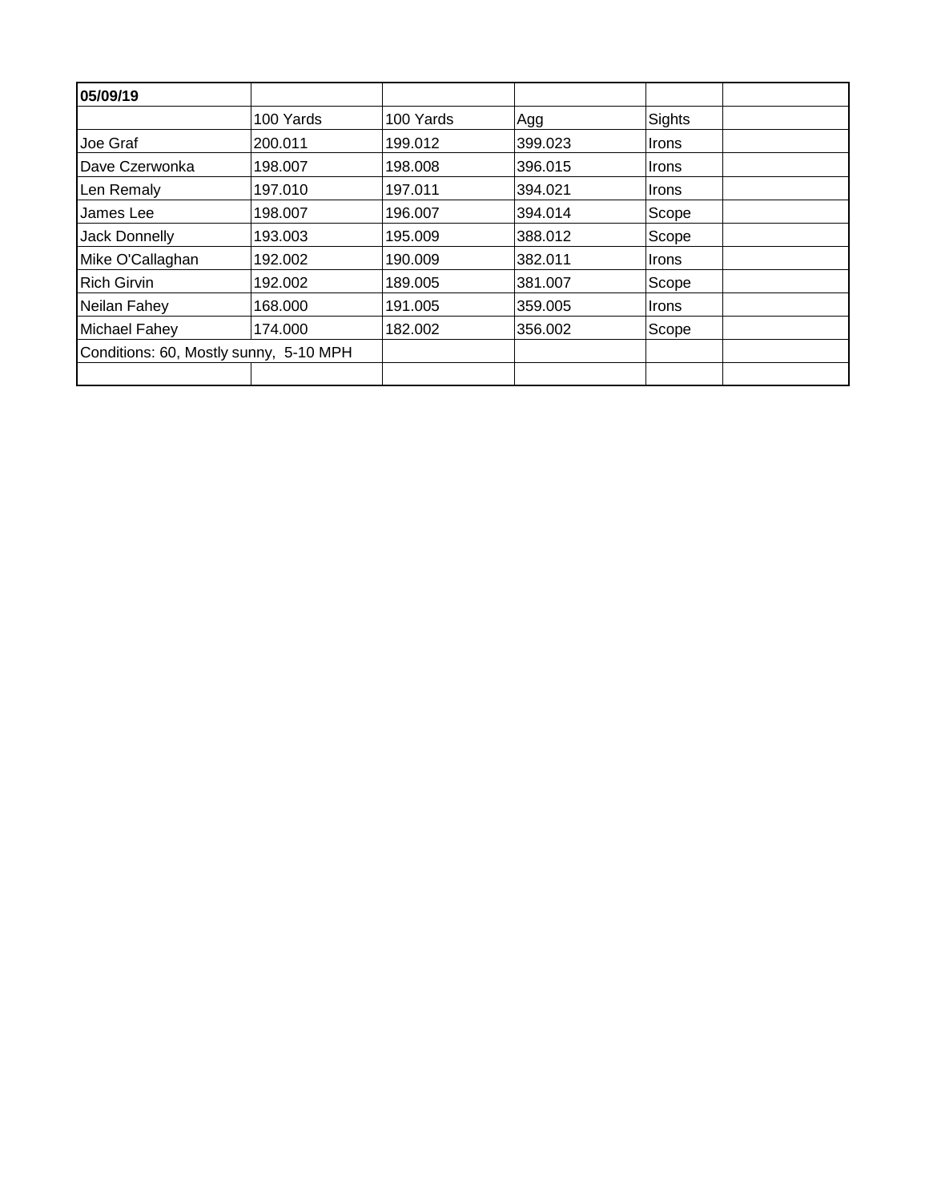| **05/09/19** | | | | | |
|---|---|---|---|---|---|
| | 100 Yards | 100 Yards | Agg | Sights | |
| Joe Graf | 200.011 | 199.012 | 399.023 | Irons | |
| Dave Czerwonka | 198.007 | 198.008 | 396.015 | Irons | |
| Len Remaly | 197.010 | 197.011 | 394.021 | Irons | |
| James Lee | 198.007 | 196.007 | 394.014 | Scope | |
| Jack Donnelly | 193.003 | 195.009 | 388.012 | Scope | |
| Mike O'Callaghan | 192.002 | 190.009 | 382.011 | Irons | |
| Rich Girvin | 192.002 | 189.005 | 381.007 | Scope | |
| Neilan Fahey | 168.000 | 191.005 | 359.005 | Irons | |
| Michael Fahey | 174.000 | 182.002 | 356.002 | Scope | |
| Conditions: 60, Mostly sunny, 5-10 MPH | | | | | |
| | | | | | |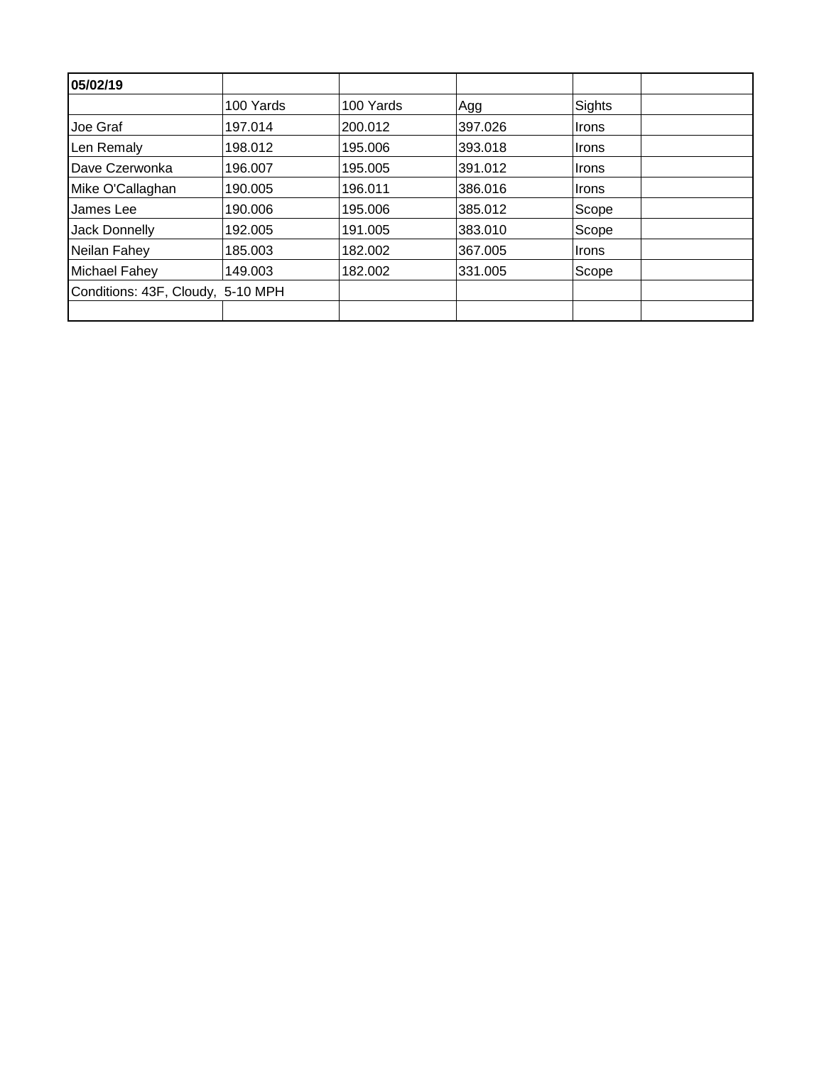| **05/02/19** | | | | | |
|---|---|---|---|---|---|
| | 100 Yards | 100 Yards | Agg | Sights | |
| Joe Graf | 197.014 | 200.012 | 397.026 | Irons | |
| Len Remaly | 198.012 | 195.006 | 393.018 | Irons | |
| Dave Czerwonka | 196.007 | 195.005 | 391.012 | Irons | |
| Mike O'Callaghan | 190.005 | 196.011 | 386.016 | Irons | |
| James Lee | 190.006 | 195.006 | 385.012 | Scope | |
| Jack Donnelly | 192.005 | 191.005 | 383.010 | Scope | |
| Neilan Fahey | 185.003 | 182.002 | 367.005 | Irons | |
| Michael Fahey | 149.003 | 182.002 | 331.005 | Scope | |
| Conditions: 43F, Cloudy, 5-10 MPH | | | | | |
| | | | | | |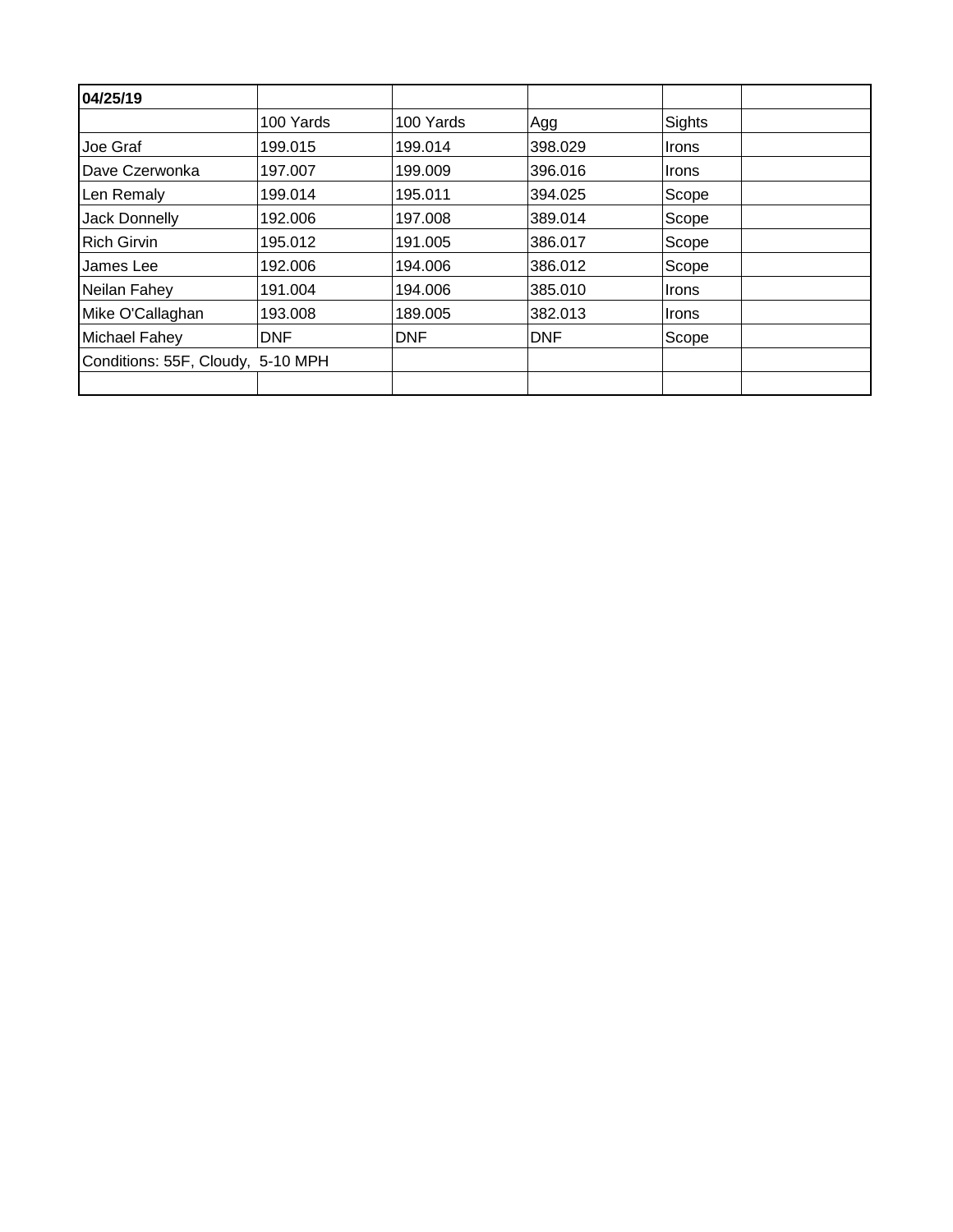| 04/25/19 | | | | | |
|---|---|---|---|---|---|
| | 100 Yards | 100 Yards | Agg | Sights | |
| Joe Graf | 199.015 | 199.014 | 398.029 | Irons | |
| Dave Czerwonka | 197.007 | 199.009 | 396.016 | Irons | |
| Len Remaly | 199.014 | 195.011 | 394.025 | Scope | |
| Jack Donnelly | 192.006 | 197.008 | 389.014 | Scope | |
| Rich Girvin | 195.012 | 191.005 | 386.017 | Scope | |
| James Lee | 192.006 | 194.006 | 386.012 | Scope | |
| Neilan Fahey | 191.004 | 194.006 | 385.010 | Irons | |
| Mike O'Callaghan | 193.008 | 189.005 | 382.013 | Irons | |
| Michael Fahey | DNF | DNF | DNF | Scope | |
| Conditions: 55F, Cloudy, 5-10 MPH | | | | | |
| | | | | | |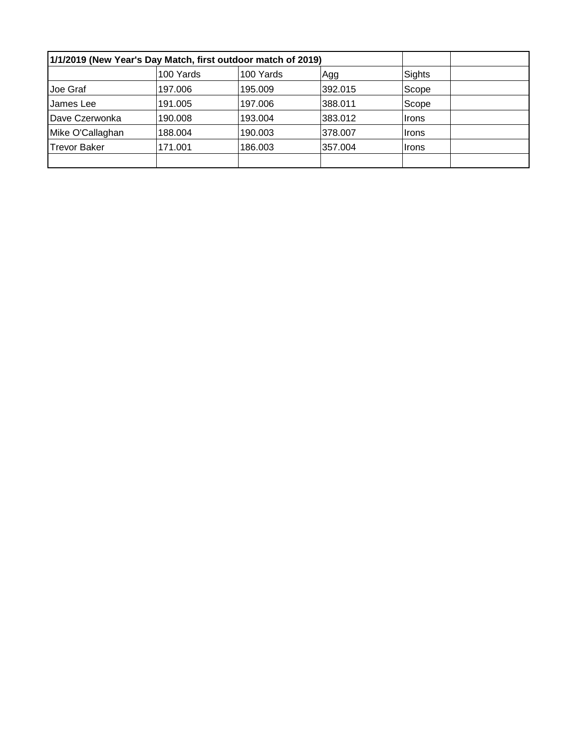| 1/1/2019 (New Year's Day Match, first outdoor match of 2019) | | | | | |
|---|---|---|---|---|---|
| | 100 Yards | 100 Yards | Agg | Sights | |
| Joe Graf | 197.006 | 195.009 | 392.015 | Scope | |
| James Lee | 191.005 | 197.006 | 388.011 | Scope | |
| Dave Czerwonka | 190.008 | 193.004 | 383.012 | Irons | |
| Mike O'Callaghan | 188.004 | 190.003 | 378.007 | Irons | |
| Trevor Baker | 171.001 | 186.003 | 357.004 | Irons | |
| | | | | | |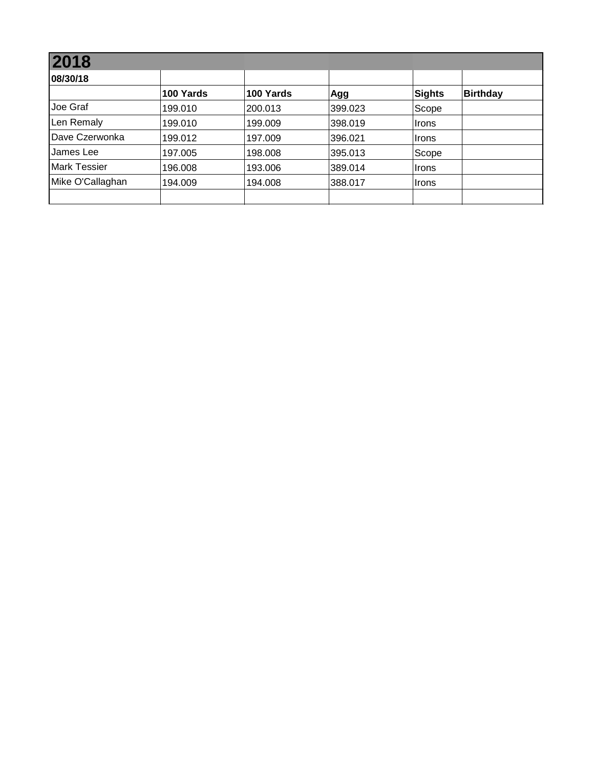| 2018 | | | | | |
|---|---|---|---|---|---|
| **08/30/18** | | | | | |
| | **100 Yards** | **100 Yards** | **Agg** | **Sights** | **Birthday** |
| Joe Graf | 199.010 | 200.013 | 399.023 | Scope | |
| Len Remaly | 199.010 | 199.009 | 398.019 | Irons | |
| Dave Czerwonka | 199.012 | 197.009 | 396.021 | Irons | |
| James Lee | 197.005 | 198.008 | 395.013 | Scope | |
| Mark Tessier | 196.008 | 193.006 | 389.014 | Irons | |
| Mike O'Callaghan | 194.009 | 194.008 | 388.017 | Irons | |
| | | | | | |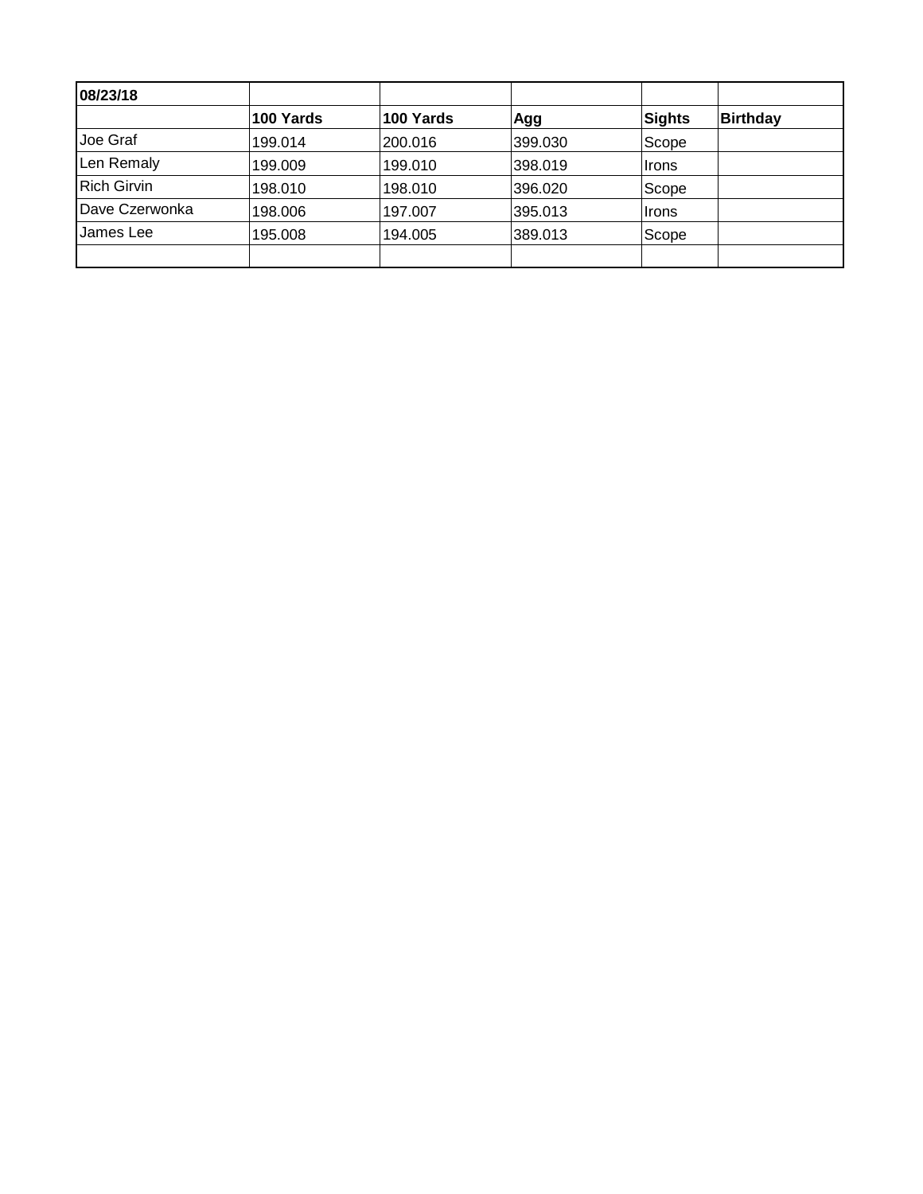| 08/23/18 | | | | | |
|---|---|---|---|---|---|
| | **100 Yards** | **100 Yards** | **Agg** | **Sights** | **Birthday** |
| Joe Graf | 199.014 | 200.016 | 399.030 | Scope | |
| Len Remaly | 199.009 | 199.010 | 398.019 | Irons | |
| Rich Girvin | 198.010 | 198.010 | 396.020 | Scope | |
| Dave Czerwonka | 198.006 | 197.007 | 395.013 | Irons | |
| James Lee | 195.008 | 194.005 | 389.013 | Scope | |
| | | | | | |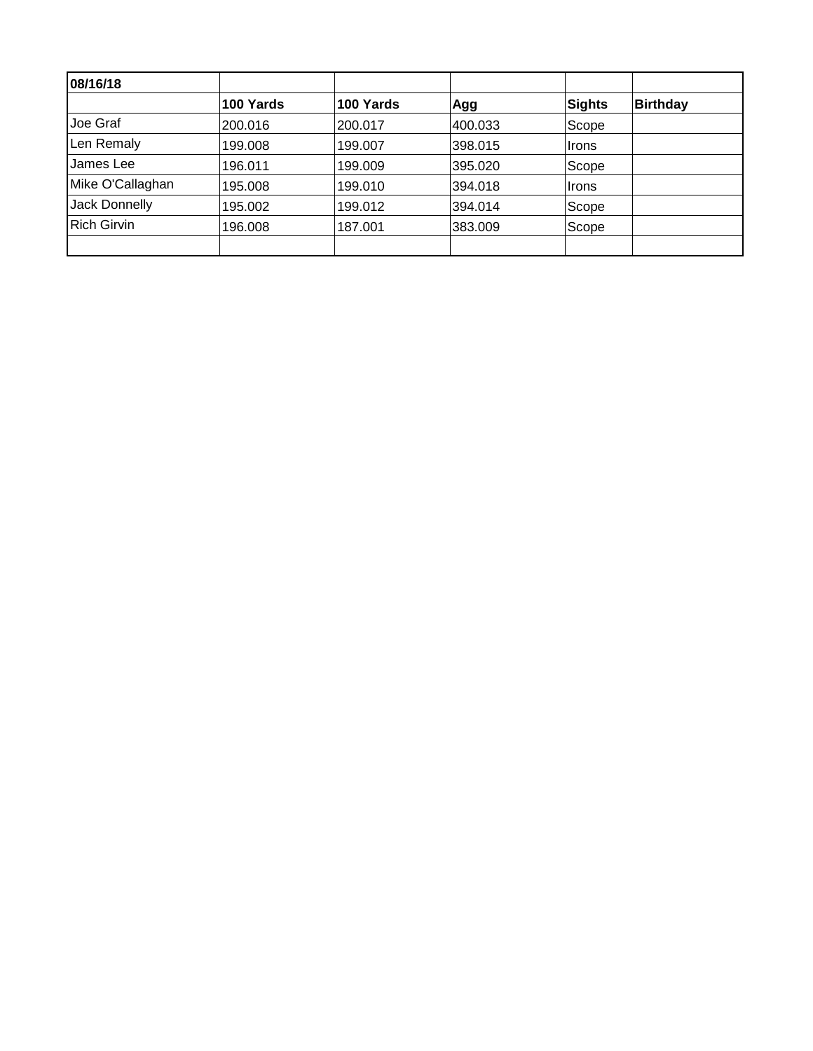| 08/16/18 | | | | | |
|---|---|---|---|---|---|
| | **100 Yards** | **100 Yards** | **Agg** | **Sights** | **Birthday** |
| Joe Graf | 200.016 | 200.017 | 400.033 | Scope | |
| Len Remaly | 199.008 | 199.007 | 398.015 | Irons | |
| James Lee | 196.011 | 199.009 | 395.020 | Scope | |
| Mike O'Callaghan | 195.008 | 199.010 | 394.018 | Irons | |
| Jack Donnelly | 195.002 | 199.012 | 394.014 | Scope | |
| Rich Girvin | 196.008 | 187.001 | 383.009 | Scope | |
| | | | | | |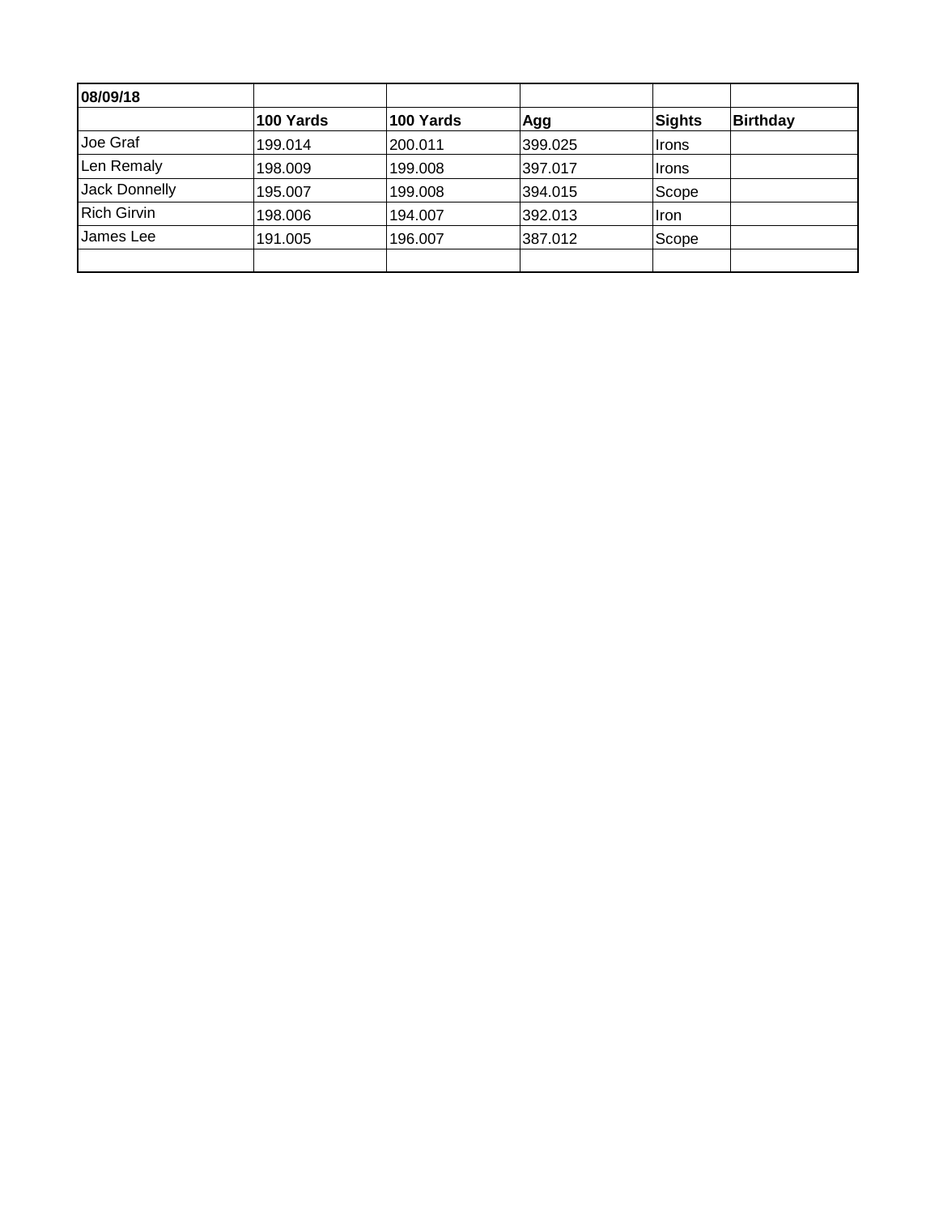| 08/09/18 | | | | | |
|---|---|---|---|---|---|
| | **100 Yards** | **100 Yards** | **Agg** | **Sights** | **Birthday** |
| Joe Graf | 199.014 | 200.011 | 399.025 | Irons | |
| Len Remaly | 198.009 | 199.008 | 397.017 | Irons | |
| Jack Donnelly | 195.007 | 199.008 | 394.015 | Scope | |
| Rich Girvin | 198.006 | 194.007 | 392.013 | Iron | |
| James Lee | 191.005 | 196.007 | 387.012 | Scope | |
| | | | | | |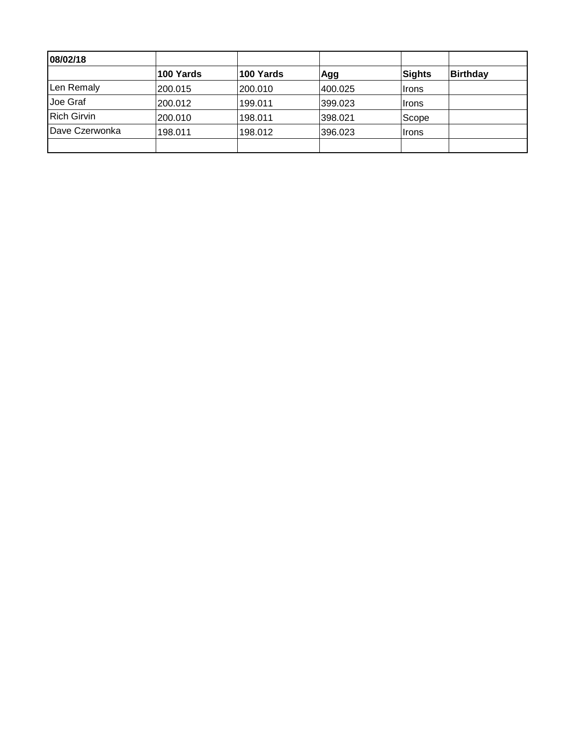| 08/02/18 | | | | | |
|---|---|---|---|---|---|
| | **100 Yards** | **100 Yards** | **Agg** | **Sights** | **Birthday** |
| Len Remaly | 200.015 | 200.010 | 400.025 | Irons | |
| Joe Graf | 200.012 | 199.011 | 399.023 | Irons | |
| Rich Girvin | 200.010 | 198.011 | 398.021 | Scope | |
| Dave Czerwonka | 198.011 | 198.012 | 396.023 | Irons | |
| | | | | | |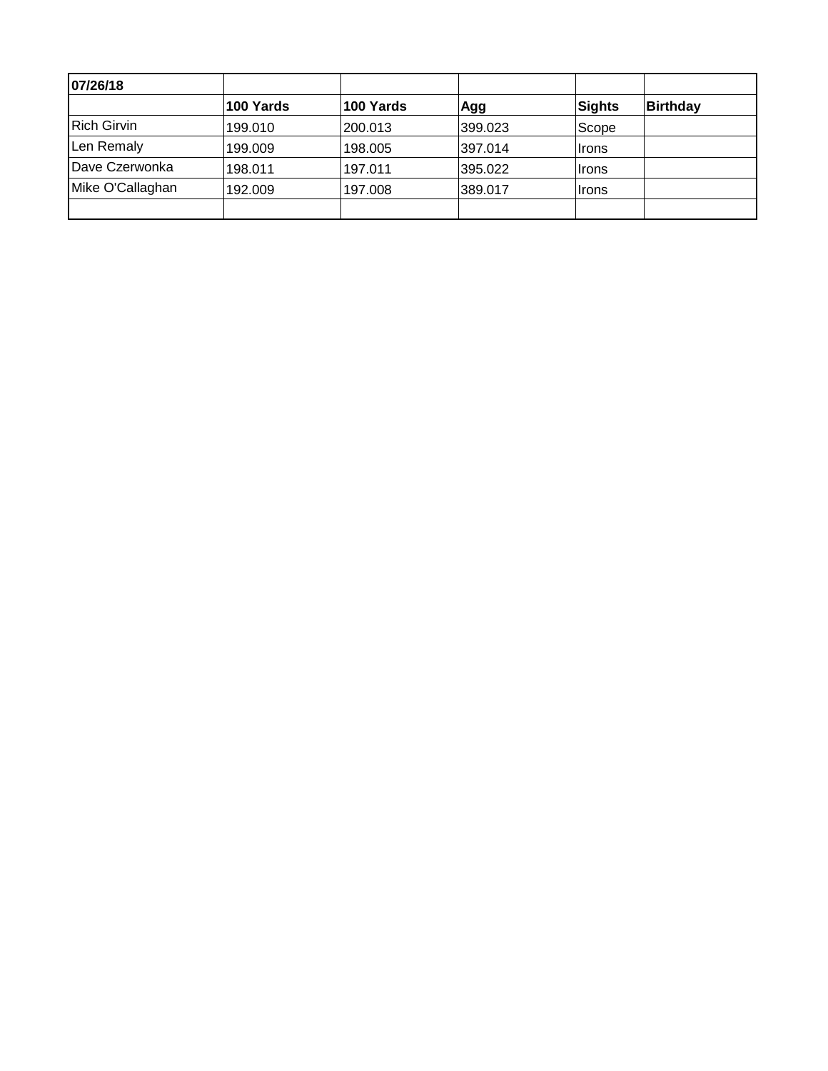| 07/26/18 | | | | | |
|---|---|---|---|---|---|
| | **100 Yards** | **100 Yards** | **Agg** | **Sights** | **Birthday** |
| Rich Girvin | 199.010 | 200.013 | 399.023 | Scope | |
| Len Remaly | 199.009 | 198.005 | 397.014 | Irons | |
| Dave Czerwonka | 198.011 | 197.011 | 395.022 | Irons | |
| Mike O'Callaghan | 192.009 | 197.008 | 389.017 | Irons | |
| | | | | | |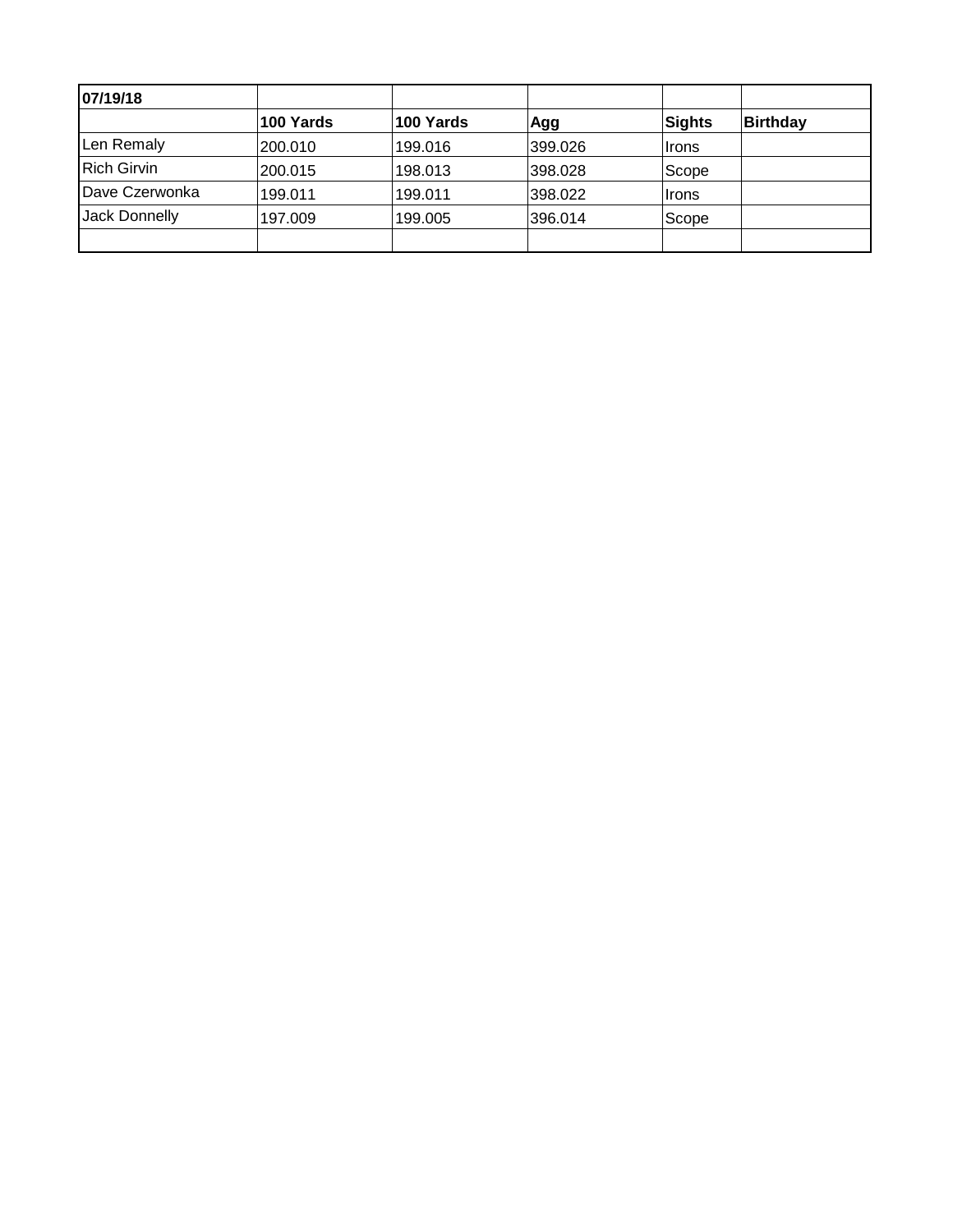| 07/19/18 | | | | | |
|---|---|---|---|---|---|
| | **100 Yards** | **100 Yards** | **Agg** | **Sights** | **Birthday** |
| Len Remaly | 200.010 | 199.016 | 399.026 | Irons | |
| Rich Girvin | 200.015 | 198.013 | 398.028 | Scope | |
| Dave Czerwonka | 199.011 | 199.011 | 398.022 | Irons | |
| Jack Donnelly | 197.009 | 199.005 | 396.014 | Scope | |
| | | | | | |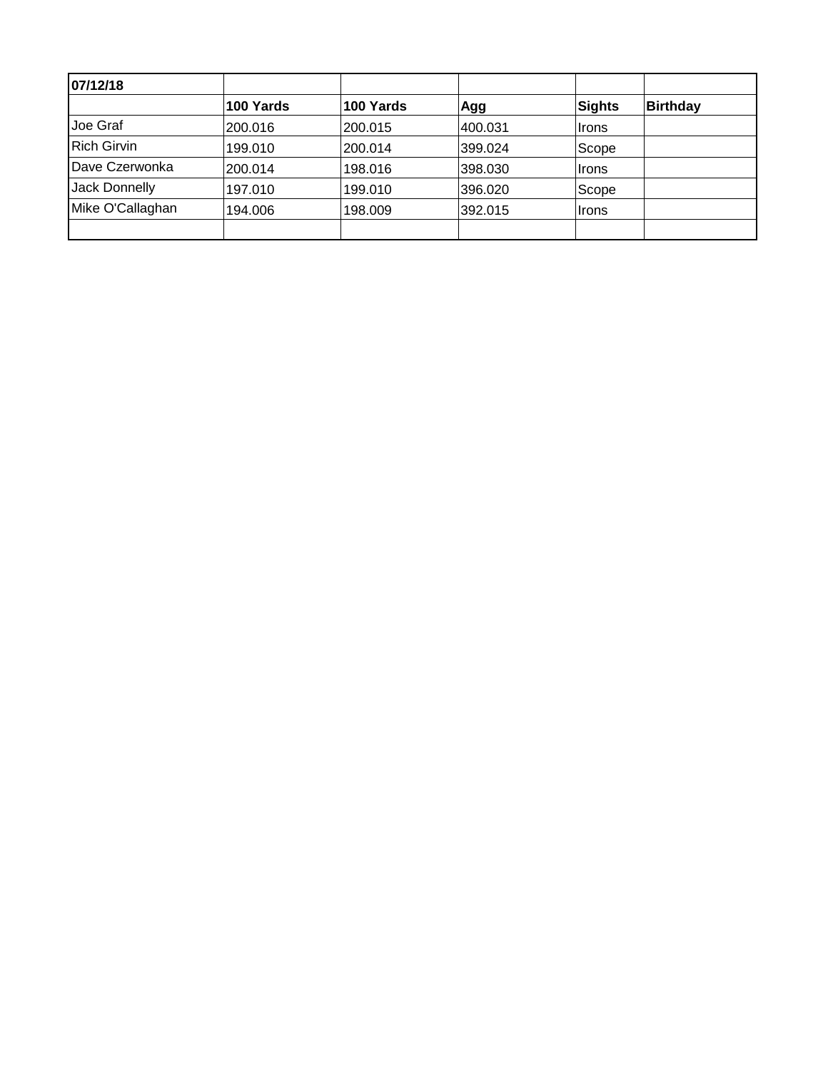| 07/12/18 | | | | | |
|---|---|---|---|---|---|
| | **100 Yards** | **100 Yards** | **Agg** | **Sights** | **Birthday** |
| Joe Graf | 200.016 | 200.015 | 400.031 | Irons | |
| Rich Girvin | 199.010 | 200.014 | 399.024 | Scope | |
| Dave Czerwonka | 200.014 | 198.016 | 398.030 | Irons | |
| Jack Donnelly | 197.010 | 199.010 | 396.020 | Scope | |
| Mike O'Callaghan | 194.006 | 198.009 | 392.015 | Irons | |
| | | | | | |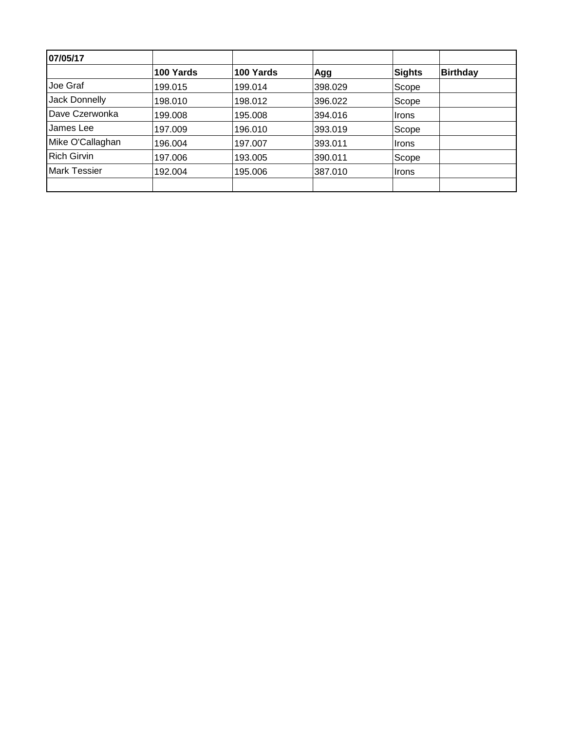| 07/05/17 | | | | | |
|---|---|---|---|---|---|
| | **100 Yards** | **100 Yards** | **Agg** | **Sights** | **Birthday** |
| Joe Graf | 199.015 | 199.014 | 398.029 | Scope | |
| Jack Donnelly | 198.010 | 198.012 | 396.022 | Scope | |
| Dave Czerwonka | 199.008 | 195.008 | 394.016 | Irons | |
| James Lee | 197.009 | 196.010 | 393.019 | Scope | |
| Mike O'Callaghan | 196.004 | 197.007 | 393.011 | Irons | |
| Rich Girvin | 197.006 | 193.005 | 390.011 | Scope | |
| Mark Tessier | 192.004 | 195.006 | 387.010 | Irons | |
| | | | | | |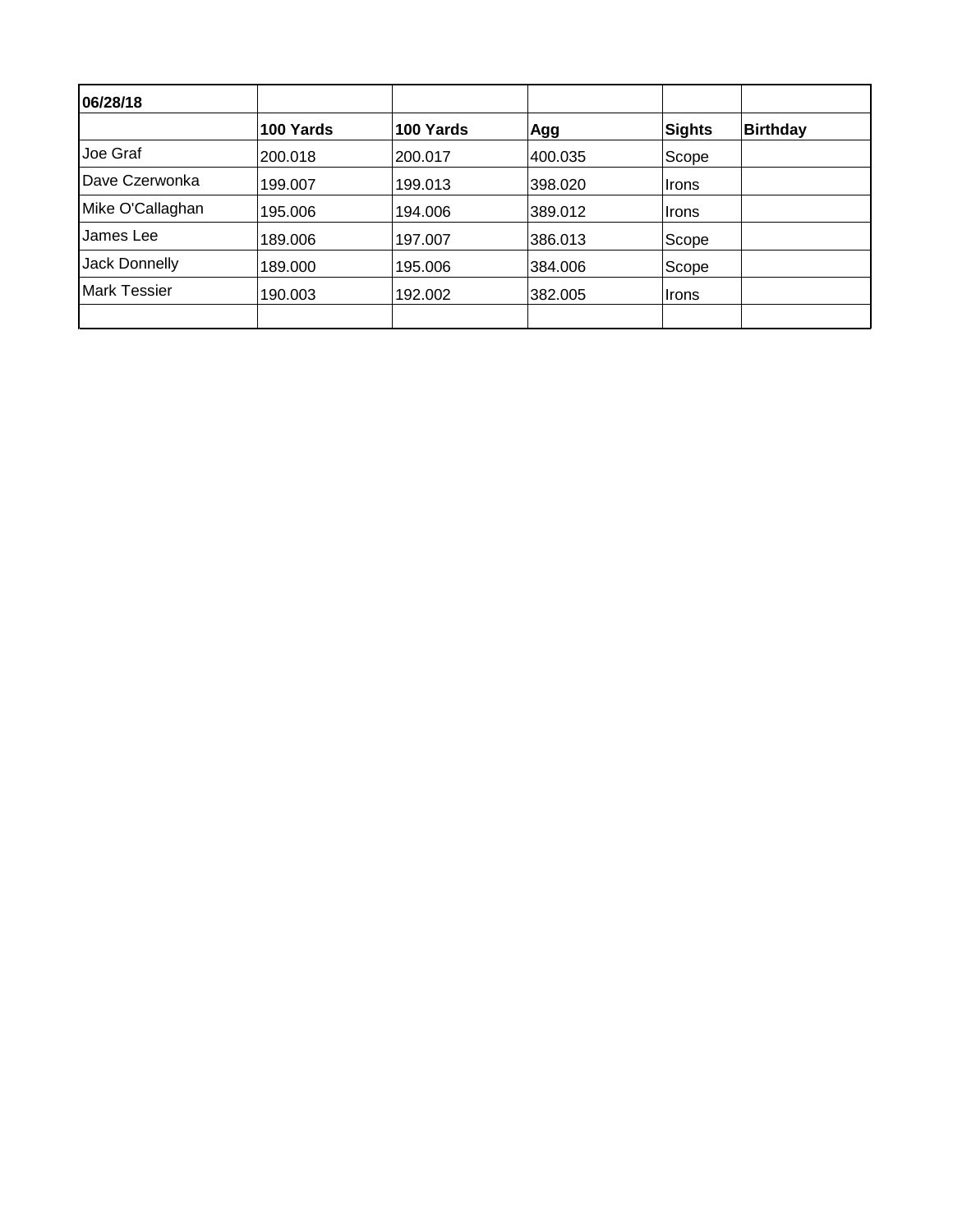| 06/28/18 | | | | | |
|---|---|---|---|---|---|
| | **100 Yards** | **100 Yards** | **Agg** | **Sights** | **Birthday** |
| Joe Graf | 200.018 | 200.017 | 400.035 | Scope | |
| Dave Czerwonka | 199.007 | 199.013 | 398.020 | Irons | |
| Mike O'Callaghan | 195.006 | 194.006 | 389.012 | Irons | |
| James Lee | 189.006 | 197.007 | 386.013 | Scope | |
| Jack Donnelly | 189.000 | 195.006 | 384.006 | Scope | |
| Mark Tessier | 190.003 | 192.002 | 382.005 | Irons | |
| | | | | | |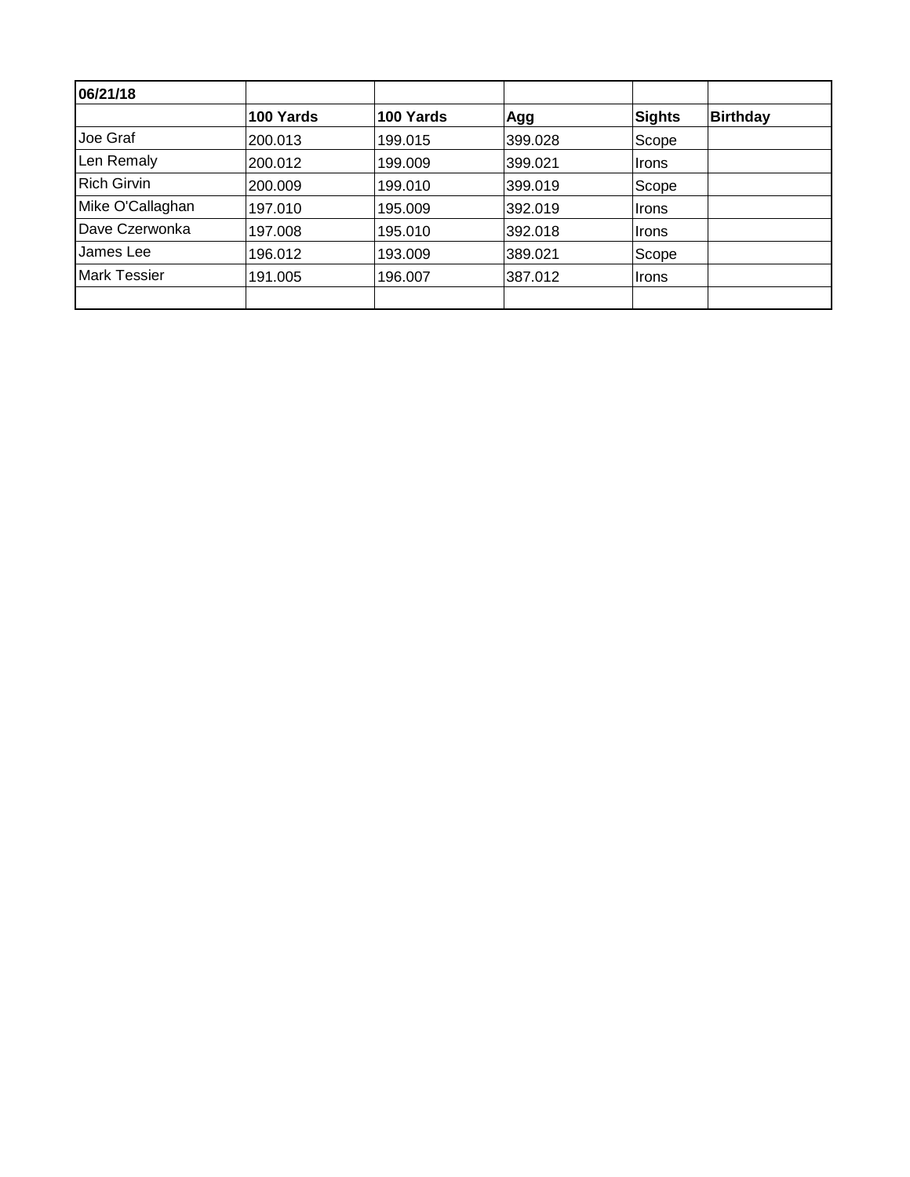| 06/21/18 | | | | | |
|---|---|---|---|---|---|
| | **100 Yards** | **100 Yards** | **Agg** | **Sights** | **Birthday** |
| Joe Graf | 200.013 | 199.015 | 399.028 | Scope | |
| Len Remaly | 200.012 | 199.009 | 399.021 | Irons | |
| Rich Girvin | 200.009 | 199.010 | 399.019 | Scope | |
| Mike O'Callaghan | 197.010 | 195.009 | 392.019 | Irons | |
| Dave Czerwonka | 197.008 | 195.010 | 392.018 | Irons | |
| James Lee | 196.012 | 193.009 | 389.021 | Scope | |
| Mark Tessier | 191.005 | 196.007 | 387.012 | Irons | |
| | | | | | |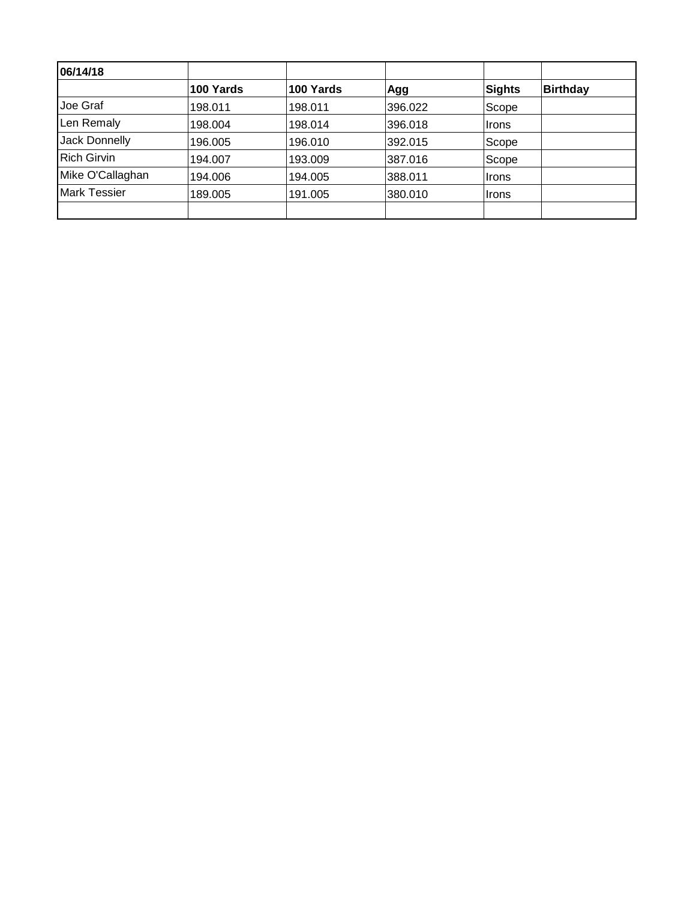| 06/14/18 | | | | | |
|---|---|---|---|---|---|
| | **100 Yards** | **100 Yards** | **Agg** | **Sights** | **Birthday** |
| Joe Graf | 198.011 | 198.011 | 396.022 | Scope | |
| Len Remaly | 198.004 | 198.014 | 396.018 | Irons | |
| Jack Donnelly | 196.005 | 196.010 | 392.015 | Scope | |
| Rich Girvin | 194.007 | 193.009 | 387.016 | Scope | |
| Mike O'Callaghan | 194.006 | 194.005 | 388.011 | Irons | |
| Mark Tessier | 189.005 | 191.005 | 380.010 | Irons | |
| | | | | | |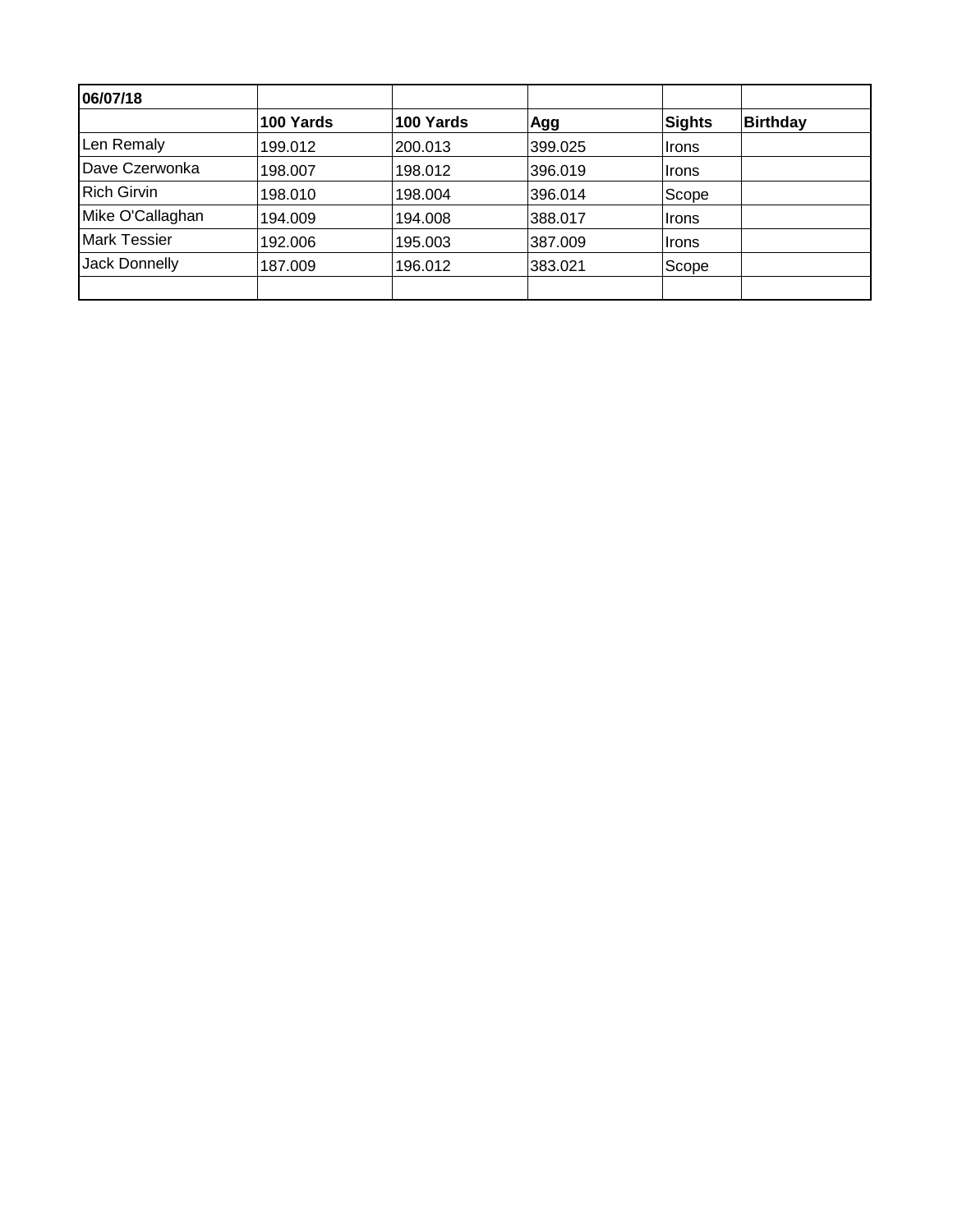| 06/07/18 | | | | | |
|---|---|---|---|---|---|
| | **100 Yards** | **100 Yards** | **Agg** | **Sights** | **Birthday** |
| Len Remaly | 199.012 | 200.013 | 399.025 | Irons | |
| Dave Czerwonka | 198.007 | 198.012 | 396.019 | Irons | |
| Rich Girvin | 198.010 | 198.004 | 396.014 | Scope | |
| Mike O'Callaghan | 194.009 | 194.008 | 388.017 | Irons | |
| Mark Tessier | 192.006 | 195.003 | 387.009 | Irons | |
| Jack Donnelly | 187.009 | 196.012 | 383.021 | Scope | |
| | | | | | |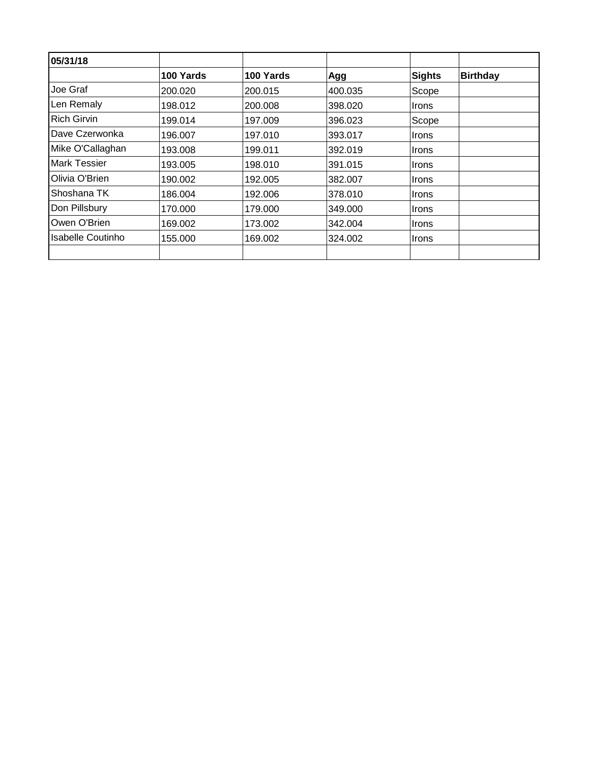| 05/31/18 | | | | | |
|---|---|---|---|---|---|
| | **100 Yards** | **100 Yards** | **Agg** | **Sights** | **Birthday** |
| Joe Graf | 200.020 | 200.015 | 400.035 | Scope | |
| Len Remaly | 198.012 | 200.008 | 398.020 | Irons | |
| Rich Girvin | 199.014 | 197.009 | 396.023 | Scope | |
| Dave Czerwonka | 196.007 | 197.010 | 393.017 | Irons | |
| Mike O'Callaghan | 193.008 | 199.011 | 392.019 | Irons | |
| Mark Tessier | 193.005 | 198.010 | 391.015 | Irons | |
| Olivia O'Brien | 190.002 | 192.005 | 382.007 | Irons | |
| Shoshana TK | 186.004 | 192.006 | 378.010 | Irons | |
| Don Pillsbury | 170.000 | 179.000 | 349.000 | Irons | |
| Owen O'Brien | 169.002 | 173.002 | 342.004 | Irons | |
| Isabelle Coutinho | 155.000 | 169.002 | 324.002 | Irons | |
| | | | | | |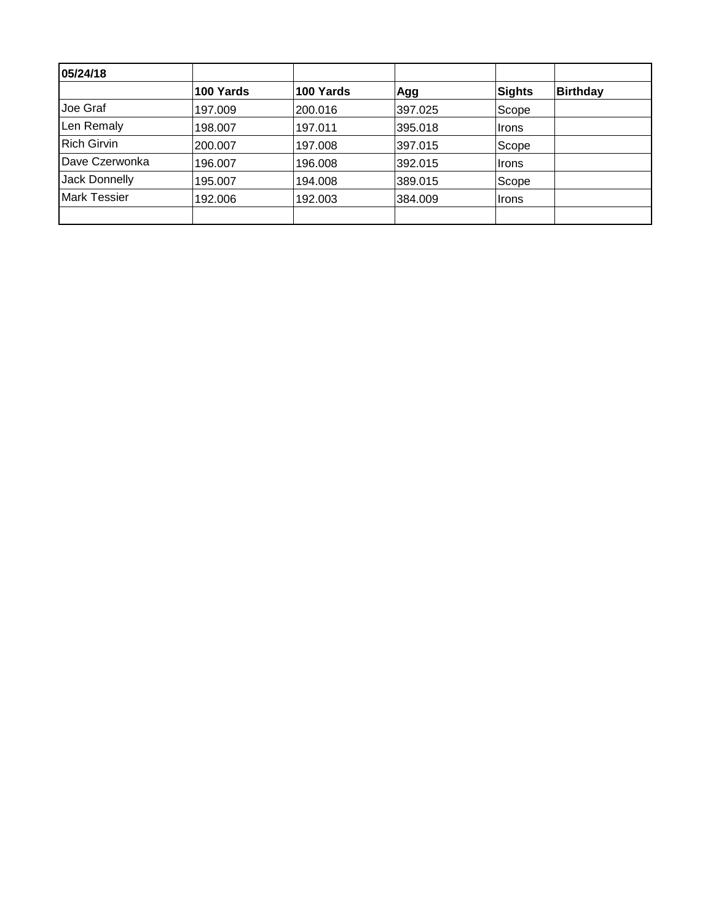| **05/24/18** | | | | | |
|---|---|---|---|---|---|
| | **100 Yards** | **100 Yards** | **Agg** | **Sights** | **Birthday** |
| Joe Graf | 197.009 | 200.016 | 397.025 | Scope | |
| Len Remaly | 198.007 | 197.011 | 395.018 | Irons | |
| Rich Girvin | 200.007 | 197.008 | 397.015 | Scope | |
| Dave Czerwonka | 196.007 | 196.008 | 392.015 | Irons | |
| Jack Donnelly | 195.007 | 194.008 | 389.015 | Scope | |
| Mark Tessier | 192.006 | 192.003 | 384.009 | Irons | |
| | | | | | |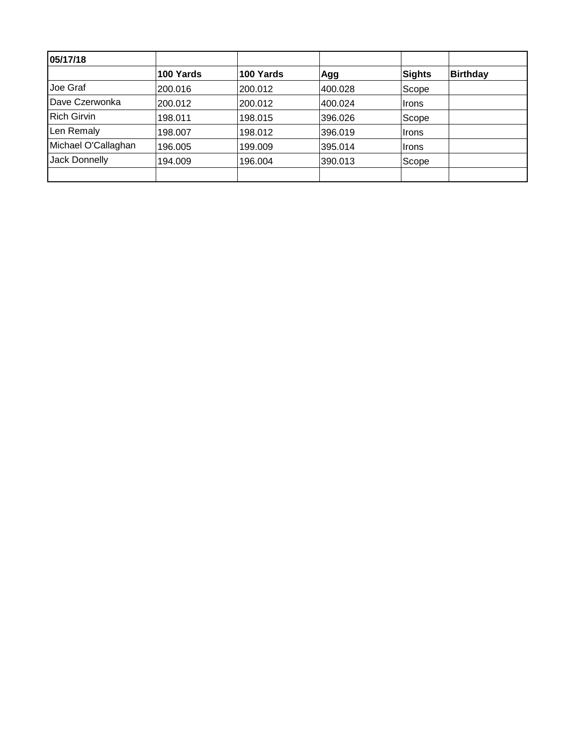| 05/17/18 | | | | | |
|---|---|---|---|---|---|
| | **100 Yards** | **100 Yards** | **Agg** | **Sights** | **Birthday** |
| Joe Graf | 200.016 | 200.012 | 400.028 | Scope | |
| Dave Czerwonka | 200.012 | 200.012 | 400.024 | Irons | |
| Rich Girvin | 198.011 | 198.015 | 396.026 | Scope | |
| Len Remaly | 198.007 | 198.012 | 396.019 | Irons | |
| Michael O'Callaghan | 196.005 | 199.009 | 395.014 | Irons | |
| Jack Donnelly | 194.009 | 196.004 | 390.013 | Scope | |
| | | | | | |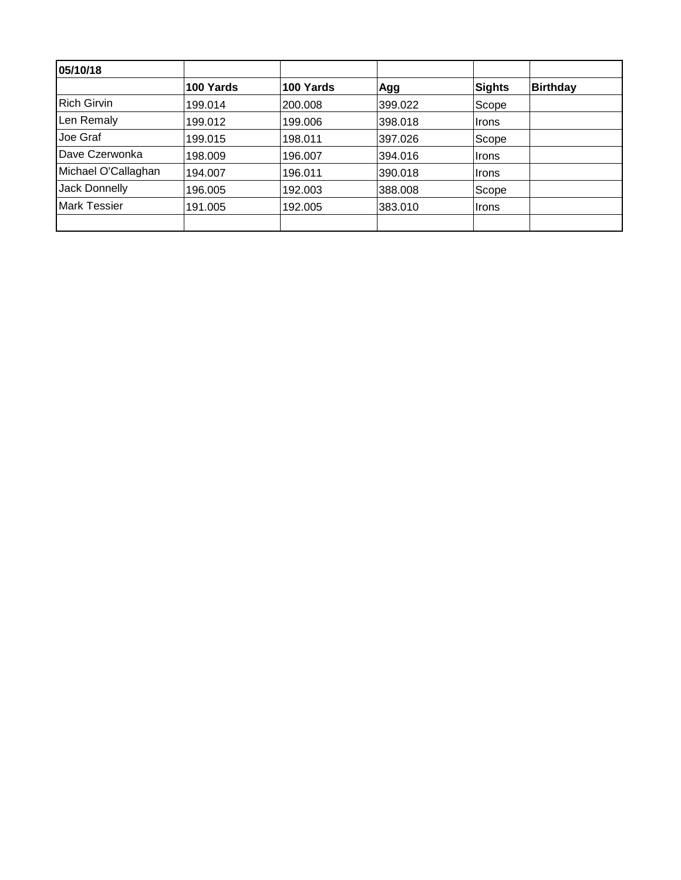| 05/10/18 | | | | | |
|---|---|---|---|---|---|
| | **100 Yards** | **100 Yards** | **Agg** | **Sights** | **Birthday** |
| Rich Girvin | 199.014 | 200.008 | 399.022 | Scope | |
| Len Remaly | 199.012 | 199.006 | 398.018 | Irons | |
| Joe Graf | 199.015 | 198.011 | 397.026 | Scope | |
| Dave Czerwonka | 198.009 | 196.007 | 394.016 | Irons | |
| Michael O'Callaghan | 194.007 | 196.011 | 390.018 | Irons | |
| Jack Donnelly | 196.005 | 192.003 | 388.008 | Scope | |
| Mark Tessier | 191.005 | 192.005 | 383.010 | Irons | |
| | | | | | |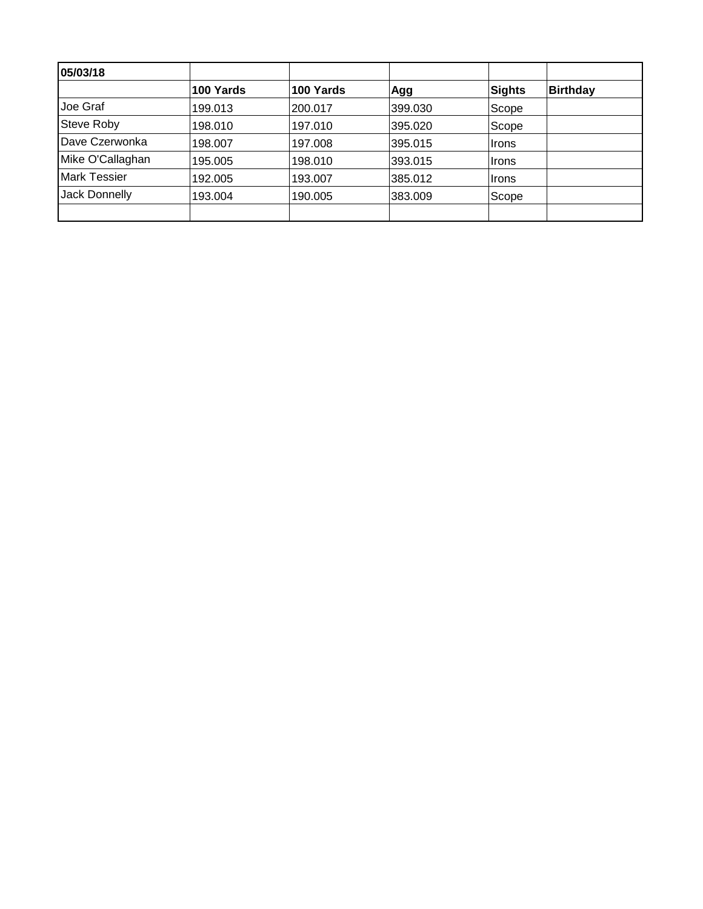| **05/03/18** | | | | | |
|---|---|---|---|---|---|
| | **100 Yards** | **100 Yards** | **Agg** | **Sights** | **Birthday** |
| Joe Graf | 199.013 | 200.017 | 399.030 | Scope | |
| Steve Roby | 198.010 | 197.010 | 395.020 | Scope | |
| Dave Czerwonka | 198.007 | 197.008 | 395.015 | Irons | |
| Mike O'Callaghan | 195.005 | 198.010 | 393.015 | Irons | |
| Mark Tessier | 192.005 | 193.007 | 385.012 | Irons | |
| Jack Donnelly | 193.004 | 190.005 | 383.009 | Scope | |
| | | | | | |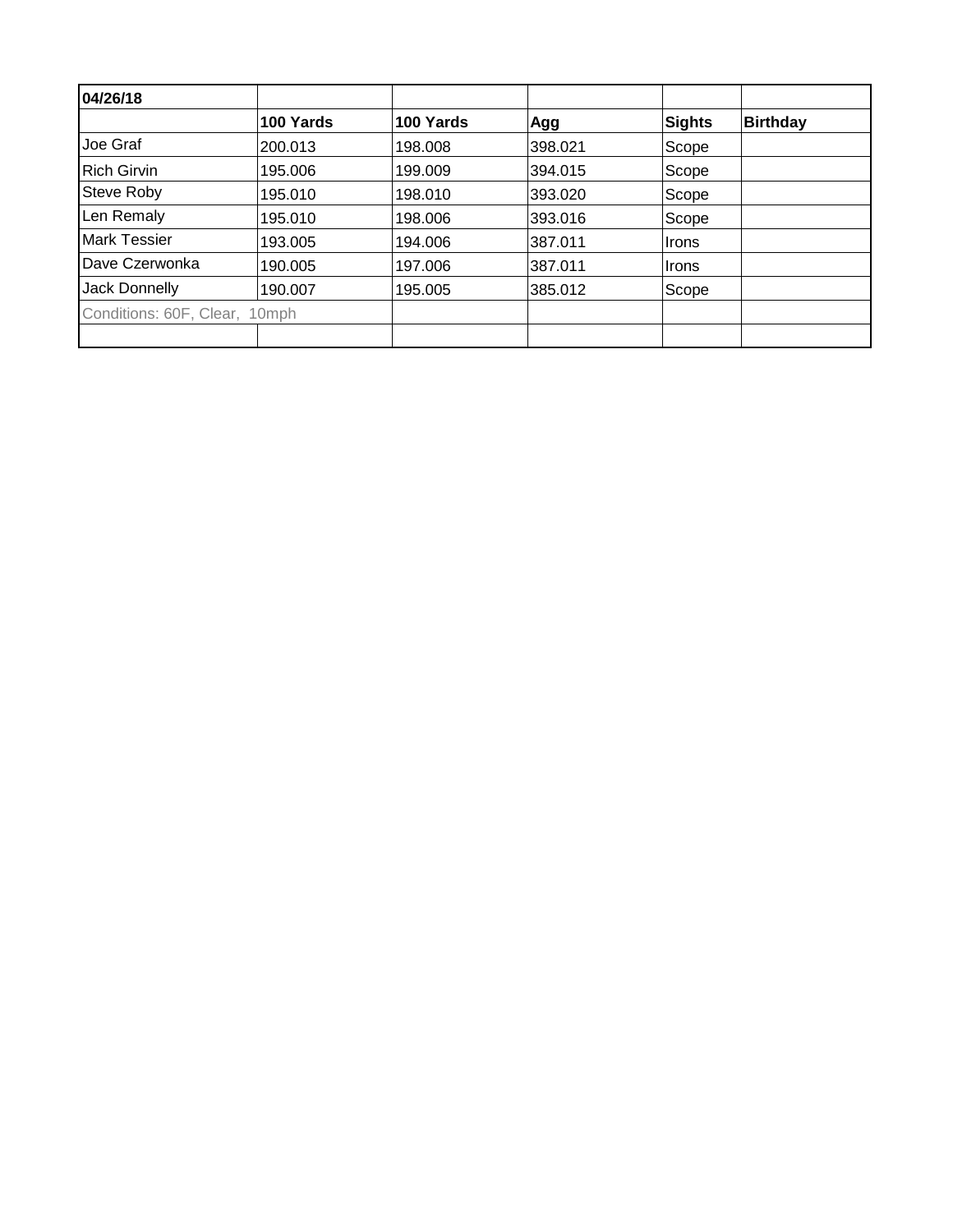| 04/26/18 | | | | | |
|---|---|---|---|---|---|
| | **100 Yards** | **100 Yards** | **Agg** | **Sights** | **Birthday** |
| Joe Graf | 200.013 | 198.008 | 398.021 | Scope | |
| Rich Girvin | 195.006 | 199.009 | 394.015 | Scope | |
| Steve Roby | 195.010 | 198.010 | 393.020 | Scope | |
| Len Remaly | 195.010 | 198.006 | 393.016 | Scope | |
| Mark Tessier | 193.005 | 194.006 | 387.011 | Irons | |
| Dave Czerwonka | 190.005 | 197.006 | 387.011 | Irons | |
| Jack Donnelly | 190.007 | 195.005 | 385.012 | Scope | |
| Conditions: 60F, Clear, 10mph | | | | | |
| | | | | | |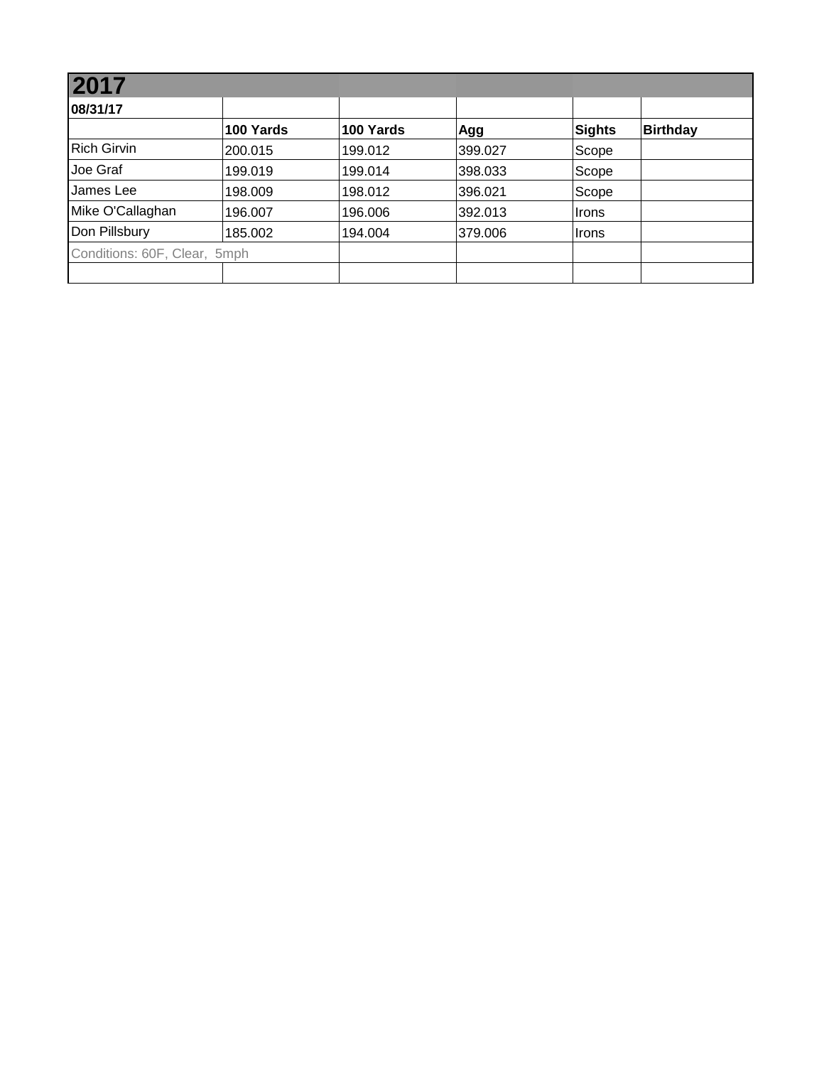## 2017

| 08/31/17 | | | | | |
|---|---|---|---|---|---|
| | **100 Yards** | **100 Yards** | **Agg** | **Sights** | **Birthday** |
| Rich Girvin | 200.015 | 199.012 | 399.027 | Scope | |
| Joe Graf | 199.019 | 199.014 | 398.033 | Scope | |
| James Lee | 198.009 | 198.012 | 396.021 | Scope | |
| Mike O'Callaghan | 196.007 | 196.006 | 392.013 | Irons | |
| Don Pillsbury | 185.002 | 194.004 | 379.006 | Irons | |
| Conditions: 60F, Clear, 5mph | | | | | |
| | | | | | |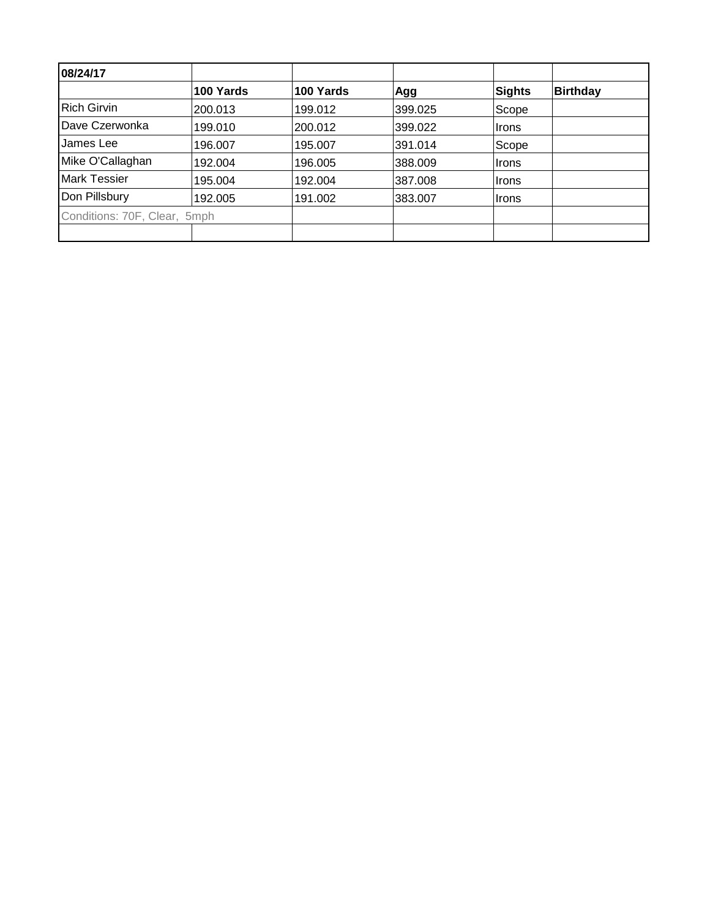| 08/24/17 | | | | | |
|---|---|---|---|---|---|
| | **100 Yards** | **100 Yards** | **Agg** | **Sights** | **Birthday** |
| Rich Girvin | 200.013 | 199.012 | 399.025 | Scope | |
| Dave Czerwonka | 199.010 | 200.012 | 399.022 | Irons | |
| James Lee | 196.007 | 195.007 | 391.014 | Scope | |
| Mike O'Callaghan | 192.004 | 196.005 | 388.009 | Irons | |
| Mark Tessier | 195.004 | 192.004 | 387.008 | Irons | |
| Don Pillsbury | 192.005 | 191.002 | 383.007 | Irons | |
| Conditions: 70F, Clear, 5mph | | | | | |
| | | | | | |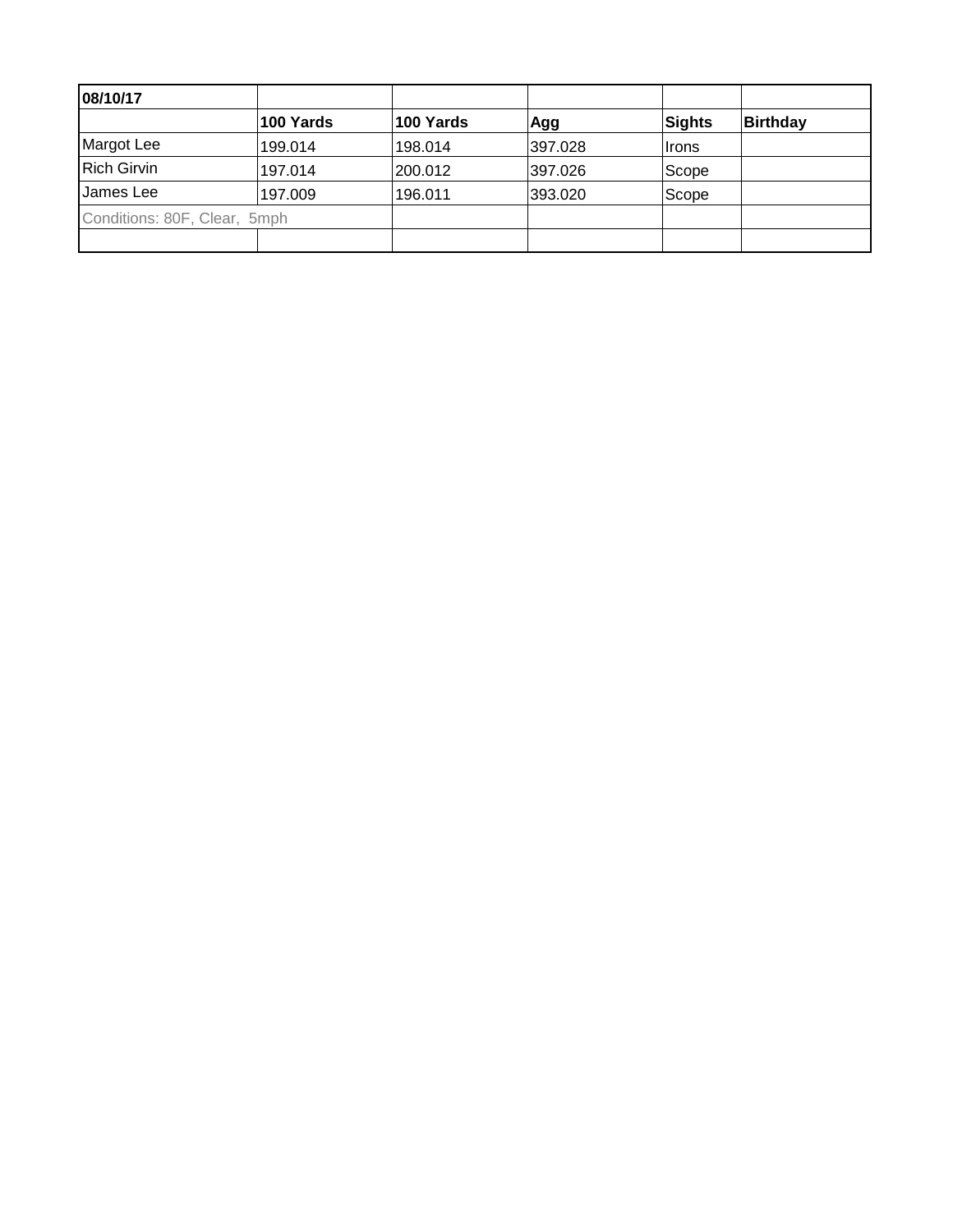| 08/10/17 | | | | | |
|---|---|---|---|---|---|
| | **100 Yards** | **100 Yards** | **Agg** | **Sights** | **Birthday** |
| Margot Lee | 199.014 | 198.014 | 397.028 | Irons | |
| Rich Girvin | 197.014 | 200.012 | 397.026 | Scope | |
| James Lee | 197.009 | 196.011 | 393.020 | Scope | |
| Conditions: 80F, Clear, 5mph | | | | | |
| | | | | | |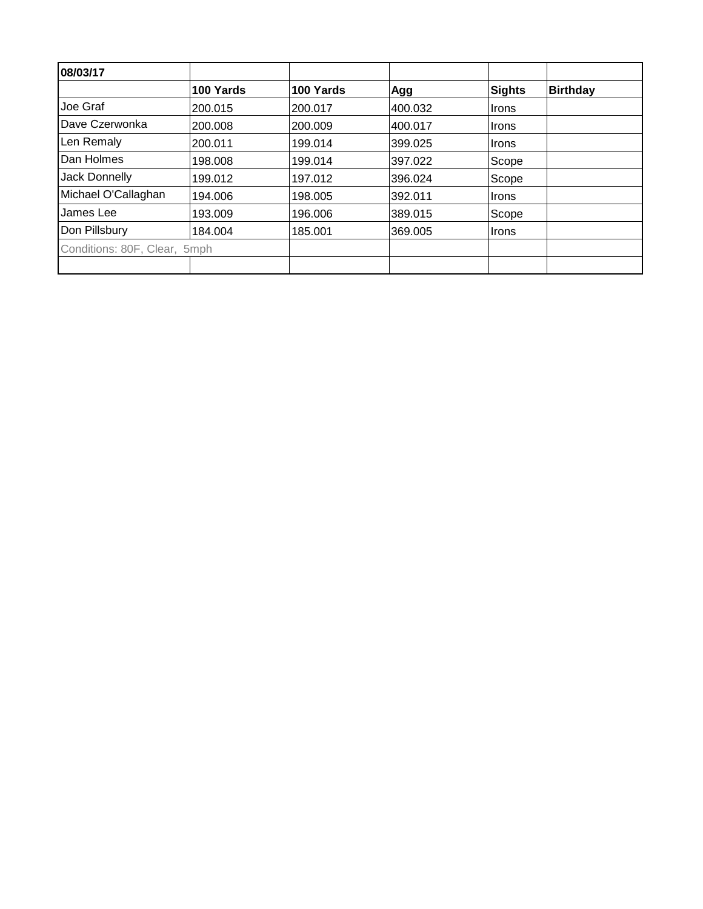| 08/03/17 | | | | | |
|---|---|---|---|---|---|
| | **100 Yards** | **100 Yards** | **Agg** | **Sights** | **Birthday** |
| Joe Graf | 200.015 | 200.017 | 400.032 | Irons | |
| Dave Czerwonka | 200.008 | 200.009 | 400.017 | Irons | |
| Len Remaly | 200.011 | 199.014 | 399.025 | Irons | |
| Dan Holmes | 198.008 | 199.014 | 397.022 | Scope | |
| Jack Donnelly | 199.012 | 197.012 | 396.024 | Scope | |
| Michael O'Callaghan | 194.006 | 198.005 | 392.011 | Irons | |
| James Lee | 193.009 | 196.006 | 389.015 | Scope | |
| Don Pillsbury | 184.004 | 185.001 | 369.005 | Irons | |
| Conditions: 80F, Clear, 5mph | | | | | |
| | | | | | |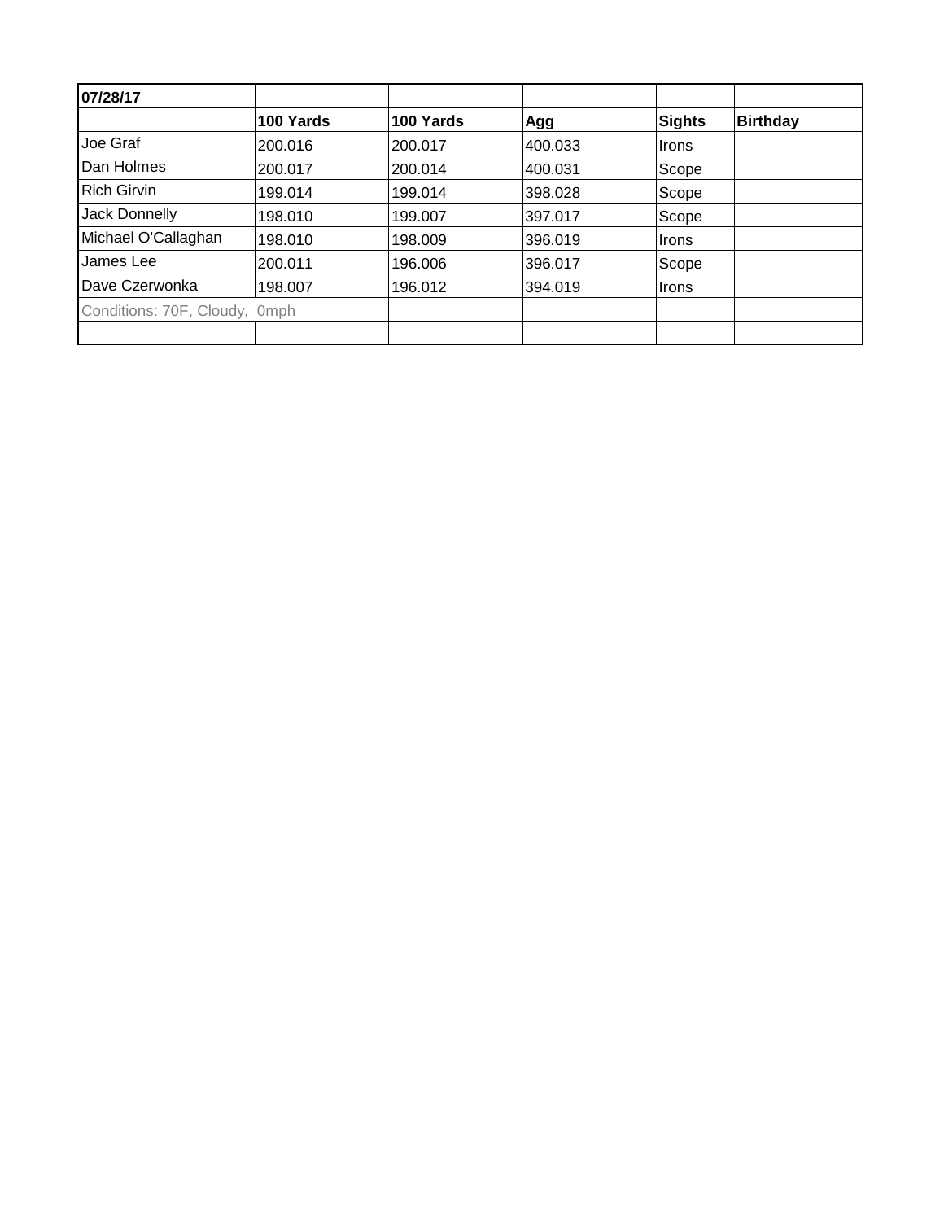| 07/28/17 | | | | | |
|---|---|---|---|---|---|
| | **100 Yards** | **100 Yards** | **Agg** | **Sights** | **Birthday** |
| Joe Graf | 200.016 | 200.017 | 400.033 | Irons | |
| Dan Holmes | 200.017 | 200.014 | 400.031 | Scope | |
| Rich Girvin | 199.014 | 199.014 | 398.028 | Scope | |
| Jack Donnelly | 198.010 | 199.007 | 397.017 | Scope | |
| Michael O'Callaghan | 198.010 | 198.009 | 396.019 | Irons | |
| James Lee | 200.011 | 196.006 | 396.017 | Scope | |
| Dave Czerwonka | 198.007 | 196.012 | 394.019 | Irons | |
| Conditions: 70F, Cloudy, 0mph | | | | | |
| | | | | | |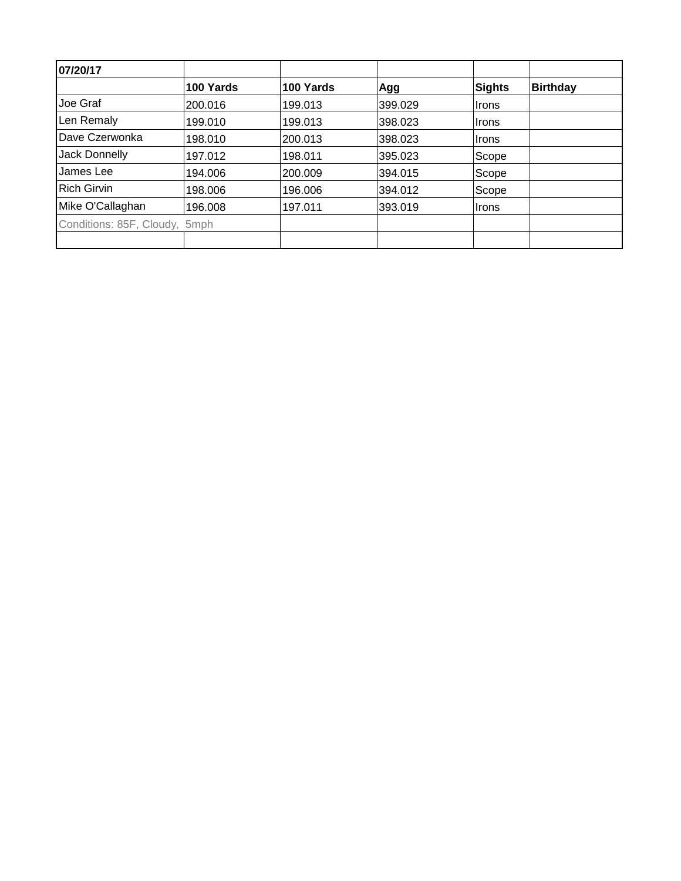| 07/20/17 | | | | | |
|---|---|---|---|---|---|
| | **100 Yards** | **100 Yards** | **Agg** | **Sights** | **Birthday** |
| Joe Graf | 200.016 | 199.013 | 399.029 | Irons | |
| Len Remaly | 199.010 | 199.013 | 398.023 | Irons | |
| Dave Czerwonka | 198.010 | 200.013 | 398.023 | Irons | |
| Jack Donnelly | 197.012 | 198.011 | 395.023 | Scope | |
| James Lee | 194.006 | 200.009 | 394.015 | Scope | |
| Rich Girvin | 198.006 | 196.006 | 394.012 | Scope | |
| Mike O'Callaghan | 196.008 | 197.011 | 393.019 | Irons | |
| Conditions: 85F, Cloudy, 5mph | | | | | |
| | | | | | |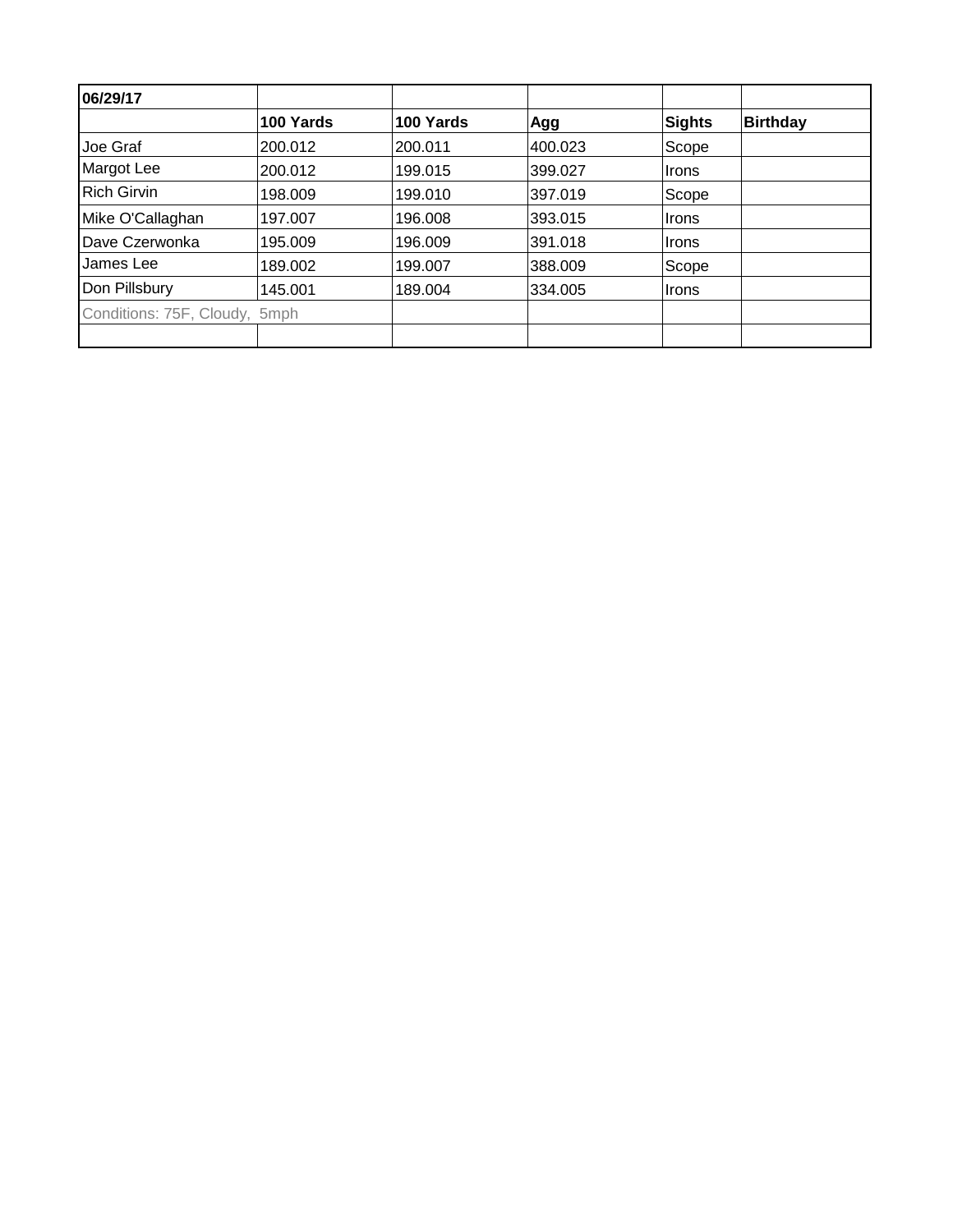| 06/29/17 | | | | | |
|---|---|---|---|---|---|
| | **100 Yards** | **100 Yards** | **Agg** | **Sights** | **Birthday** |
| Joe Graf | 200.012 | 200.011 | 400.023 | Scope | |
| Margot Lee | 200.012 | 199.015 | 399.027 | Irons | |
| Rich Girvin | 198.009 | 199.010 | 397.019 | Scope | |
| Mike O'Callaghan | 197.007 | 196.008 | 393.015 | Irons | |
| Dave Czerwonka | 195.009 | 196.009 | 391.018 | Irons | |
| James Lee | 189.002 | 199.007 | 388.009 | Scope | |
| Don Pillsbury | 145.001 | 189.004 | 334.005 | Irons | |
| Conditions: 75F, Cloudy, 5mph | | | | | |
| | | | | | |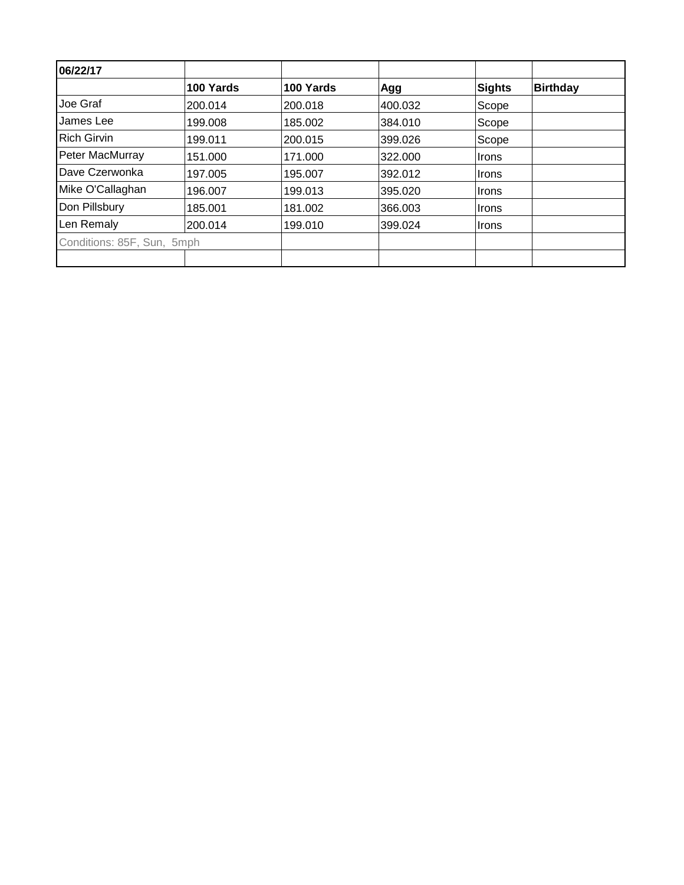| 06/22/17 | | | | | |
|---|---|---|---|---|---|
| | **100 Yards** | **100 Yards** | **Agg** | **Sights** | **Birthday** |
| Joe Graf | 200.014 | 200.018 | 400.032 | Scope | |
| James Lee | 199.008 | 185.002 | 384.010 | Scope | |
| Rich Girvin | 199.011 | 200.015 | 399.026 | Scope | |
| Peter MacMurray | 151.000 | 171.000 | 322.000 | Irons | |
| Dave Czerwonka | 197.005 | 195.007 | 392.012 | Irons | |
| Mike O'Callaghan | 196.007 | 199.013 | 395.020 | Irons | |
| Don Pillsbury | 185.001 | 181.002 | 366.003 | Irons | |
| Len Remaly | 200.014 | 199.010 | 399.024 | Irons | |
| Conditions: 85F, Sun, 5mph | | | | | |
| | | | | | |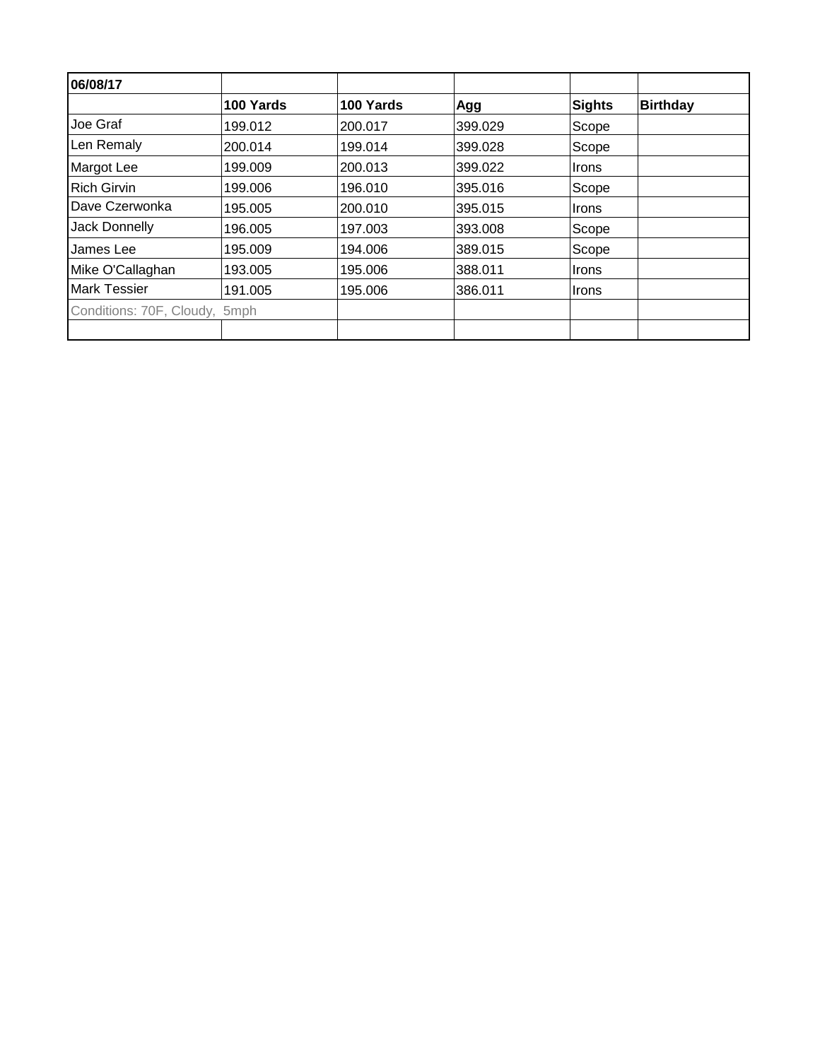| 06/08/17 | | | | | |
|---|---|---|---|---|---|
| | **100 Yards** | **100 Yards** | **Agg** | **Sights** | **Birthday** |
| Joe Graf | 199.012 | 200.017 | 399.029 | Scope | |
| Len Remaly | 200.014 | 199.014 | 399.028 | Scope | |
| Margot Lee | 199.009 | 200.013 | 399.022 | Irons | |
| Rich Girvin | 199.006 | 196.010 | 395.016 | Scope | |
| Dave Czerwonka | 195.005 | 200.010 | 395.015 | Irons | |
| Jack Donnelly | 196.005 | 197.003 | 393.008 | Scope | |
| James Lee | 195.009 | 194.006 | 389.015 | Scope | |
| Mike O'Callaghan | 193.005 | 195.006 | 388.011 | Irons | |
| Mark Tessier | 191.005 | 195.006 | 386.011 | Irons | |
| Conditions: 70F, Cloudy, 5mph | | | | | |
| | | | | | |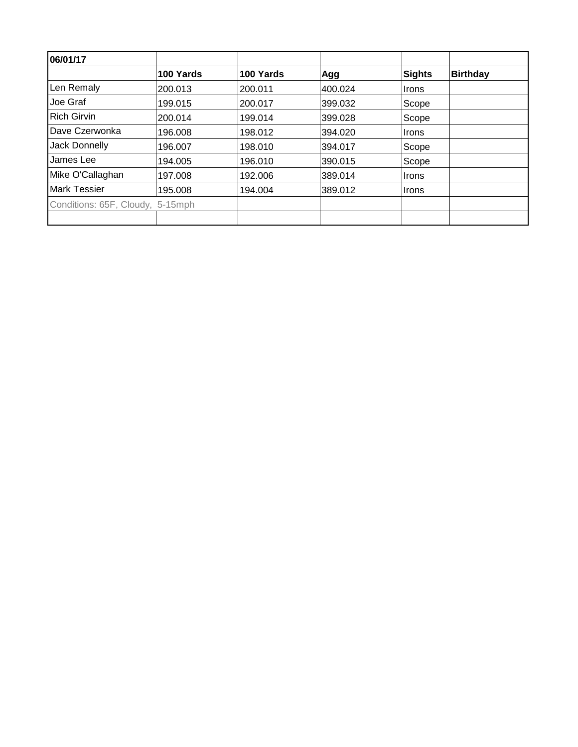| 06/01/17 | | | | | |
|---|---|---|---|---|---|
| | **100 Yards** | **100 Yards** | **Agg** | **Sights** | **Birthday** |
| Len Remaly | 200.013 | 200.011 | 400.024 | Irons | |
| Joe Graf | 199.015 | 200.017 | 399.032 | Scope | |
| Rich Girvin | 200.014 | 199.014 | 399.028 | Scope | |
| Dave Czerwonka | 196.008 | 198.012 | 394.020 | Irons | |
| Jack Donnelly | 196.007 | 198.010 | 394.017 | Scope | |
| James Lee | 194.005 | 196.010 | 390.015 | Scope | |
| Mike O'Callaghan | 197.008 | 192.006 | 389.014 | Irons | |
| Mark Tessier | 195.008 | 194.004 | 389.012 | Irons | |
| Conditions: 65F, Cloudy, 5-15mph | | | | | |
| | | | | | |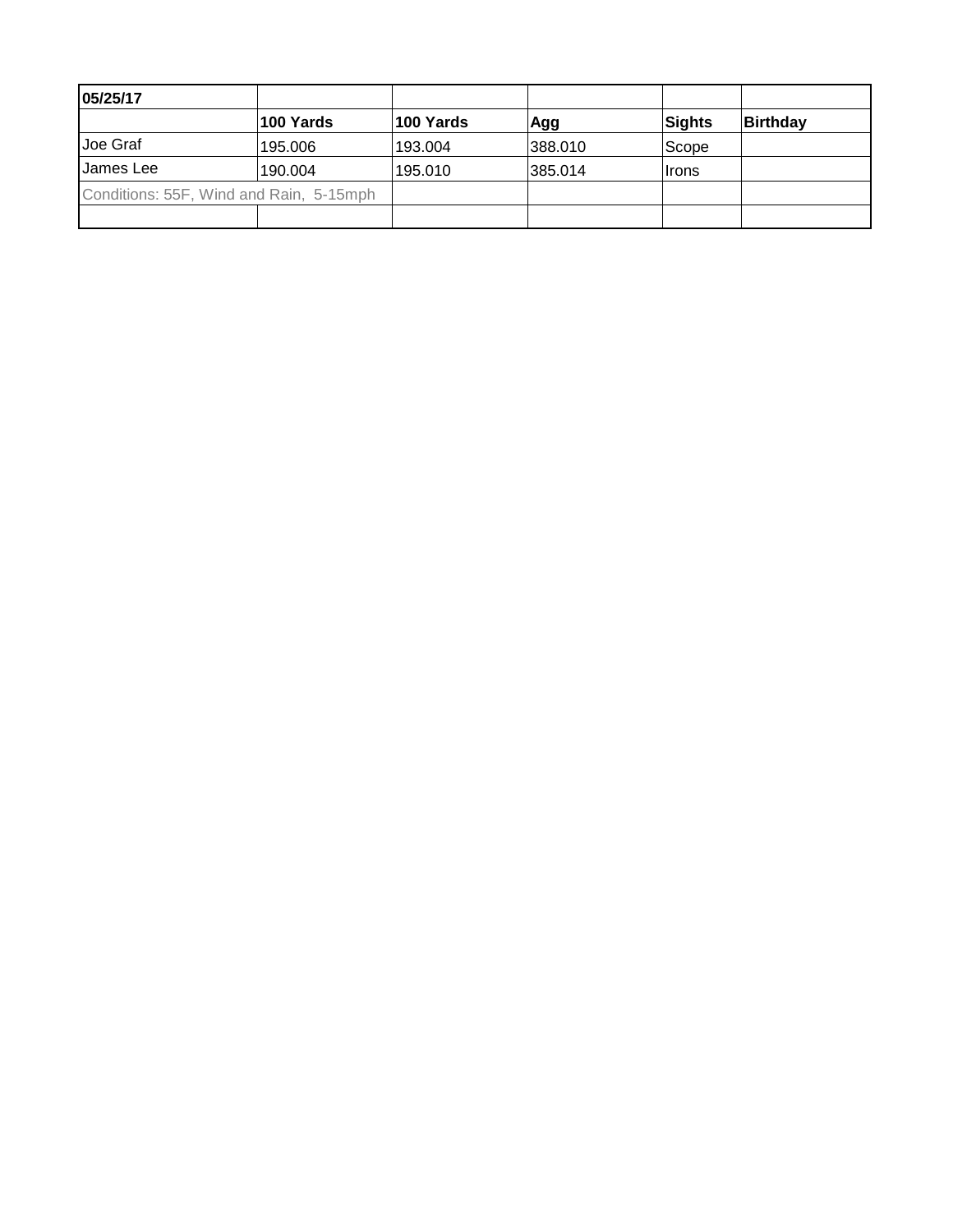| **05/25/17** | | | | | |
|---|---|---|---|---|---|
| | **100 Yards** | **100 Yards** | **Agg** | **Sights** | **Birthday** |
| Joe Graf | 195.006 | 193.004 | 388.010 | Scope | |
| James Lee | 190.004 | 195.010 | 385.014 | Irons | |
| Conditions: 55F, Wind and Rain, 5-15mph | | | | | |
| | | | | | |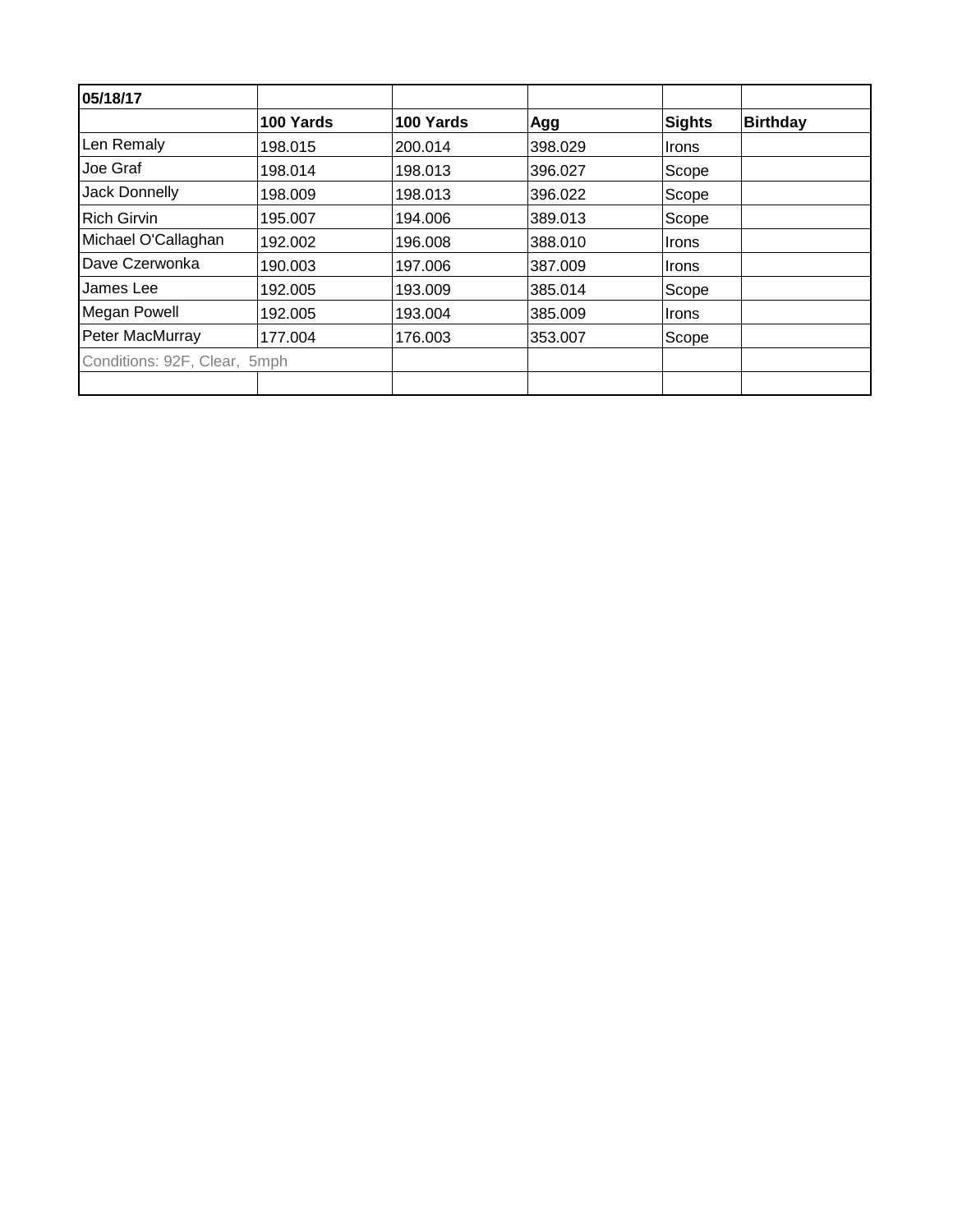| 05/18/17 | | | | | |
|---|---|---|---|---|---|
| | **100 Yards** | **100 Yards** | **Agg** | **Sights** | **Birthday** |
| Len Remaly | 198.015 | 200.014 | 398.029 | Irons | |
| Joe Graf | 198.014 | 198.013 | 396.027 | Scope | |
| Jack Donnelly | 198.009 | 198.013 | 396.022 | Scope | |
| Rich Girvin | 195.007 | 194.006 | 389.013 | Scope | |
| Michael O'Callaghan | 192.002 | 196.008 | 388.010 | Irons | |
| Dave Czerwonka | 190.003 | 197.006 | 387.009 | Irons | |
| James Lee | 192.005 | 193.009 | 385.014 | Scope | |
| Megan Powell | 192.005 | 193.004 | 385.009 | Irons | |
| Peter MacMurray | 177.004 | 176.003 | 353.007 | Scope | |
| Conditions: 92F, Clear, 5mph | | | | | |
| | | | | | |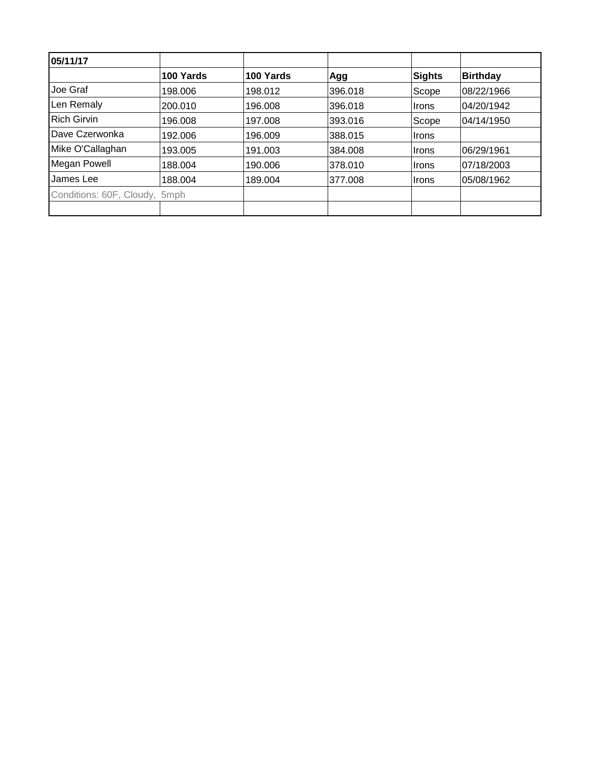| 05/11/17 | | | | | |
|---|---|---|---|---|---|
| | **100 Yards** | **100 Yards** | **Agg** | **Sights** | **Birthday** |
| Joe Graf | 198.006 | 198.012 | 396.018 | Scope | 08/22/1966 |
| Len Remaly | 200.010 | 196.008 | 396.018 | Irons | 04/20/1942 |
| Rich Girvin | 196.008 | 197.008 | 393.016 | Scope | 04/14/1950 |
| Dave Czerwonka | 192.006 | 196.009 | 388.015 | Irons | |
| Mike O'Callaghan | 193.005 | 191.003 | 384.008 | Irons | 06/29/1961 |
| Megan Powell | 188.004 | 190.006 | 378.010 | Irons | 07/18/2003 |
| James Lee | 188.004 | 189.004 | 377.008 | Irons | 05/08/1962 |
| Conditions: 60F, Cloudy, 5mph | | | | | |
| | | | | | |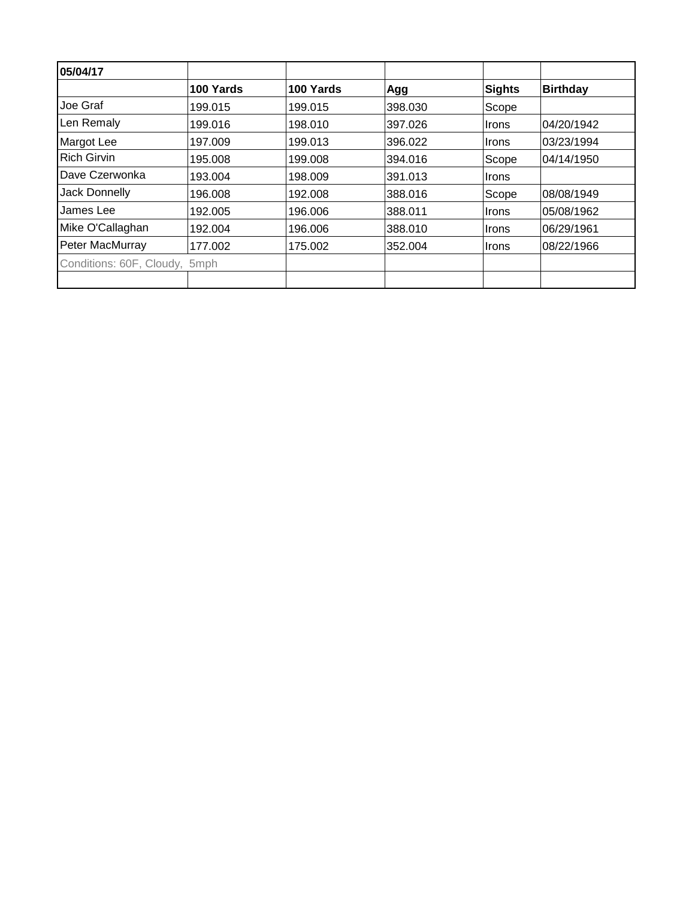| 05/04/17 | | | | | |
|---|---|---|---|---|---|
| | **100 Yards** | **100 Yards** | **Agg** | **Sights** | **Birthday** |
| Joe Graf | 199.015 | 199.015 | 398.030 | Scope | |
| Len Remaly | 199.016 | 198.010 | 397.026 | Irons | 04/20/1942 |
| Margot Lee | 197.009 | 199.013 | 396.022 | Irons | 03/23/1994 |
| Rich Girvin | 195.008 | 199.008 | 394.016 | Scope | 04/14/1950 |
| Dave Czerwonka | 193.004 | 198.009 | 391.013 | Irons | |
| Jack Donnelly | 196.008 | 192.008 | 388.016 | Scope | 08/08/1949 |
| James Lee | 192.005 | 196.006 | 388.011 | Irons | 05/08/1962 |
| Mike O'Callaghan | 192.004 | 196.006 | 388.010 | Irons | 06/29/1961 |
| Peter MacMurray | 177.002 | 175.002 | 352.004 | Irons | 08/22/1966 |
| Conditions: 60F, Cloudy, 5mph | | | | | |
| | | | | | |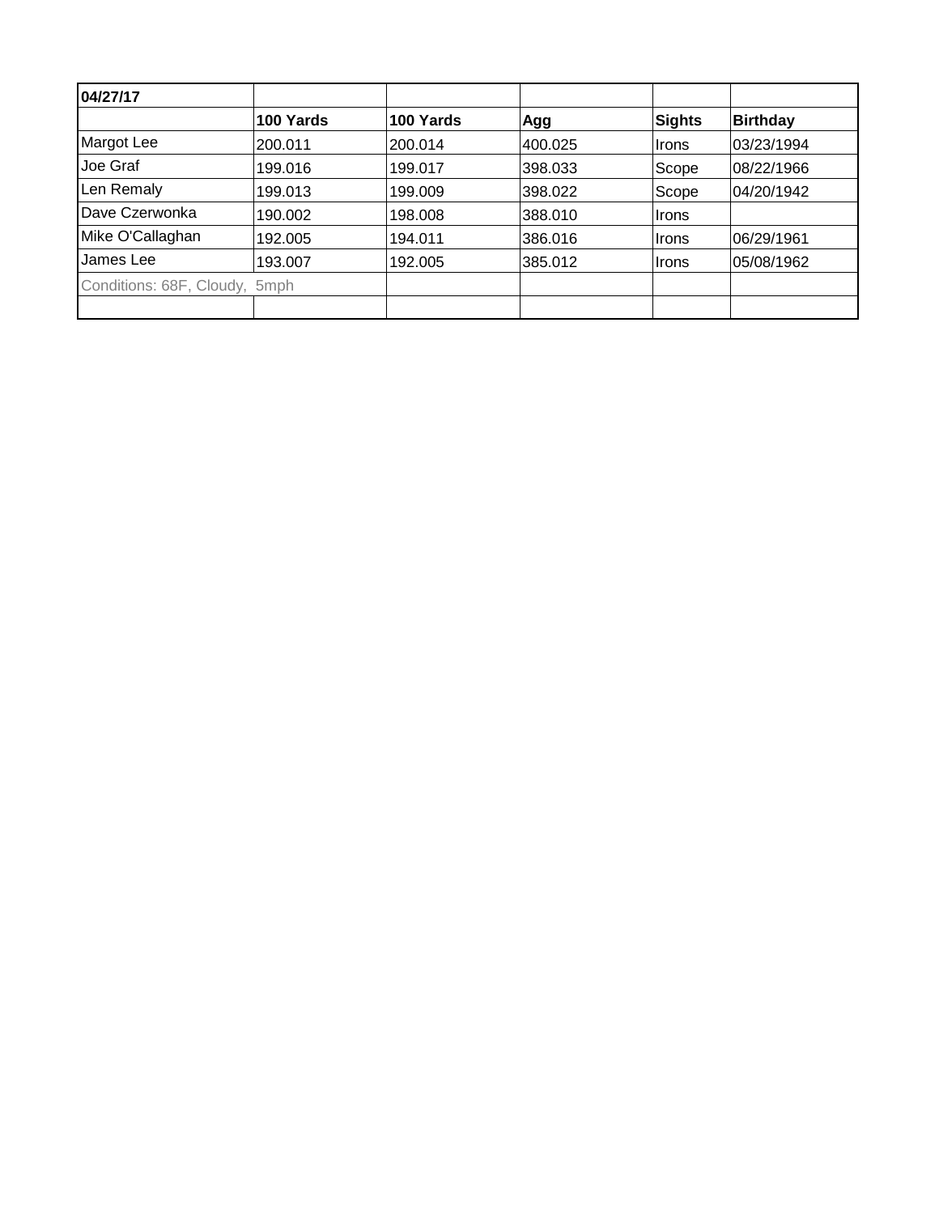| **04/27/17** | | | | | |
|---|---|---|---|---|---|
| | **100 Yards** | **100 Yards** | **Agg** | **Sights** | **Birthday** |
| Margot Lee | 200.011 | 200.014 | 400.025 | Irons | 03/23/1994 |
| Joe Graf | 199.016 | 199.017 | 398.033 | Scope | 08/22/1966 |
| Len Remaly | 199.013 | 199.009 | 398.022 | Scope | 04/20/1942 |
| Dave Czerwonka | 190.002 | 198.008 | 388.010 | Irons | |
| Mike O'Callaghan | 192.005 | 194.011 | 386.016 | Irons | 06/29/1961 |
| James Lee | 193.007 | 192.005 | 385.012 | Irons | 05/08/1962 |
| Conditions: 68F, Cloudy, 5mph | | | | | |
| | | | | | |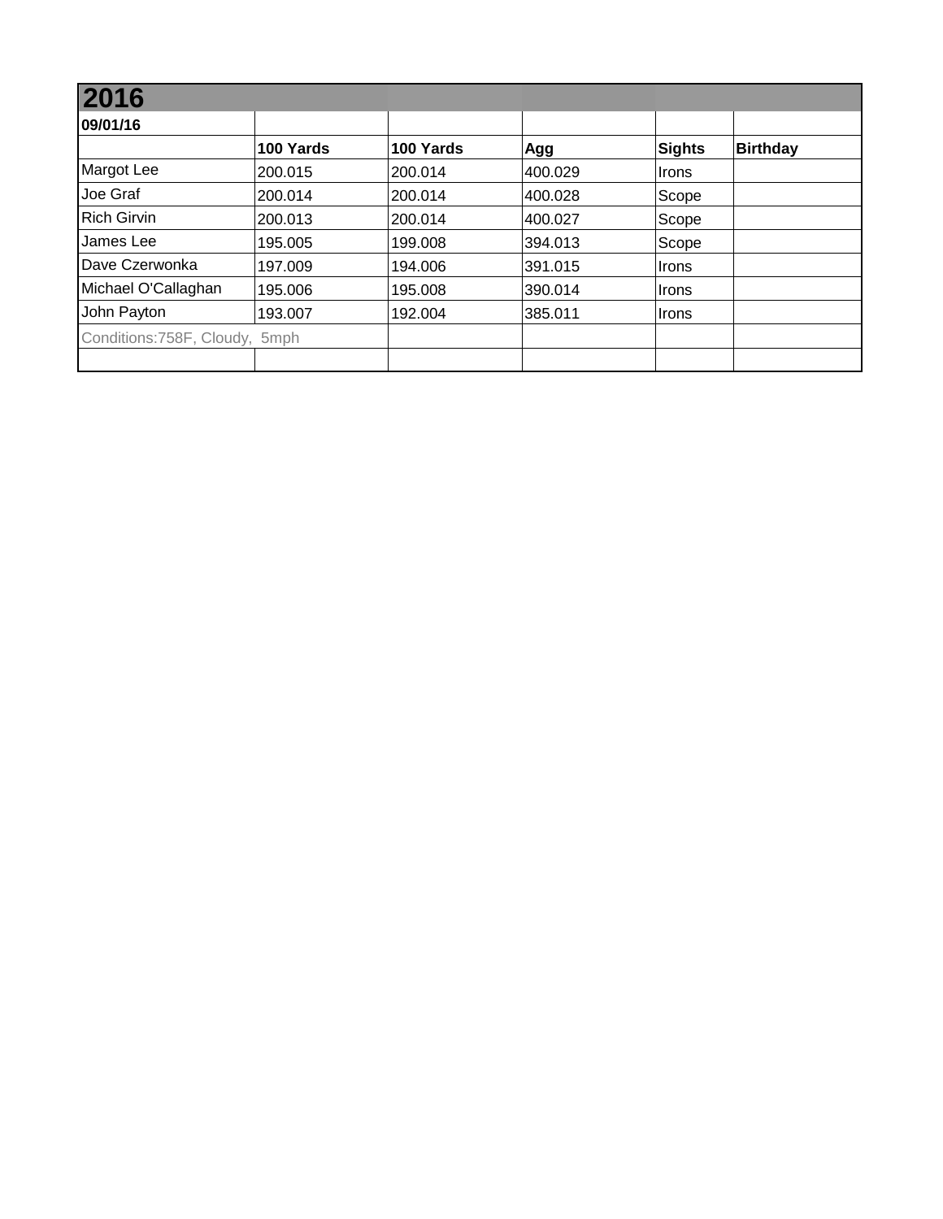| 2016 | | | | | |
|---|---|---|---|---|---|
| **09/01/16** | | | | | |
| | **100 Yards** | **100 Yards** | **Agg** | **Sights** | **Birthday** |
| Margot Lee | 200.015 | 200.014 | 400.029 | Irons | |
| Joe Graf | 200.014 | 200.014 | 400.028 | Scope | |
| Rich Girvin | 200.013 | 200.014 | 400.027 | Scope | |
| James Lee | 195.005 | 199.008 | 394.013 | Scope | |
| Dave Czerwonka | 197.009 | 194.006 | 391.015 | Irons | |
| Michael O'Callaghan | 195.006 | 195.008 | 390.014 | Irons | |
| John Payton | 193.007 | 192.004 | 385.011 | Irons | |
| Conditions:758F, Cloudy, 5mph | | | | | |
| | | | | | |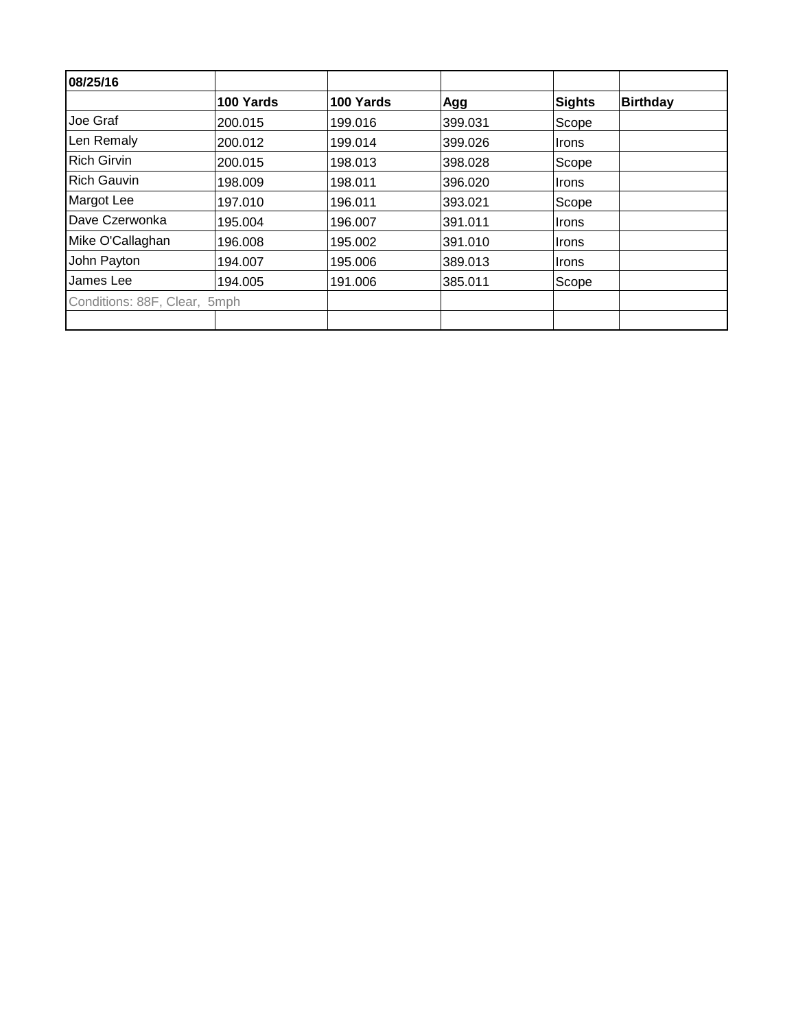| 08/25/16 | | | | | |
|---|---|---|---|---|---|
| | **100 Yards** | **100 Yards** | **Agg** | **Sights** | **Birthday** |
| Joe Graf | 200.015 | 199.016 | 399.031 | Scope | |
| Len Remaly | 200.012 | 199.014 | 399.026 | Irons | |
| Rich Girvin | 200.015 | 198.013 | 398.028 | Scope | |
| Rich Gauvin | 198.009 | 198.011 | 396.020 | Irons | |
| Margot Lee | 197.010 | 196.011 | 393.021 | Scope | |
| Dave Czerwonka | 195.004 | 196.007 | 391.011 | Irons | |
| Mike O'Callaghan | 196.008 | 195.002 | 391.010 | Irons | |
| John Payton | 194.007 | 195.006 | 389.013 | Irons | |
| James Lee | 194.005 | 191.006 | 385.011 | Scope | |
| Conditions: 88F, Clear, 5mph | | | | | |
| | | | | | |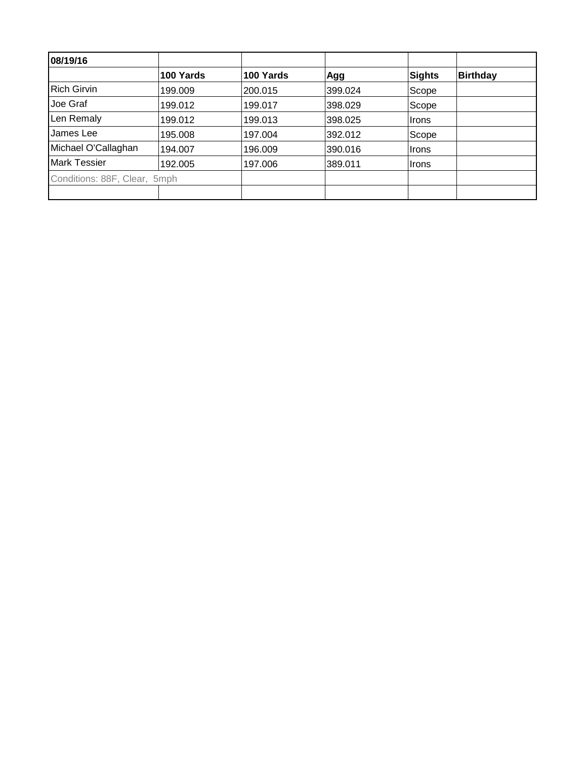| 08/19/16 | | | | | |
|---|---|---|---|---|---|
| | **100 Yards** | **100 Yards** | **Agg** | **Sights** | **Birthday** |
| Rich Girvin | 199.009 | 200.015 | 399.024 | Scope | |
| Joe Graf | 199.012 | 199.017 | 398.029 | Scope | |
| Len Remaly | 199.012 | 199.013 | 398.025 | Irons | |
| James Lee | 195.008 | 197.004 | 392.012 | Scope | |
| Michael O'Callaghan | 194.007 | 196.009 | 390.016 | Irons | |
| Mark Tessier | 192.005 | 197.006 | 389.011 | Irons | |
| Conditions: 88F, Clear, 5mph | | | | | |
| | | | | | |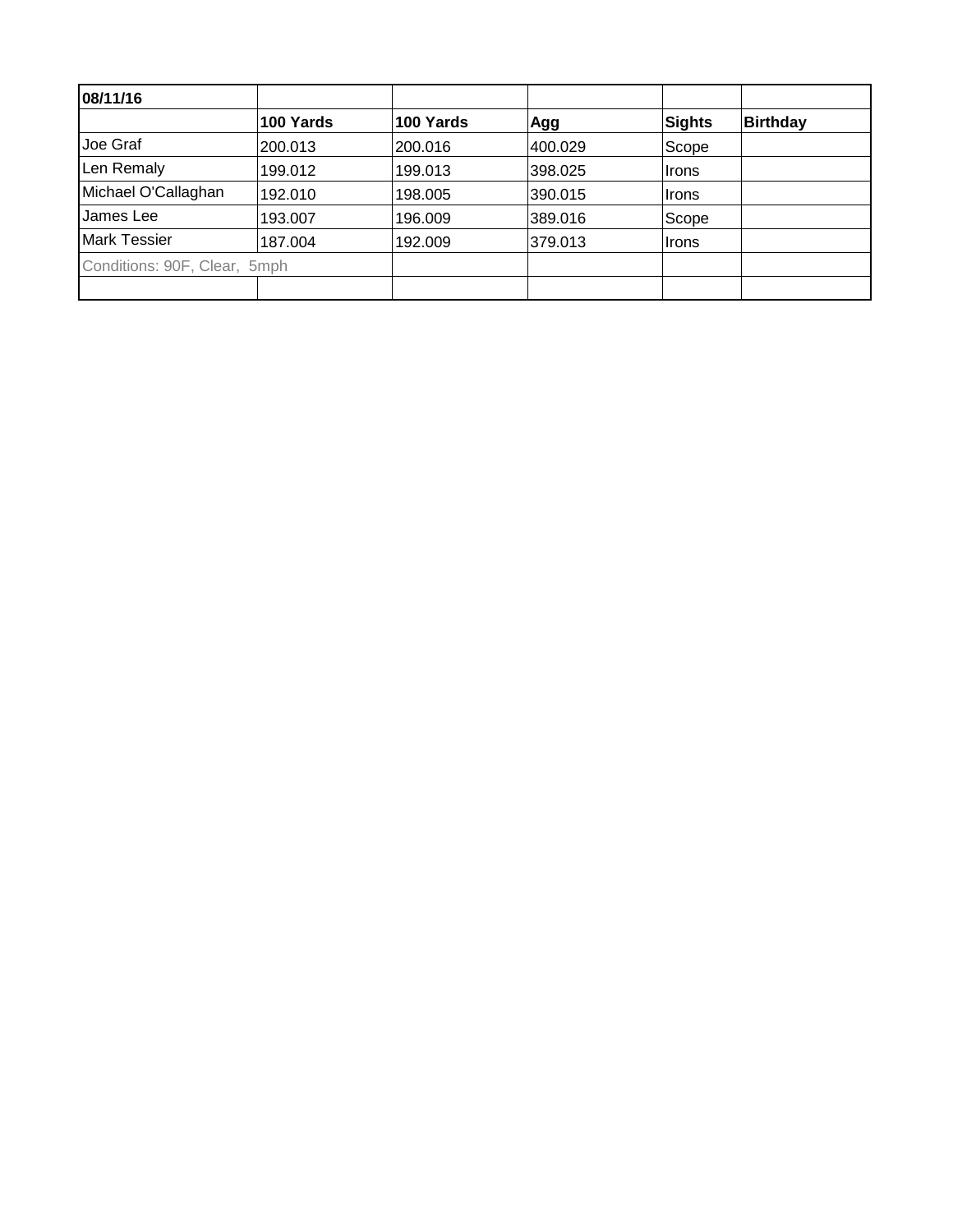| 08/11/16 | | | | | |
|---|---|---|---|---|---|
| | **100 Yards** | **100 Yards** | **Agg** | **Sights** | **Birthday** |
| Joe Graf | 200.013 | 200.016 | 400.029 | Scope | |
| Len Remaly | 199.012 | 199.013 | 398.025 | Irons | |
| Michael O'Callaghan | 192.010 | 198.005 | 390.015 | Irons | |
| James Lee | 193.007 | 196.009 | 389.016 | Scope | |
| Mark Tessier | 187.004 | 192.009 | 379.013 | Irons | |
| Conditions: 90F, Clear, 5mph | | | | | |
| | | | | | |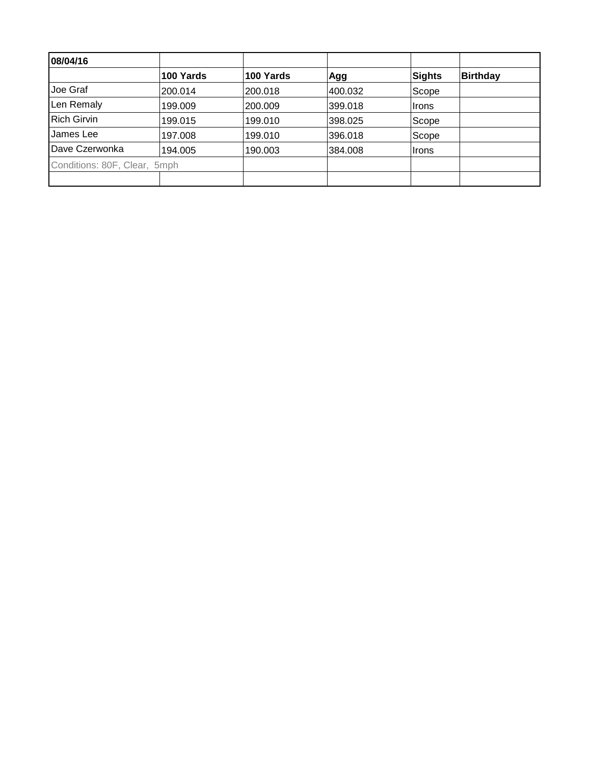| 08/04/16 | | | | | |
|---|---|---|---|---|---|
| | **100 Yards** | **100 Yards** | **Agg** | **Sights** | **Birthday** |
| Joe Graf | 200.014 | 200.018 | 400.032 | Scope | |
| Len Remaly | 199.009 | 200.009 | 399.018 | Irons | |
| Rich Girvin | 199.015 | 199.010 | 398.025 | Scope | |
| James Lee | 197.008 | 199.010 | 396.018 | Scope | |
| Dave Czerwonka | 194.005 | 190.003 | 384.008 | Irons | |
| Conditions: 80F, Clear, 5mph | | | | | |
| | | | | | |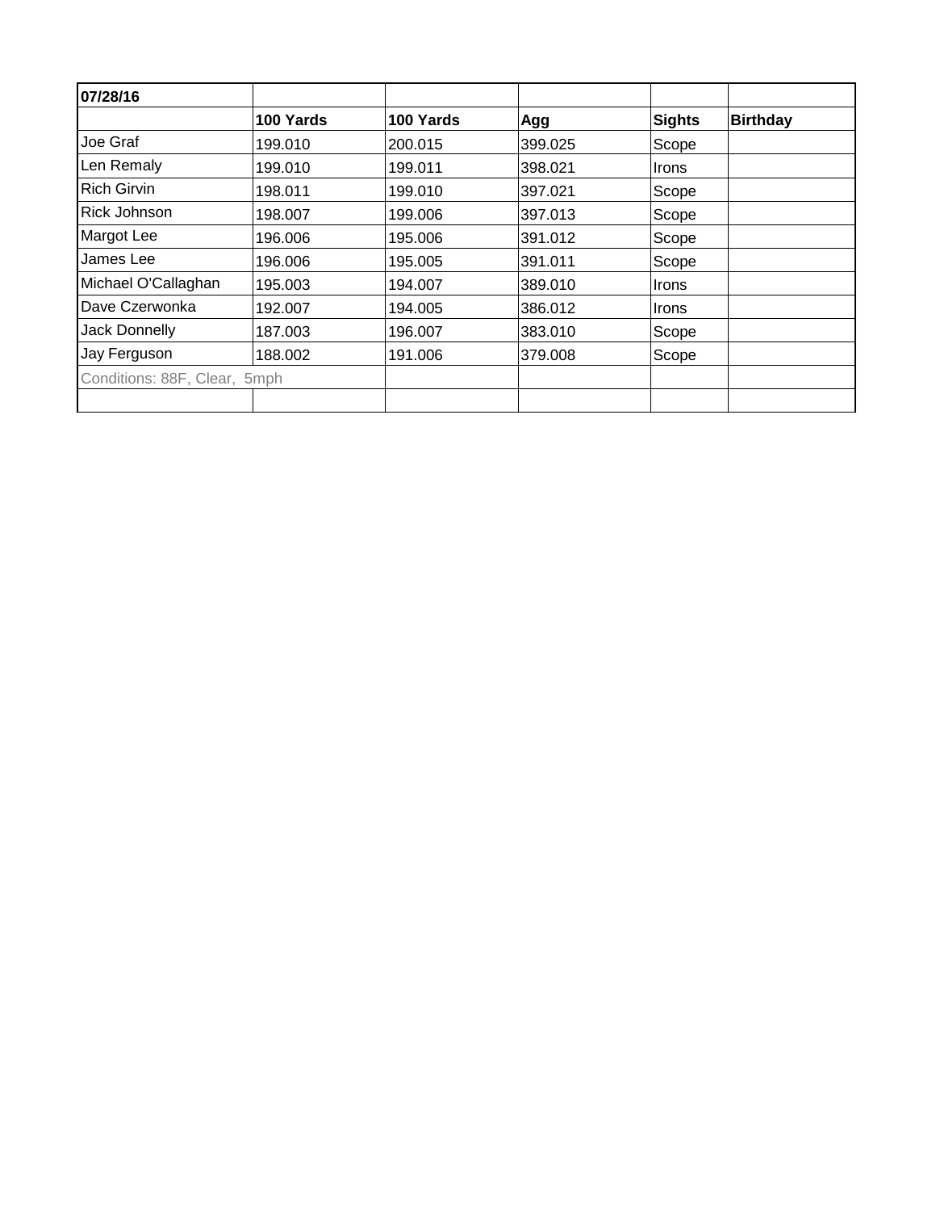| 07/28/16 | | | | | |
|---|---|---|---|---|---|
| | **100 Yards** | **100 Yards** | **Agg** | **Sights** | **Birthday** |
| Joe Graf | 199.010 | 200.015 | 399.025 | Scope | |
| Len Remaly | 199.010 | 199.011 | 398.021 | Irons | |
| Rich Girvin | 198.011 | 199.010 | 397.021 | Scope | |
| Rick Johnson | 198.007 | 199.006 | 397.013 | Scope | |
| Margot Lee | 196.006 | 195.006 | 391.012 | Scope | |
| James Lee | 196.006 | 195.005 | 391.011 | Scope | |
| Michael O'Callaghan | 195.003 | 194.007 | 389.010 | Irons | |
| Dave Czerwonka | 192.007 | 194.005 | 386.012 | Irons | |
| Jack Donnelly | 187.003 | 196.007 | 383.010 | Scope | |
| Jay Ferguson | 188.002 | 191.006 | 379.008 | Scope | |
| Conditions: 88F, Clear, 5mph | | | | | |
| | | | | | |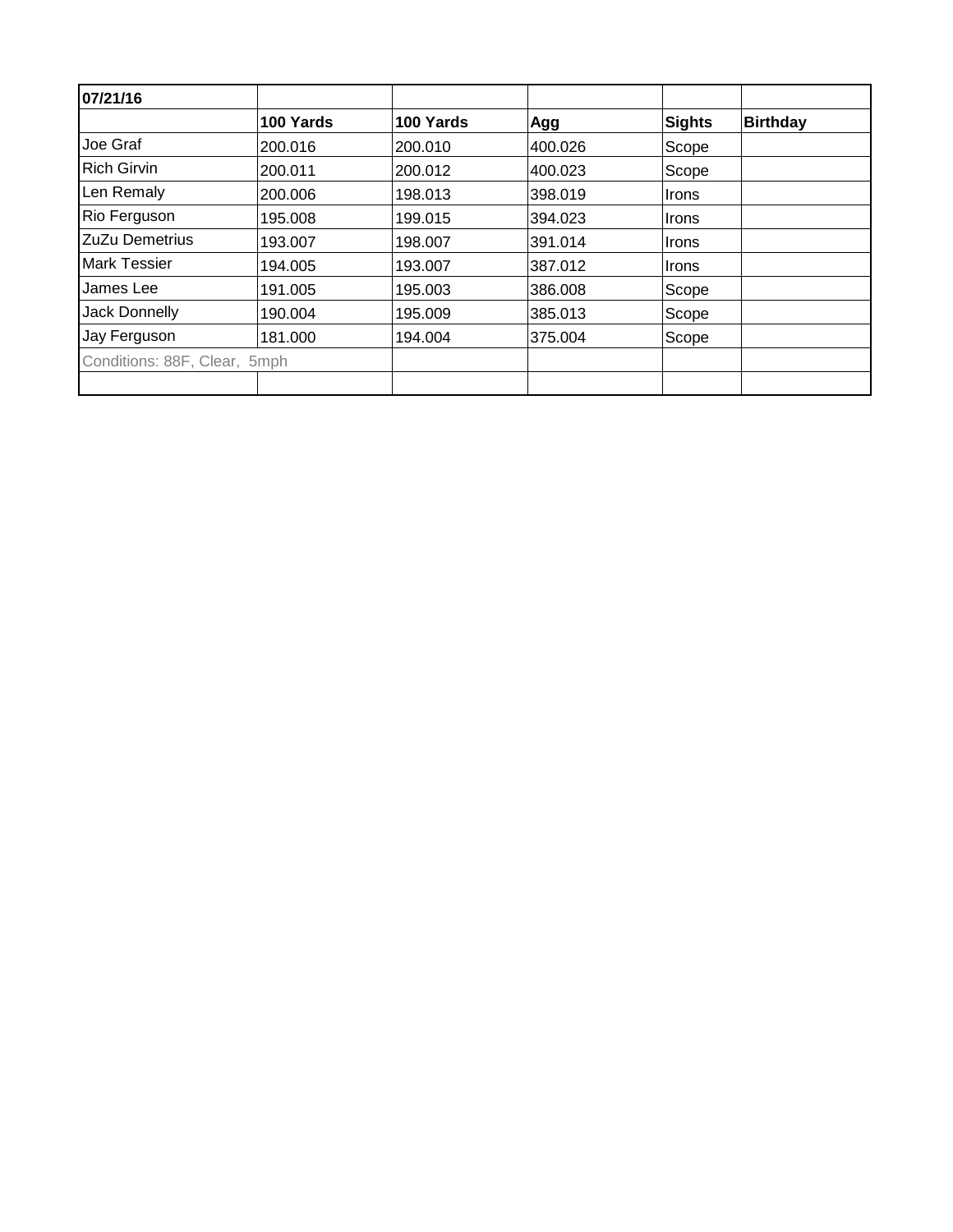| 07/21/16 | | | | | |
|---|---|---|---|---|---|
| | **100 Yards** | **100 Yards** | **Agg** | **Sights** | **Birthday** |
| Joe Graf | 200.016 | 200.010 | 400.026 | Scope | |
| Rich Girvin | 200.011 | 200.012 | 400.023 | Scope | |
| Len Remaly | 200.006 | 198.013 | 398.019 | Irons | |
| Rio Ferguson | 195.008 | 199.015 | 394.023 | Irons | |
| ZuZu Demetrius | 193.007 | 198.007 | 391.014 | Irons | |
| Mark Tessier | 194.005 | 193.007 | 387.012 | Irons | |
| James Lee | 191.005 | 195.003 | 386.008 | Scope | |
| Jack Donnelly | 190.004 | 195.009 | 385.013 | Scope | |
| Jay Ferguson | 181.000 | 194.004 | 375.004 | Scope | |
| Conditions: 88F, Clear, 5mph | | | | | |
| | | | | | |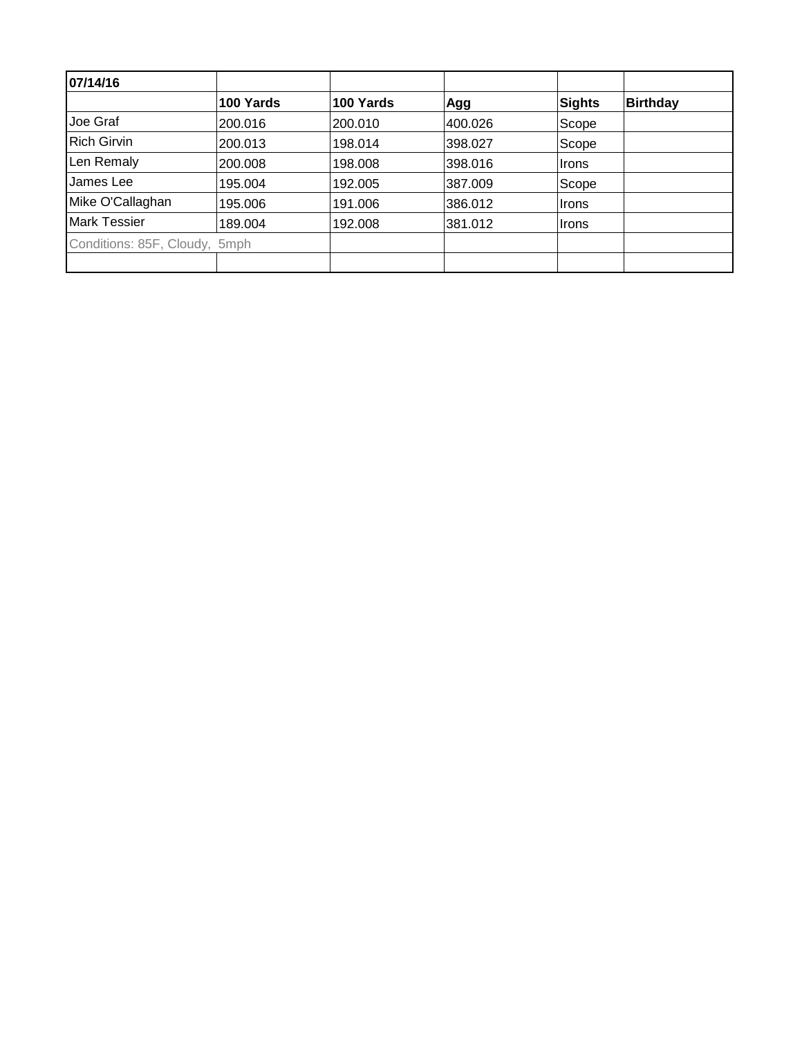| 07/14/16 | | | | | |
|---|---|---|---|---|---|
| | **100 Yards** | **100 Yards** | **Agg** | **Sights** | **Birthday** |
| Joe Graf | 200.016 | 200.010 | 400.026 | Scope | |
| Rich Girvin | 200.013 | 198.014 | 398.027 | Scope | |
| Len Remaly | 200.008 | 198.008 | 398.016 | Irons | |
| James Lee | 195.004 | 192.005 | 387.009 | Scope | |
| Mike O'Callaghan | 195.006 | 191.006 | 386.012 | Irons | |
| Mark Tessier | 189.004 | 192.008 | 381.012 | Irons | |
| Conditions: 85F, Cloudy, 5mph | | | | | |
| | | | | | |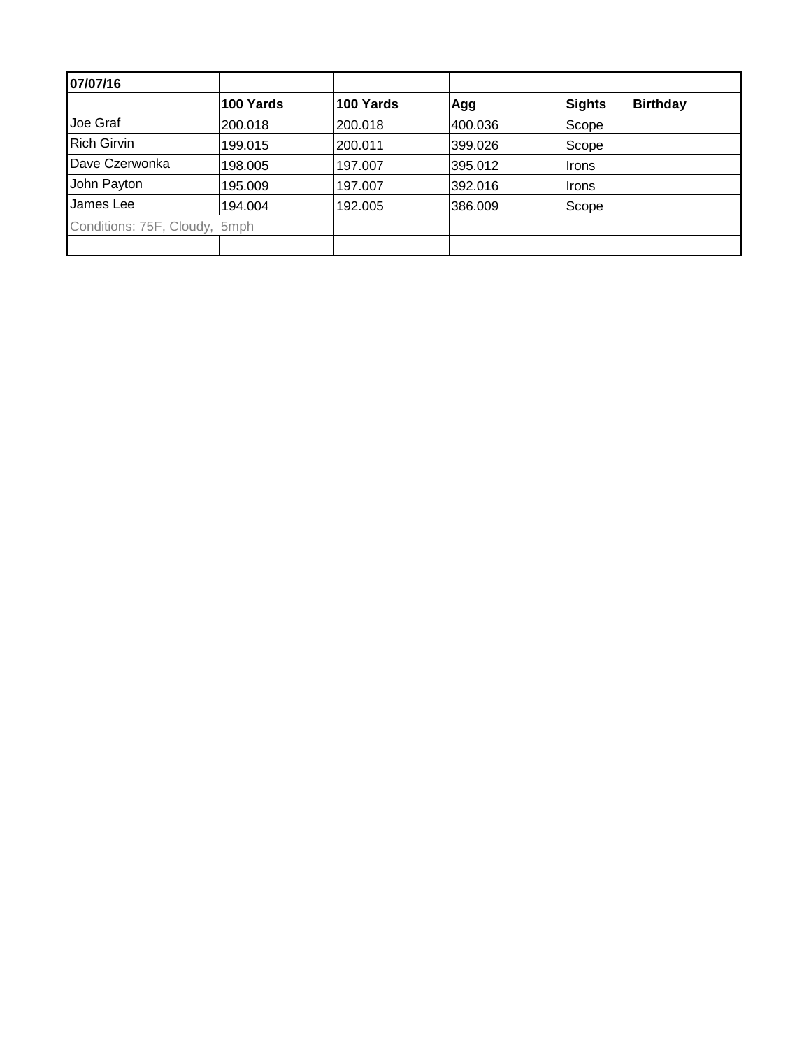| 07/07/16 | | | | | |
|---|---|---|---|---|---|
| | **100 Yards** | **100 Yards** | **Agg** | **Sights** | **Birthday** |
| Joe Graf | 200.018 | 200.018 | 400.036 | Scope | |
| Rich Girvin | 199.015 | 200.011 | 399.026 | Scope | |
| Dave Czerwonka | 198.005 | 197.007 | 395.012 | Irons | |
| John Payton | 195.009 | 197.007 | 392.016 | Irons | |
| James Lee | 194.004 | 192.005 | 386.009 | Scope | |
| Conditions: 75F, Cloudy, 5mph | | | | | |
| | | | | | |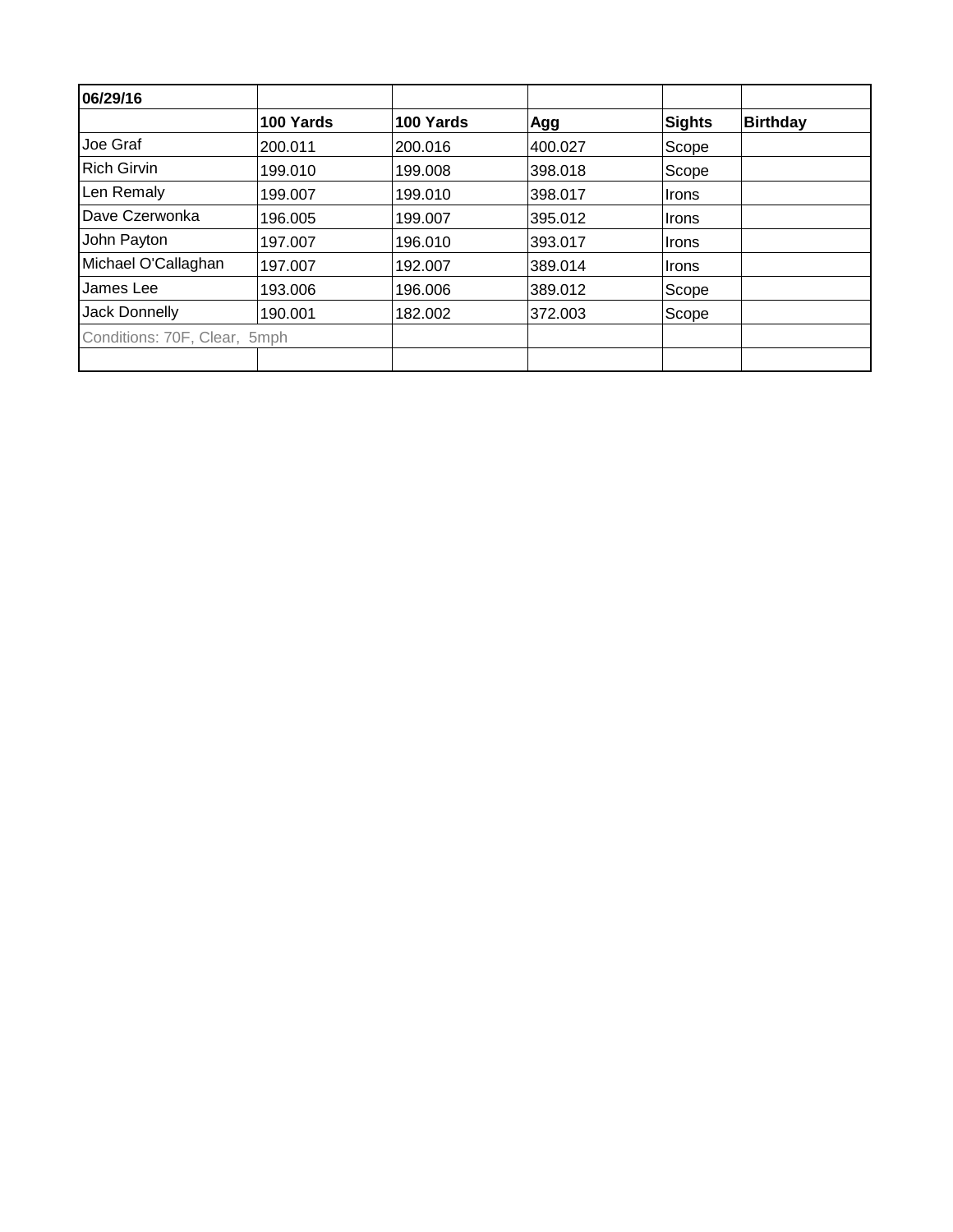| 06/29/16 | | | | | |
|---|---|---|---|---|---|
| | **100 Yards** | **100 Yards** | **Agg** | **Sights** | **Birthday** |
| Joe Graf | 200.011 | 200.016 | 400.027 | Scope | |
| Rich Girvin | 199.010 | 199.008 | 398.018 | Scope | |
| Len Remaly | 199.007 | 199.010 | 398.017 | Irons | |
| Dave Czerwonka | 196.005 | 199.007 | 395.012 | Irons | |
| John Payton | 197.007 | 196.010 | 393.017 | Irons | |
| Michael O'Callaghan | 197.007 | 192.007 | 389.014 | Irons | |
| James Lee | 193.006 | 196.006 | 389.012 | Scope | |
| Jack Donnelly | 190.001 | 182.002 | 372.003 | Scope | |
| Conditions: 70F, Clear, 5mph | | | | | |
| | | | | | |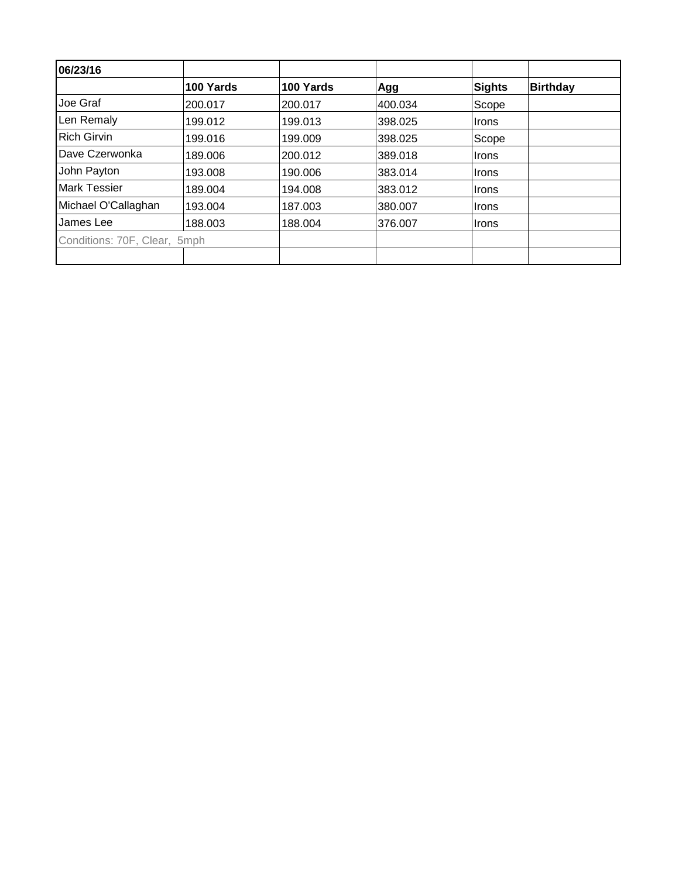| 06/23/16 | | | | | |
|---|---|---|---|---|---|
| | **100 Yards** | **100 Yards** | **Agg** | **Sights** | **Birthday** |
| Joe Graf | 200.017 | 200.017 | 400.034 | Scope | |
| Len Remaly | 199.012 | 199.013 | 398.025 | Irons | |
| Rich Girvin | 199.016 | 199.009 | 398.025 | Scope | |
| Dave Czerwonka | 189.006 | 200.012 | 389.018 | Irons | |
| John Payton | 193.008 | 190.006 | 383.014 | Irons | |
| Mark Tessier | 189.004 | 194.008 | 383.012 | Irons | |
| Michael O'Callaghan | 193.004 | 187.003 | 380.007 | Irons | |
| James Lee | 188.003 | 188.004 | 376.007 | Irons | |
| Conditions: 70F, Clear, 5mph | | | | | |
| | | | | | |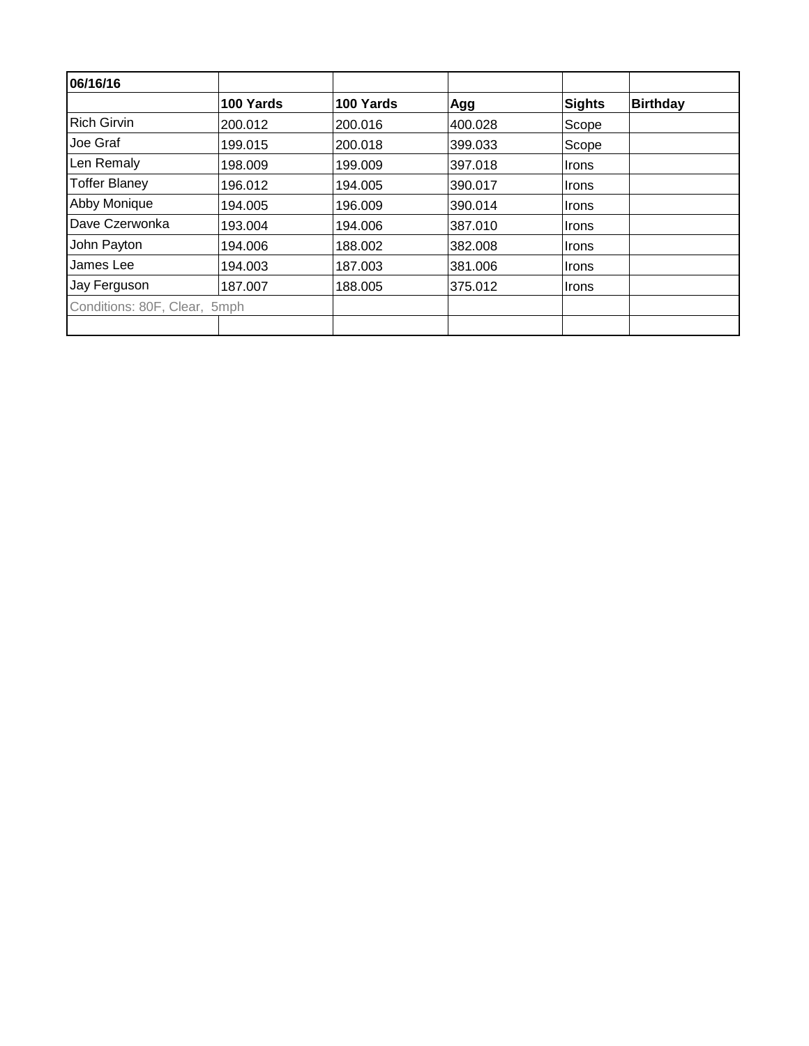| 06/16/16 | | | | | |
|---|---|---|---|---|---|
| | **100 Yards** | **100 Yards** | **Agg** | **Sights** | **Birthday** |
| Rich Girvin | 200.012 | 200.016 | 400.028 | Scope | |
| Joe Graf | 199.015 | 200.018 | 399.033 | Scope | |
| Len Remaly | 198.009 | 199.009 | 397.018 | Irons | |
| Toffer Blaney | 196.012 | 194.005 | 390.017 | Irons | |
| Abby Monique | 194.005 | 196.009 | 390.014 | Irons | |
| Dave Czerwonka | 193.004 | 194.006 | 387.010 | Irons | |
| John Payton | 194.006 | 188.002 | 382.008 | Irons | |
| James Lee | 194.003 | 187.003 | 381.006 | Irons | |
| Jay Ferguson | 187.007 | 188.005 | 375.012 | Irons | |
| Conditions: 80F, Clear, 5mph | | | | | |
| | | | | | |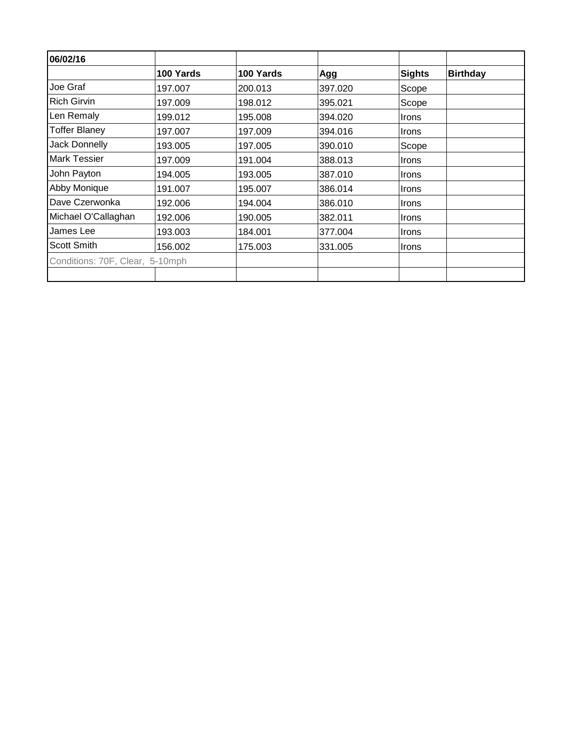| 06/02/16 | | | | | |
|---|---|---|---|---|---|
| | **100 Yards** | **100 Yards** | **Agg** | **Sights** | **Birthday** |
| Joe Graf | 197.007 | 200.013 | 397.020 | Scope | |
| Rich Girvin | 197.009 | 198.012 | 395.021 | Scope | |
| Len Remaly | 199.012 | 195.008 | 394.020 | Irons | |
| Toffer Blaney | 197.007 | 197.009 | 394.016 | Irons | |
| Jack Donnelly | 193.005 | 197.005 | 390.010 | Scope | |
| Mark Tessier | 197.009 | 191.004 | 388.013 | Irons | |
| John Payton | 194.005 | 193.005 | 387.010 | Irons | |
| Abby Monique | 191.007 | 195.007 | 386.014 | Irons | |
| Dave Czerwonka | 192.006 | 194.004 | 386.010 | Irons | |
| Michael O'Callaghan | 192.006 | 190.005 | 382.011 | Irons | |
| James Lee | 193.003 | 184.001 | 377.004 | Irons | |
| Scott Smith | 156.002 | 175.003 | 331.005 | Irons | |
| Conditions: 70F, Clear, 5-10mph | | | | | |
| | | | | | |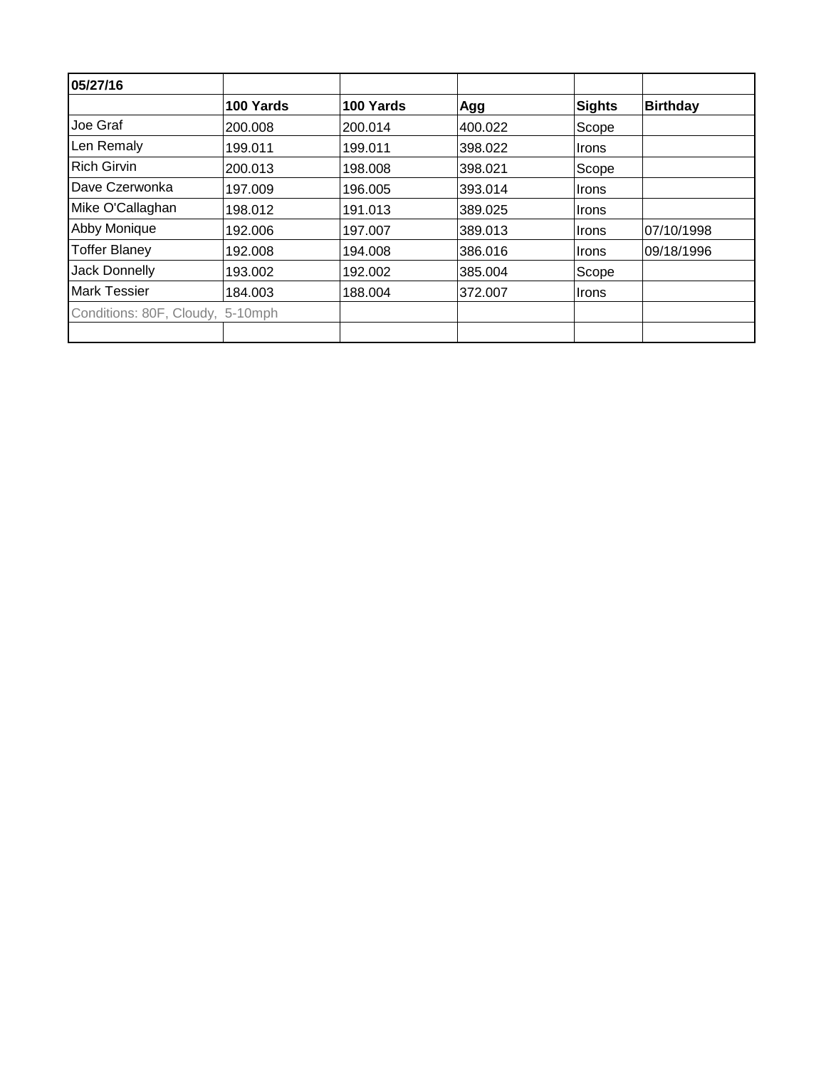| 05/27/16 | | | | | |
|---|---|---|---|---|---|
| | **100 Yards** | **100 Yards** | **Agg** | **Sights** | **Birthday** |
| Joe Graf | 200.008 | 200.014 | 400.022 | Scope | |
| Len Remaly | 199.011 | 199.011 | 398.022 | Irons | |
| Rich Girvin | 200.013 | 198.008 | 398.021 | Scope | |
| Dave Czerwonka | 197.009 | 196.005 | 393.014 | Irons | |
| Mike O'Callaghan | 198.012 | 191.013 | 389.025 | Irons | |
| Abby Monique | 192.006 | 197.007 | 389.013 | Irons | 07/10/1998 |
| Toffer Blaney | 192.008 | 194.008 | 386.016 | Irons | 09/18/1996 |
| Jack Donnelly | 193.002 | 192.002 | 385.004 | Scope | |
| Mark Tessier | 184.003 | 188.004 | 372.007 | Irons | |
| Conditions: 80F, Cloudy, 5-10mph | | | | | |
| | | | | | |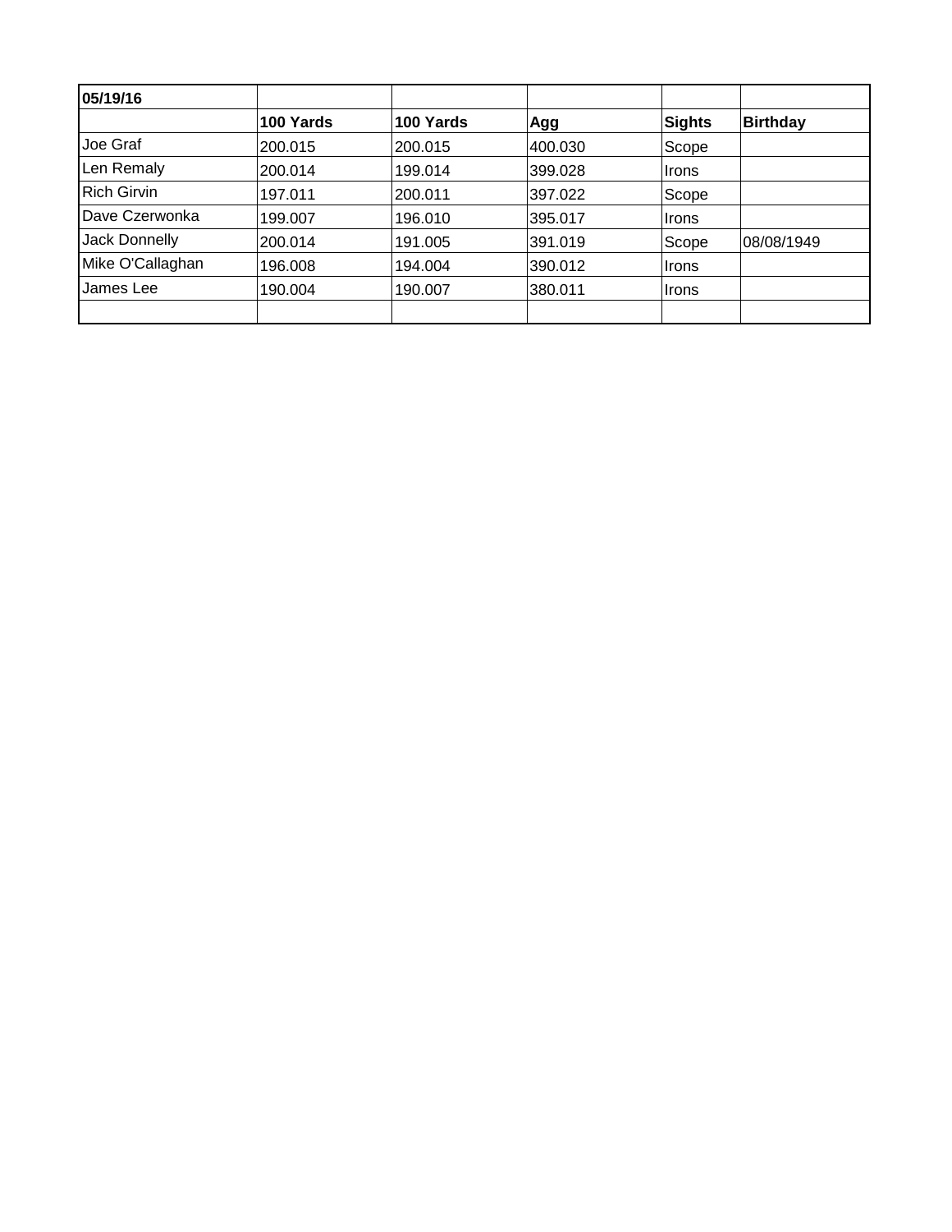| 05/19/16 | | | | | |
|---|---|---|---|---|---|
| | **100 Yards** | **100 Yards** | **Agg** | **Sights** | **Birthday** |
| Joe Graf | 200.015 | 200.015 | 400.030 | Scope | |
| Len Remaly | 200.014 | 199.014 | 399.028 | Irons | |
| Rich Girvin | 197.011 | 200.011 | 397.022 | Scope | |
| Dave Czerwonka | 199.007 | 196.010 | 395.017 | Irons | |
| Jack Donnelly | 200.014 | 191.005 | 391.019 | Scope | 08/08/1949 |
| Mike O'Callaghan | 196.008 | 194.004 | 390.012 | Irons | |
| James Lee | 190.004 | 190.007 | 380.011 | Irons | |
| | | | | | |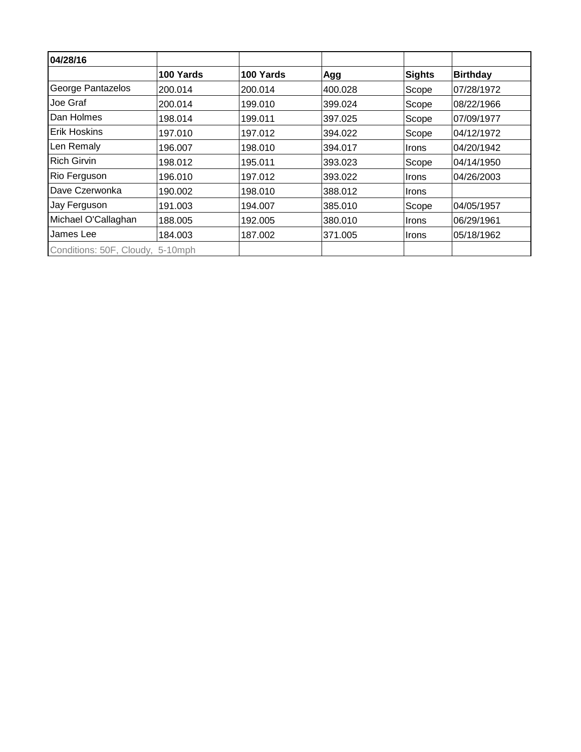| 04/28/16 | | | | | |
|---|---|---|---|---|---|
| | **100 Yards** | **100 Yards** | **Agg** | **Sights** | **Birthday** |
| George Pantazelos | 200.014 | 200.014 | 400.028 | Scope | 07/28/1972 |
| Joe Graf | 200.014 | 199.010 | 399.024 | Scope | 08/22/1966 |
| Dan Holmes | 198.014 | 199.011 | 397.025 | Scope | 07/09/1977 |
| Erik Hoskins | 197.010 | 197.012 | 394.022 | Scope | 04/12/1972 |
| Len Remaly | 196.007 | 198.010 | 394.017 | Irons | 04/20/1942 |
| Rich Girvin | 198.012 | 195.011 | 393.023 | Scope | 04/14/1950 |
| Rio Ferguson | 196.010 | 197.012 | 393.022 | Irons | 04/26/2003 |
| Dave Czerwonka | 190.002 | 198.010 | 388.012 | Irons | |
| Jay Ferguson | 191.003 | 194.007 | 385.010 | Scope | 04/05/1957 |
| Michael O'Callaghan | 188.005 | 192.005 | 380.010 | Irons | 06/29/1961 |
| James Lee | 184.003 | 187.002 | 371.005 | Irons | 05/18/1962 |
| Conditions: 50F, Cloudy, 5-10mph | | | | | |